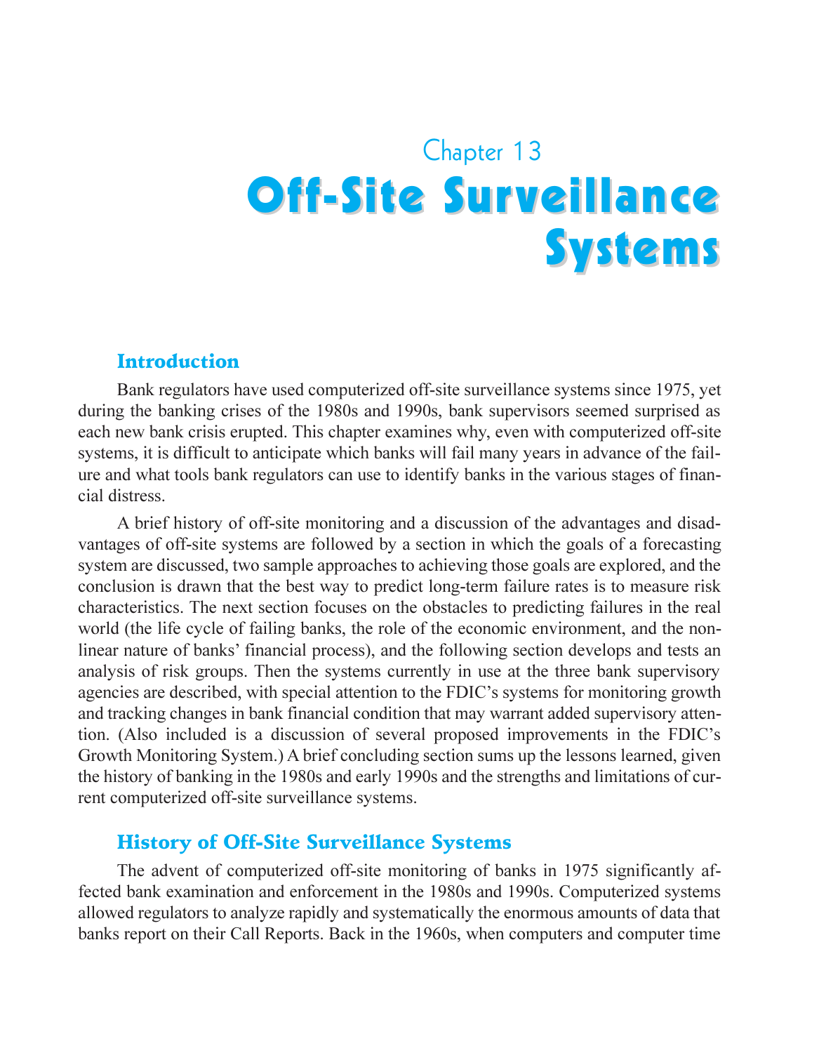Chapter 13

# Off-Site Surveillance Systems

## Introduction

Bank regulators have used computerized off-site surveillance systems since 1975, yet during the banking crises of the 1980s and 1990s, bank supervisors seemed surprised as each new bank crisis erupted. This chapter examines why, even with computerized off-site systems, it is difficult to anticipate which banks will fail many years in advance of the failure and what tools bank regulators can use to identify banks in the various stages of financial distress.

A brief history of off-site monitoring and a discussion of the advantages and disadvantages of off-site systems are followed by a section in which the goals of a forecasting system are discussed, two sample approaches to achieving those goals are explored, and the conclusion is drawn that the best way to predict long-term failure rates is to measure risk characteristics. The next section focuses on the obstacles to predicting failures in the real world (the life cycle of failing banks, the role of the economic environment, and the nonlinear nature of banks' financial process), and the following section develops and tests an analysis of risk groups. Then the systems currently in use at the three bank supervisory agencies are described, with special attention to the FDIC's systems for monitoring growth and tracking changes in bank financial condition that may warrant added supervisory attention. (Also included is a discussion of several proposed improvements in the FDIC's Growth Monitoring System.) A brief concluding section sums up the lessons learned, given the history of banking in the 1980s and early 1990s and the strengths and limitations of current computerized off-site surveillance systems.

## History of Off-Site Surveillance Systems

The advent of computerized off-site monitoring of banks in 1975 significantly affected bank examination and enforcement in the 1980s and 1990s. Computerized systems allowed regulators to analyze rapidly and systematically the enormous amounts of data that banks report on their Call Reports. Back in the 1960s, when computers and computer time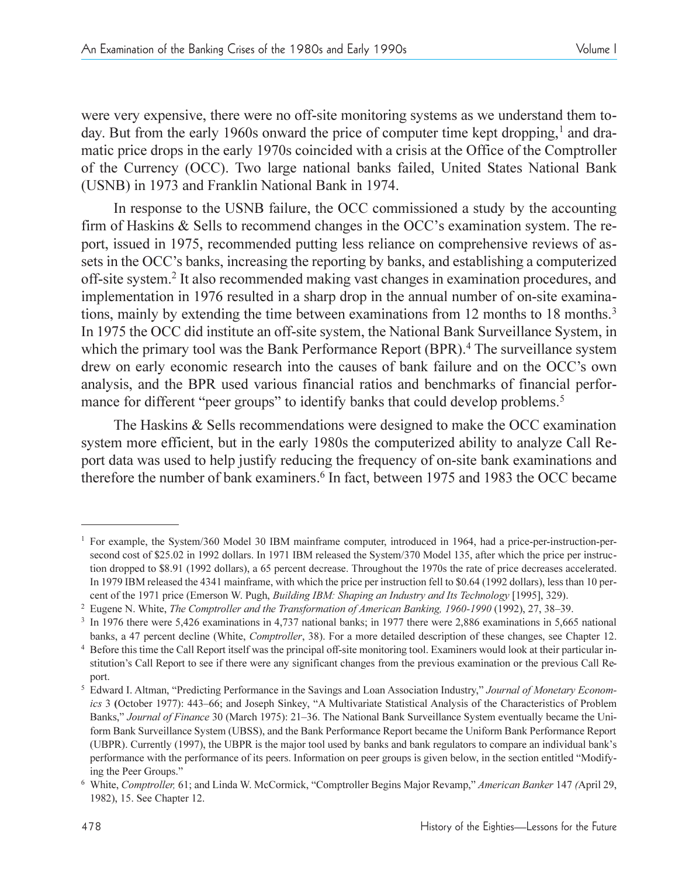were very expensive, there were no off-site monitoring systems as we understand them today. But from the early 1960s onward the price of computer time kept dropping,[1] and dramatic price drops in the early 1970s coincided with a crisis at the Office of the Comptroller of the Currency (OCC). Two large national banks failed, United States National Bank (USNB) in 1973 and Franklin National Bank in 1974.

In response to the USNB failure, the OCC commissioned a study by the accounting firm of Haskins & Sells to recommend changes in the OCC's examination system. The report, issued in 1975, recommended putting less reliance on comprehensive reviews of assets in the OCC's banks, increasing the reporting by banks, and establishing a computerized off-site system.[2] It also recommended making vast changes in examination procedures, and implementation in 1976 resulted in a sharp drop in the annual number of on-site examinations, mainly by extending the time between examinations from 12 months to 18 months.[3] In 1975 the OCC did institute an off-site system, the National Bank Surveillance System, in which the primary tool was the Bank Performance Report (BPR).[4] The surveillance system drew on early economic research into the causes of bank failure and on the OCC's own analysis, and the BPR used various financial ratios and benchmarks of financial performance for different "peer groups" to identify banks that could develop problems.[5]

The Haskins & Sells recommendations were designed to make the OCC examination system more efficient, but in the early 1980s the computerized ability to analyze Call Report data was used to help justify reducing the frequency of on-site bank examinations and therefore the number of bank examiners.[6] In fact, between 1975 and 1983 the OCC became

---

[1] For example, the System/360 Model 30 IBM mainframe computer, introduced in 1964, had a price-per-instruction-per-second cost of $25.02 in 1992 dollars. In 1971 IBM released the System/370 Model 135, after which the price per instruction dropped to $8.91 (1992 dollars), a 65 percent decrease. Throughout the 1970s the rate of price decreases accelerated. In 1979 IBM released the 4341 mainframe, with which the price per instruction fell to $0.64 (1992 dollars), less than 10 percent of the 1971 price (Emerson W. Pugh, *Building IBM: Shaping an Industry and Its Technology* [1995], 329).

[2] Eugene N. White, *The Comptroller and the Transformation of American Banking, 1960-1990* (1992), 27, 38–39.

[3] In 1976 there were 5,426 examinations in 4,737 national banks; in 1977 there were 2,886 examinations in 5,665 national banks, a 47 percent decline (White, *Comptroller*, 38). For a more detailed description of these changes, see Chapter 12.

[4] Before this time the Call Report itself was the principal off-site monitoring tool. Examiners would look at their particular institution's Call Report to see if there were any significant changes from the previous examination or the previous Call Report.

[5] Edward I. Altman, "Predicting Performance in the Savings and Loan Association Industry," *Journal of Monetary Economics* 3 (October 1977): 443–66; and Joseph Sinkey, "A Multivariate Statistical Analysis of the Characteristics of Problem Banks," *Journal of Finance* 30 (March 1975): 21–36. The National Bank Surveillance System eventually became the Uniform Bank Surveillance System (UBSS), and the Bank Performance Report became the Uniform Bank Performance Report (UBPR). Currently (1997), the UBPR is the major tool used by banks and bank regulators to compare an individual bank's performance with the performance of its peers. Information on peer groups is given below, in the section entitled "Modifying the Peer Groups."

[6] White, *Comptroller,* 61; and Linda W. McCormick, "Comptroller Begins Major Revamp," *American Banker* 147 (April 29, 1982), 15. See Chapter 12.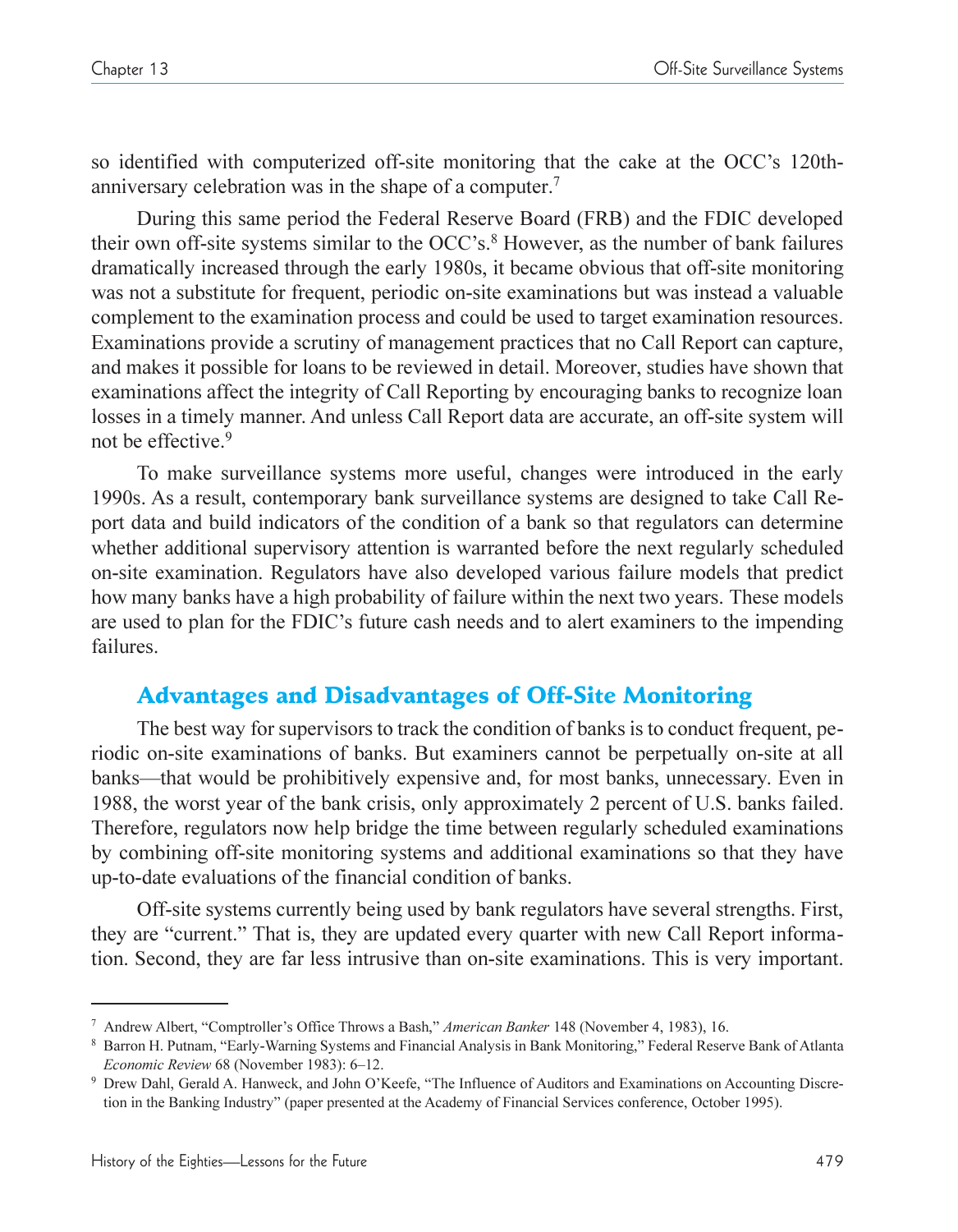so identified with computerized off-site monitoring that the cake at the OCC's 120th-anniversary celebration was in the shape of a computer.[7]

During this same period the Federal Reserve Board (FRB) and the FDIC developed their own off-site systems similar to the OCC's.[8] However, as the number of bank failures dramatically increased through the early 1980s, it became obvious that off-site monitoring was not a substitute for frequent, periodic on-site examinations but was instead a valuable complement to the examination process and could be used to target examination resources. Examinations provide a scrutiny of management practices that no Call Report can capture, and makes it possible for loans to be reviewed in detail. Moreover, studies have shown that examinations affect the integrity of Call Reporting by encouraging banks to recognize loan losses in a timely manner. And unless Call Report data are accurate, an off-site system will not be effective.[9]

To make surveillance systems more useful, changes were introduced in the early 1990s. As a result, contemporary bank surveillance systems are designed to take Call Report data and build indicators of the condition of a bank so that regulators can determine whether additional supervisory attention is warranted before the next regularly scheduled on-site examination. Regulators have also developed various failure models that predict how many banks have a high probability of failure within the next two years. These models are used to plan for the FDIC's future cash needs and to alert examiners to the impending failures.

## Advantages and Disadvantages of Off-Site Monitoring

The best way for supervisors to track the condition of banks is to conduct frequent, periodic on-site examinations of banks. But examiners cannot be perpetually on-site at all banks—that would be prohibitively expensive and, for most banks, unnecessary. Even in 1988, the worst year of the bank crisis, only approximately 2 percent of U.S. banks failed. Therefore, regulators now help bridge the time between regularly scheduled examinations by combining off-site monitoring systems and additional examinations so that they have up-to-date evaluations of the financial condition of banks.

Off-site systems currently being used by bank regulators have several strengths. First, they are "current." That is, they are updated every quarter with new Call Report information. Second, they are far less intrusive than on-site examinations. This is very important.

---

[7] Andrew Albert, "Comptroller's Office Throws a Bash," *American Banker* 148 (November 4, 1983), 16.

[8] Barron H. Putnam, "Early-Warning Systems and Financial Analysis in Bank Monitoring," Federal Reserve Bank of Atlanta *Economic Review* 68 (November 1983): 6–12.

[9] Drew Dahl, Gerald A. Hanweck, and John O'Keefe, "The Influence of Auditors and Examinations on Accounting Discretion in the Banking Industry" (paper presented at the Academy of Financial Services conference, October 1995).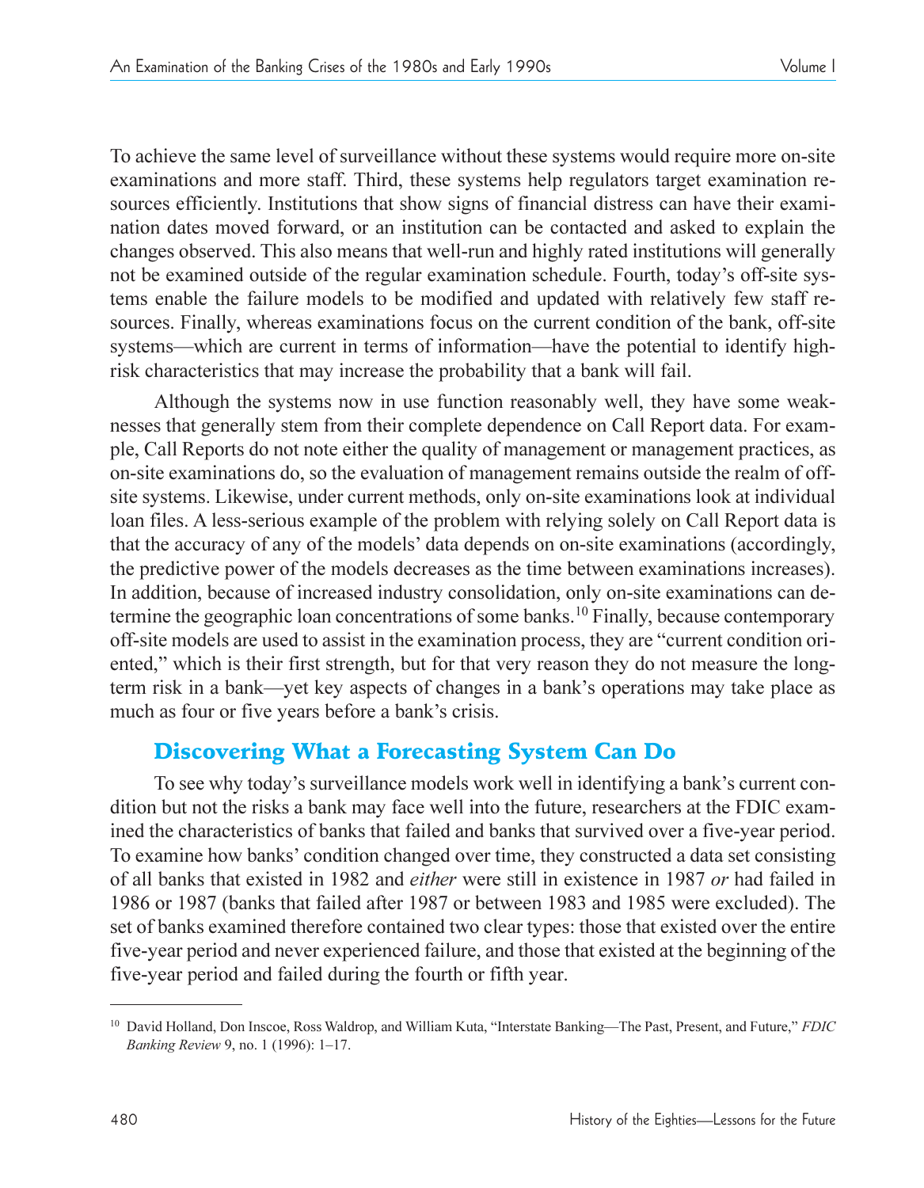To achieve the same level of surveillance without these systems would require more on-site examinations and more staff. Third, these systems help regulators target examination resources efficiently. Institutions that show signs of financial distress can have their examination dates moved forward, or an institution can be contacted and asked to explain the changes observed. This also means that well-run and highly rated institutions will generally not be examined outside of the regular examination schedule. Fourth, today's off-site systems enable the failure models to be modified and updated with relatively few staff resources. Finally, whereas examinations focus on the current condition of the bank, off-site systems—which are current in terms of information—have the potential to identify high-risk characteristics that may increase the probability that a bank will fail.

Although the systems now in use function reasonably well, they have some weaknesses that generally stem from their complete dependence on Call Report data. For example, Call Reports do not note either the quality of management or management practices, as on-site examinations do, so the evaluation of management remains outside the realm of off-site systems. Likewise, under current methods, only on-site examinations look at individual loan files. A less-serious example of the problem with relying solely on Call Report data is that the accuracy of any of the models' data depends on on-site examinations (accordingly, the predictive power of the models decreases as the time between examinations increases). In addition, because of increased industry consolidation, only on-site examinations can determine the geographic loan concentrations of some banks.[10] Finally, because contemporary off-site models are used to assist in the examination process, they are "current condition oriented," which is their first strength, but for that very reason they do not measure the long-term risk in a bank—yet key aspects of changes in a bank's operations may take place as much as four or five years before a bank's crisis.

## Discovering What a Forecasting System Can Do

To see why today's surveillance models work well in identifying a bank's current condition but not the risks a bank may face well into the future, researchers at the FDIC examined the characteristics of banks that failed and banks that survived over a five-year period. To examine how banks' condition changed over time, they constructed a data set consisting of all banks that existed in 1982 and *either* were still in existence in 1987 *or* had failed in 1986 or 1987 (banks that failed after 1987 or between 1983 and 1985 were excluded). The set of banks examined therefore contained two clear types: those that existed over the entire five-year period and never experienced failure, and those that existed at the beginning of the five-year period and failed during the fourth or fifth year.

---

[10] David Holland, Don Inscoe, Ross Waldrop, and William Kuta, "Interstate Banking—The Past, Present, and Future," *FDIC Banking Review* 9, no. 1 (1996): 1–17.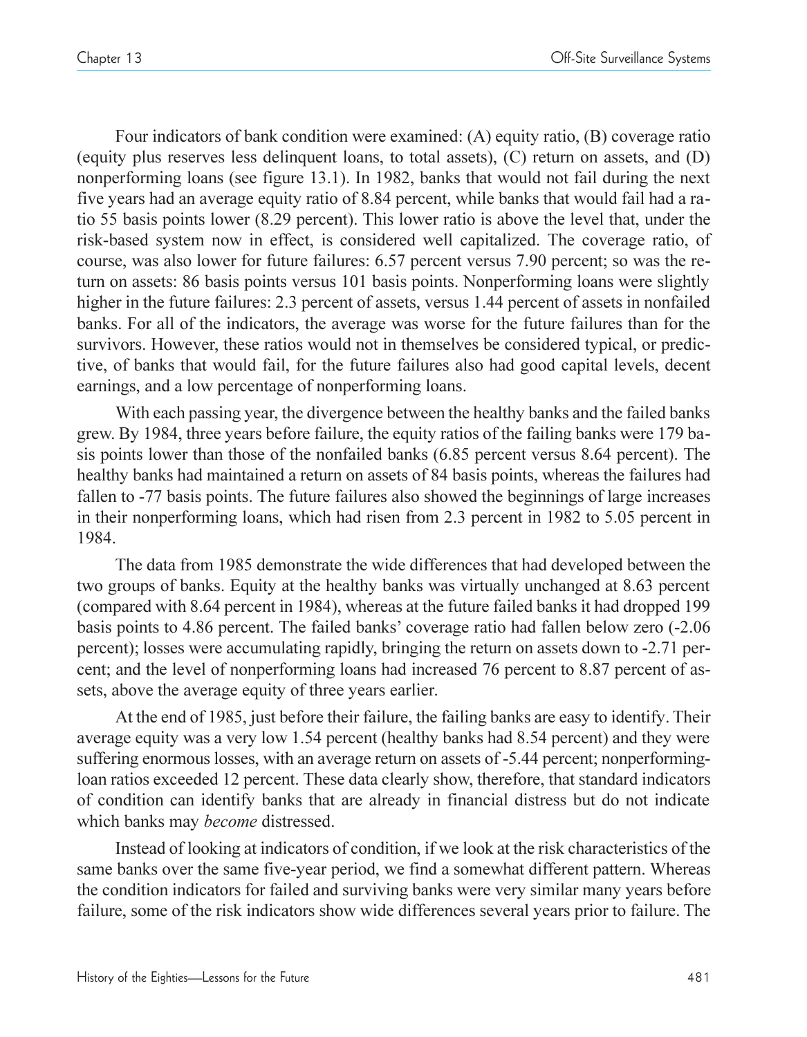Four indicators of bank condition were examined: (A) equity ratio, (B) coverage ratio (equity plus reserves less delinquent loans, to total assets), (C) return on assets, and (D) nonperforming loans (see figure 13.1). In 1982, banks that would not fail during the next five years had an average equity ratio of 8.84 percent, while banks that would fail had a ratio 55 basis points lower (8.29 percent). This lower ratio is above the level that, under the risk-based system now in effect, is considered well capitalized. The coverage ratio, of course, was also lower for future failures: 6.57 percent versus 7.90 percent; so was the return on assets: 86 basis points versus 101 basis points. Nonperforming loans were slightly higher in the future failures: 2.3 percent of assets, versus 1.44 percent of assets in nonfailed banks. For all of the indicators, the average was worse for the future failures than for the survivors. However, these ratios would not in themselves be considered typical, or predictive, of banks that would fail, for the future failures also had good capital levels, decent earnings, and a low percentage of nonperforming loans.

With each passing year, the divergence between the healthy banks and the failed banks grew. By 1984, three years before failure, the equity ratios of the failing banks were 179 basis points lower than those of the nonfailed banks (6.85 percent versus 8.64 percent). The healthy banks had maintained a return on assets of 84 basis points, whereas the failures had fallen to -77 basis points. The future failures also showed the beginnings of large increases in their nonperforming loans, which had risen from 2.3 percent in 1982 to 5.05 percent in 1984.

The data from 1985 demonstrate the wide differences that had developed between the two groups of banks. Equity at the healthy banks was virtually unchanged at 8.63 percent (compared with 8.64 percent in 1984), whereas at the future failed banks it had dropped 199 basis points to 4.86 percent. The failed banks' coverage ratio had fallen below zero (-2.06 percent); losses were accumulating rapidly, bringing the return on assets down to -2.71 percent; and the level of nonperforming loans had increased 76 percent to 8.87 percent of assets, above the average equity of three years earlier.

At the end of 1985, just before their failure, the failing banks are easy to identify. Their average equity was a very low 1.54 percent (healthy banks had 8.54 percent) and they were suffering enormous losses, with an average return on assets of -5.44 percent; nonperforming-loan ratios exceeded 12 percent. These data clearly show, therefore, that standard indicators of condition can identify banks that are already in financial distress but do not indicate which banks may *become* distressed.

Instead of looking at indicators of condition, if we look at the risk characteristics of the same banks over the same five-year period, we find a somewhat different pattern. Whereas the condition indicators for failed and surviving banks were very similar many years before failure, some of the risk indicators show wide differences several years prior to failure. The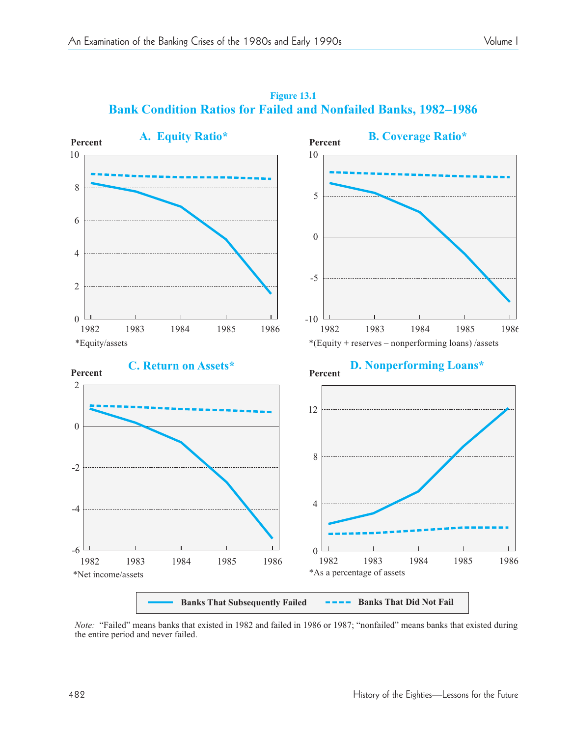**Figure 13.1**

**Bank Condition Ratios for Failed and Nonfailed Banks, 1982–1986**

**A. Equity Ratio***

*Equity/assets

**B. Coverage Ratio***

*(Equity + reserves – nonperforming loans) /assets

**C. Return on Assets***

*Net income/assets

**D. Nonperforming Loans***

*As a percentage of assets

Banks That Subsequently Failed — Banks That Did Not Fail

*Note:* "Failed" means banks that existed in 1982 and failed in 1986 or 1987; "nonfailed" means banks that existed during the entire period and never failed.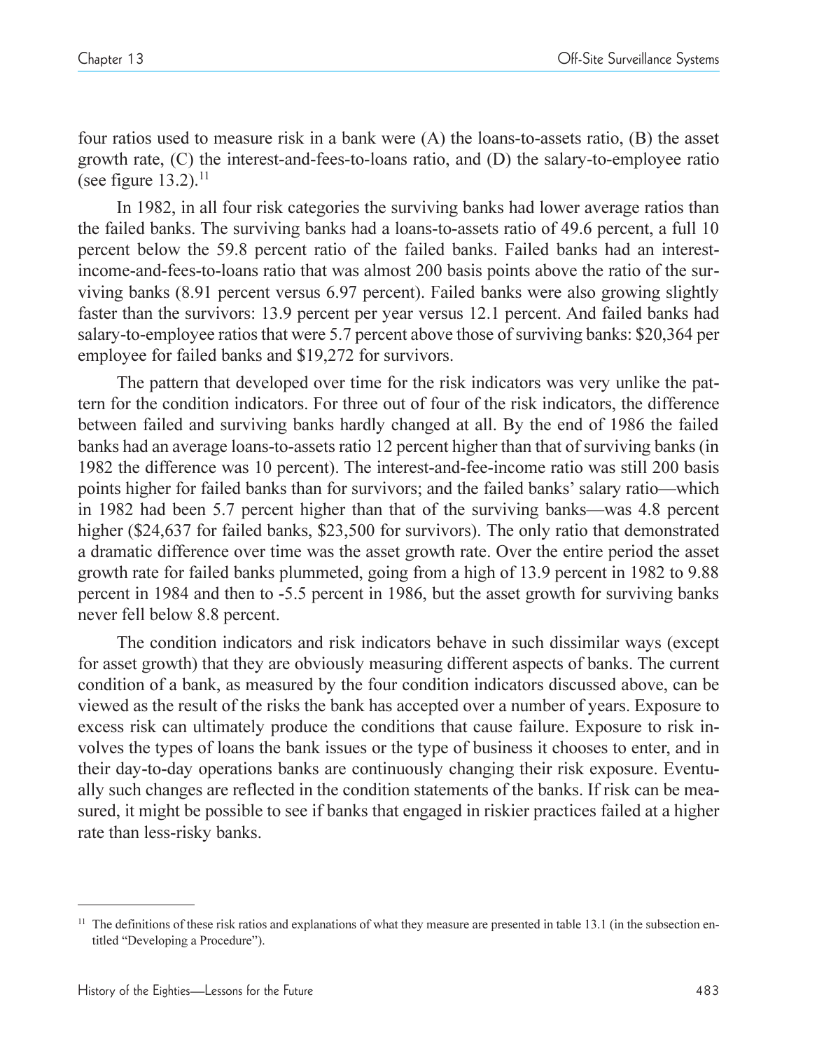four ratios used to measure risk in a bank were (A) the loans-to-assets ratio, (B) the asset growth rate, (C) the interest-and-fees-to-loans ratio, and (D) the salary-to-employee ratio (see figure 13.2).[11]

In 1982, in all four risk categories the surviving banks had lower average ratios than the failed banks. The surviving banks had a loans-to-assets ratio of 49.6 percent, a full 10 percent below the 59.8 percent ratio of the failed banks. Failed banks had an interest-income-and-fees-to-loans ratio that was almost 200 basis points above the ratio of the surviving banks (8.91 percent versus 6.97 percent). Failed banks were also growing slightly faster than the survivors: 13.9 percent per year versus 12.1 percent. And failed banks had salary-to-employee ratios that were 5.7 percent above those of surviving banks: $20,364 per employee for failed banks and $19,272 for survivors.

The pattern that developed over time for the risk indicators was very unlike the pattern for the condition indicators. For three out of four of the risk indicators, the difference between failed and surviving banks hardly changed at all. By the end of 1986 the failed banks had an average loans-to-assets ratio 12 percent higher than that of surviving banks (in 1982 the difference was 10 percent). The interest-and-fee-income ratio was still 200 basis points higher for failed banks than for survivors; and the failed banks' salary ratio—which in 1982 had been 5.7 percent higher than that of the surviving banks—was 4.8 percent higher ($24,637 for failed banks, $23,500 for survivors). The only ratio that demonstrated a dramatic difference over time was the asset growth rate. Over the entire period the asset growth rate for failed banks plummeted, going from a high of 13.9 percent in 1982 to 9.88 percent in 1984 and then to -5.5 percent in 1986, but the asset growth for surviving banks never fell below 8.8 percent.

The condition indicators and risk indicators behave in such dissimilar ways (except for asset growth) that they are obviously measuring different aspects of banks. The current condition of a bank, as measured by the four condition indicators discussed above, can be viewed as the result of the risks the bank has accepted over a number of years. Exposure to excess risk can ultimately produce the conditions that cause failure. Exposure to risk involves the types of loans the bank issues or the type of business it chooses to enter, and in their day-to-day operations banks are continuously changing their risk exposure. Eventually such changes are reflected in the condition statements of the banks. If risk can be measured, it might be possible to see if banks that engaged in riskier practices failed at a higher rate than less-risky banks.

[11] The definitions of these risk ratios and explanations of what they measure are presented in table 13.1 (in the subsection entitled "Developing a Procedure").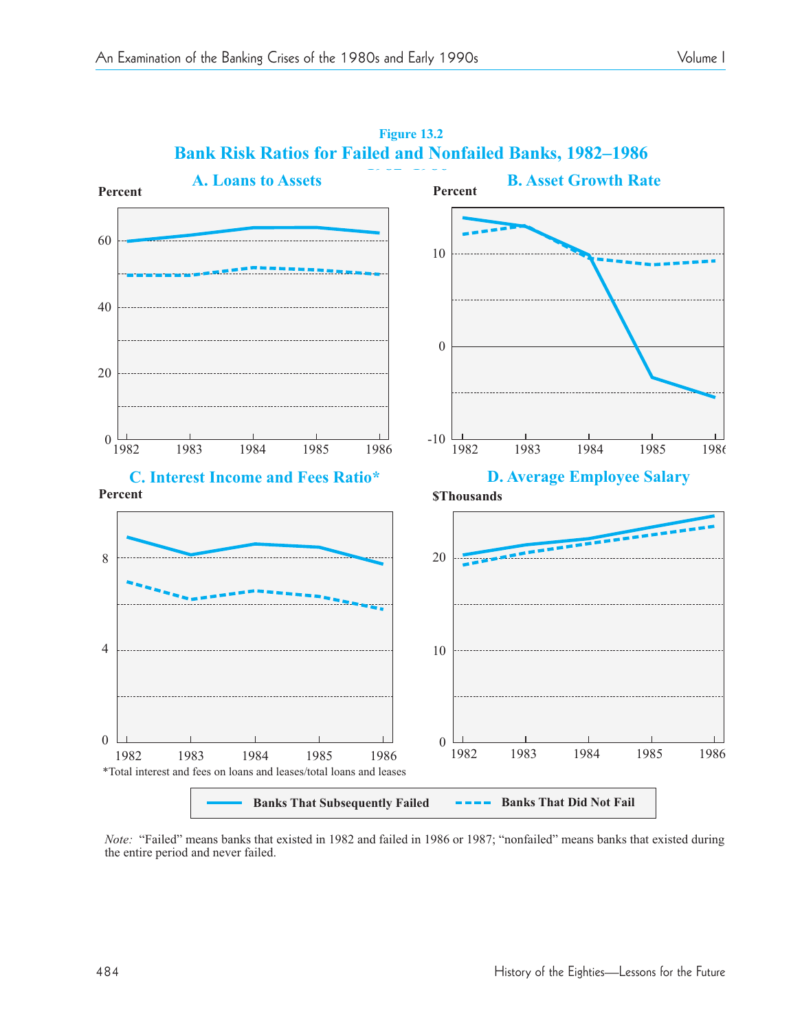Figure 13.2

**Bank Risk Ratios for Failed and Nonfailed Banks, 1982–1986**

**A. Loans to Assets**

**B. Asset Growth Rate**

**C. Interest Income and Fees Ratio***

*Total interest and fees on loans and leases/total loans and leases

**D. Average Employee Salary**

Banks That Subsequently Failed — Banks That Did Not Fail

*Note:* "Failed" means banks that existed in 1982 and failed in 1986 or 1987; "nonfailed" means banks that existed during the entire period and never failed.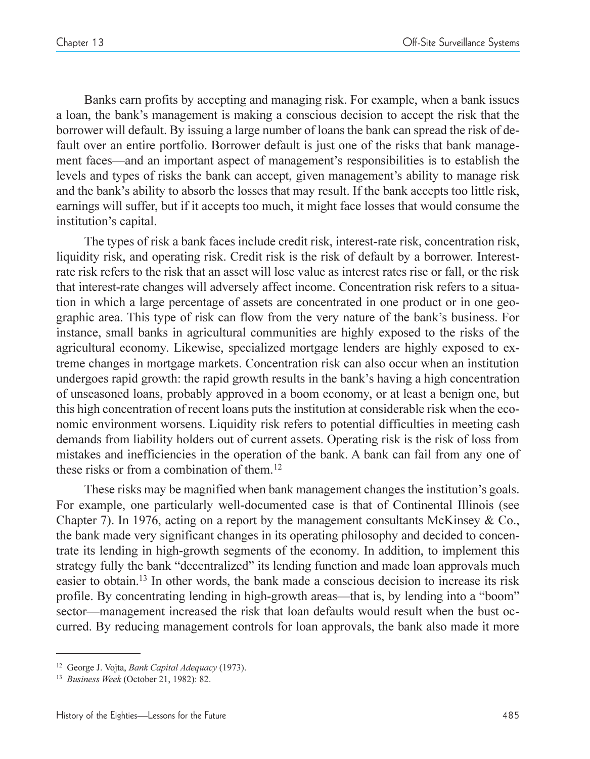Banks earn profits by accepting and managing risk. For example, when a bank issues a loan, the bank's management is making a conscious decision to accept the risk that the borrower will default. By issuing a large number of loans the bank can spread the risk of default over an entire portfolio. Borrower default is just one of the risks that bank management faces—and an important aspect of management's responsibilities is to establish the levels and types of risks the bank can accept, given management's ability to manage risk and the bank's ability to absorb the losses that may result. If the bank accepts too little risk, earnings will suffer, but if it accepts too much, it might face losses that would consume the institution's capital.

The types of risk a bank faces include credit risk, interest-rate risk, concentration risk, liquidity risk, and operating risk. Credit risk is the risk of default by a borrower. Interest-rate risk refers to the risk that an asset will lose value as interest rates rise or fall, or the risk that interest-rate changes will adversely affect income. Concentration risk refers to a situation in which a large percentage of assets are concentrated in one product or in one geographic area. This type of risk can flow from the very nature of the bank's business. For instance, small banks in agricultural communities are highly exposed to the risks of the agricultural economy. Likewise, specialized mortgage lenders are highly exposed to extreme changes in mortgage markets. Concentration risk can also occur when an institution undergoes rapid growth: the rapid growth results in the bank's having a high concentration of unseasoned loans, probably approved in a boom economy, or at least a benign one, but this high concentration of recent loans puts the institution at considerable risk when the economic environment worsens. Liquidity risk refers to potential difficulties in meeting cash demands from liability holders out of current assets. Operating risk is the risk of loss from mistakes and inefficiencies in the operation of the bank. A bank can fail from any one of these risks or from a combination of them.[12]

These risks may be magnified when bank management changes the institution's goals. For example, one particularly well-documented case is that of Continental Illinois (see Chapter 7). In 1976, acting on a report by the management consultants McKinsey & Co., the bank made very significant changes in its operating philosophy and decided to concentrate its lending in high-growth segments of the economy. In addition, to implement this strategy fully the bank "decentralized" its lending function and made loan approvals much easier to obtain.[13] In other words, the bank made a conscious decision to increase its risk profile. By concentrating lending in high-growth areas—that is, by lending into a "boom" sector—management increased the risk that loan defaults would result when the bust occurred. By reducing management controls for loan approvals, the bank also made it more

---

[12] George J. Vojta, *Bank Capital Adequacy* (1973).

[13] *Business Week* (October 21, 1982): 82.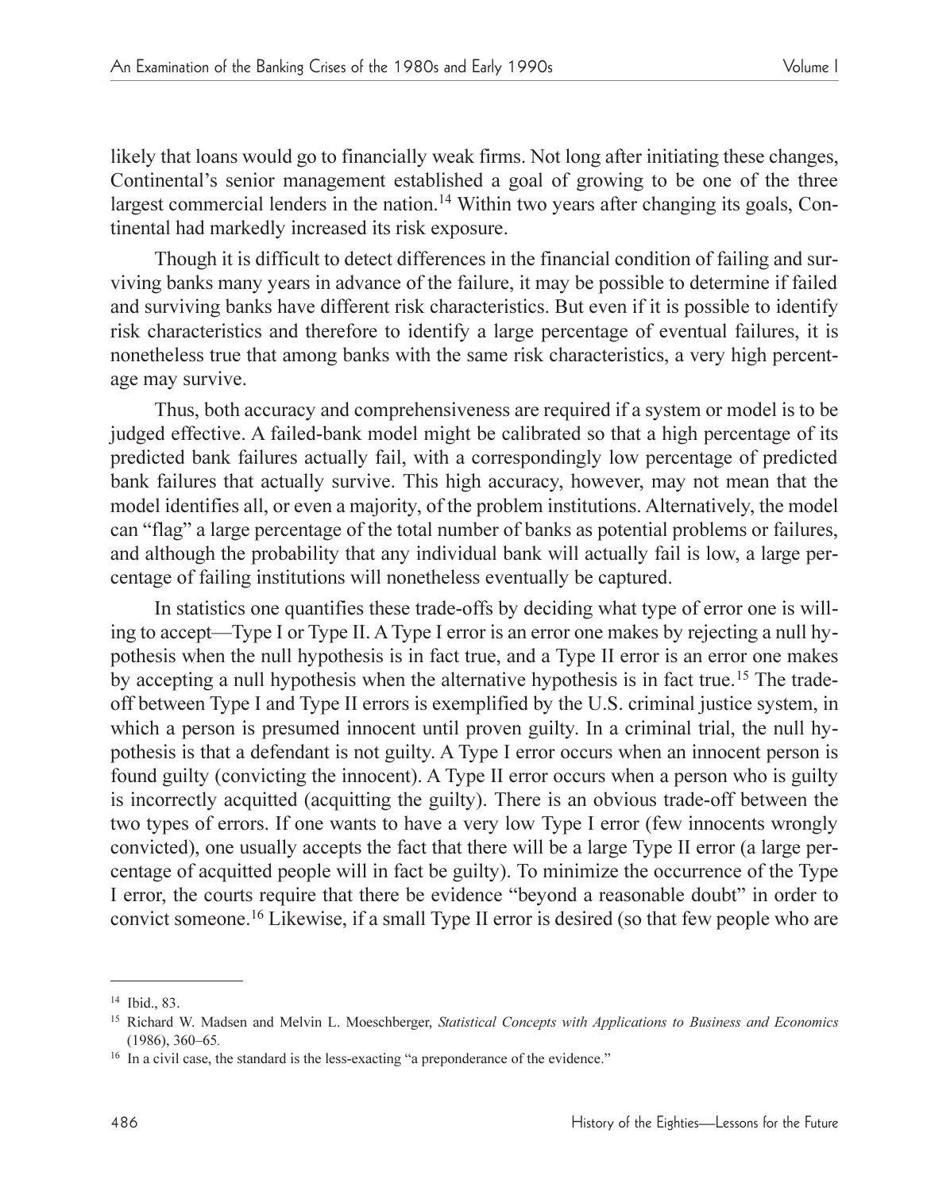likely that loans would go to financially weak firms. Not long after initiating these changes, Continental's senior management established a goal of growing to be one of the three largest commercial lenders in the nation.[14] Within two years after changing its goals, Continental had markedly increased its risk exposure.

Though it is difficult to detect differences in the financial condition of failing and surviving banks many years in advance of the failure, it may be possible to determine if failed and surviving banks have different risk characteristics. But even if it is possible to identify risk characteristics and therefore to identify a large percentage of eventual failures, it is nonetheless true that among banks with the same risk characteristics, a very high percentage may survive.

Thus, both accuracy and comprehensiveness are required if a system or model is to be judged effective. A failed-bank model might be calibrated so that a high percentage of its predicted bank failures actually fail, with a correspondingly low percentage of predicted bank failures that actually survive. This high accuracy, however, may not mean that the model identifies all, or even a majority, of the problem institutions. Alternatively, the model can "flag" a large percentage of the total number of banks as potential problems or failures, and although the probability that any individual bank will actually fail is low, a large percentage of failing institutions will nonetheless eventually be captured.

In statistics one quantifies these trade-offs by deciding what type of error one is willing to accept—Type I or Type II. A Type I error is an error one makes by rejecting a null hypothesis when the null hypothesis is in fact true, and a Type II error is an error one makes by accepting a null hypothesis when the alternative hypothesis is in fact true.[15] The trade-off between Type I and Type II errors is exemplified by the U.S. criminal justice system, in which a person is presumed innocent until proven guilty. In a criminal trial, the null hypothesis is that a defendant is not guilty. A Type I error occurs when an innocent person is found guilty (convicting the innocent). A Type II error occurs when a person who is guilty is incorrectly acquitted (acquitting the guilty). There is an obvious trade-off between the two types of errors. If one wants to have a very low Type I error (few innocents wrongly convicted), one usually accepts the fact that there will be a large Type II error (a large percentage of acquitted people will in fact be guilty). To minimize the occurrence of the Type I error, the courts require that there be evidence "beyond a reasonable doubt" in order to convict someone.[16] Likewise, if a small Type II error is desired (so that few people who are

---

[14] Ibid., 83.

[15] Richard W. Madsen and Melvin L. Moeschberger, *Statistical Concepts with Applications to Business and Economics* (1986), 360–65.

[16] In a civil case, the standard is the less-exacting "a preponderance of the evidence."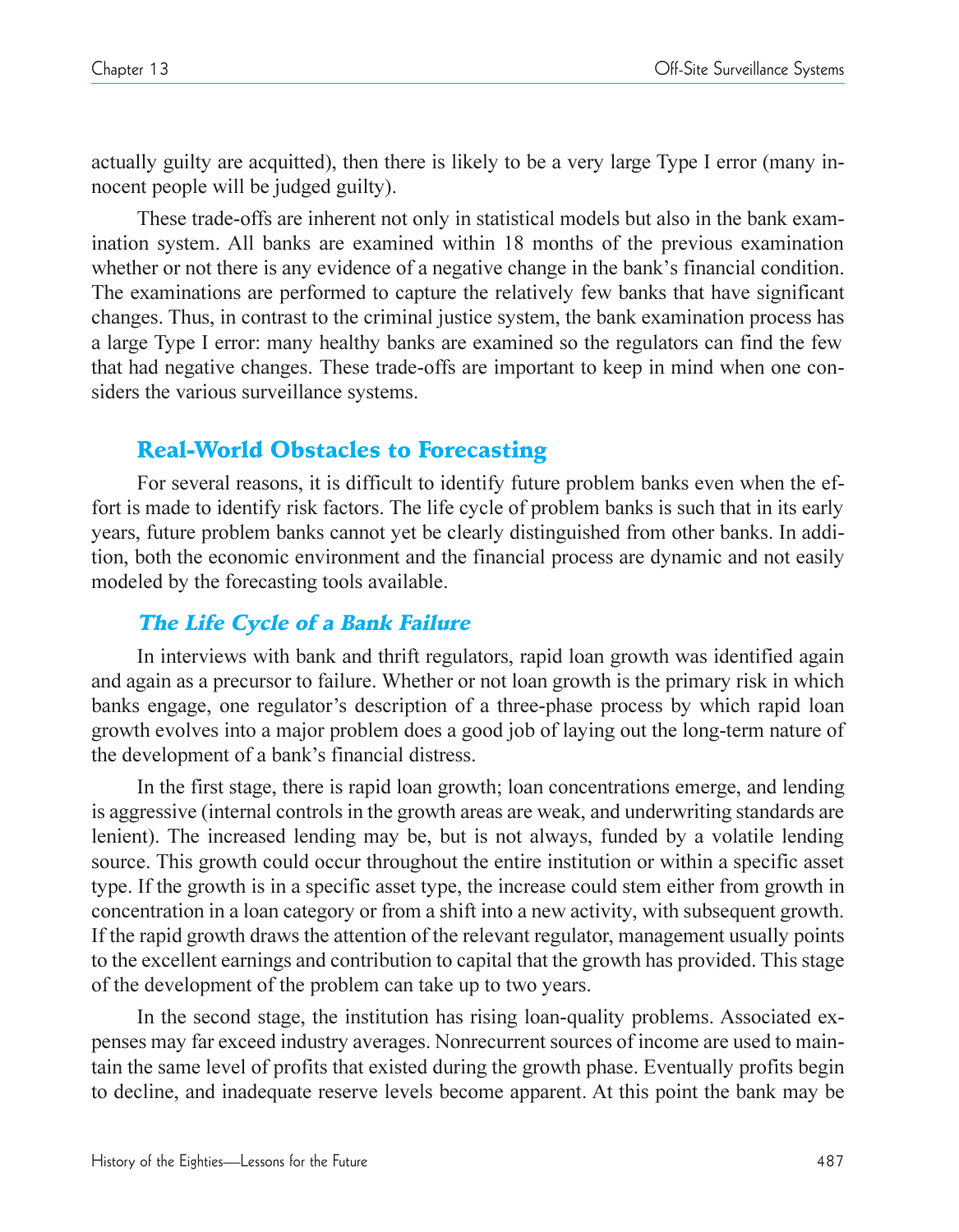actually guilty are acquitted), then there is likely to be a very large Type I error (many innocent people will be judged guilty).

These trade-offs are inherent not only in statistical models but also in the bank examination system. All banks are examined within 18 months of the previous examination whether or not there is any evidence of a negative change in the bank's financial condition. The examinations are performed to capture the relatively few banks that have significant changes. Thus, in contrast to the criminal justice system, the bank examination process has a large Type I error: many healthy banks are examined so the regulators can find the few that had negative changes. These trade-offs are important to keep in mind when one considers the various surveillance systems.

## Real-World Obstacles to Forecasting

For several reasons, it is difficult to identify future problem banks even when the effort is made to identify risk factors. The life cycle of problem banks is such that in its early years, future problem banks cannot yet be clearly distinguished from other banks. In addition, both the economic environment and the financial process are dynamic and not easily modeled by the forecasting tools available.

### *The Life Cycle of a Bank Failure*

In interviews with bank and thrift regulators, rapid loan growth was identified again and again as a precursor to failure. Whether or not loan growth is the primary risk in which banks engage, one regulator's description of a three-phase process by which rapid loan growth evolves into a major problem does a good job of laying out the long-term nature of the development of a bank's financial distress.

In the first stage, there is rapid loan growth; loan concentrations emerge, and lending is aggressive (internal controls in the growth areas are weak, and underwriting standards are lenient). The increased lending may be, but is not always, funded by a volatile lending source. This growth could occur throughout the entire institution or within a specific asset type. If the growth is in a specific asset type, the increase could stem either from growth in concentration in a loan category or from a shift into a new activity, with subsequent growth. If the rapid growth draws the attention of the relevant regulator, management usually points to the excellent earnings and contribution to capital that the growth has provided. This stage of the development of the problem can take up to two years.

In the second stage, the institution has rising loan-quality problems. Associated expenses may far exceed industry averages. Nonrecurrent sources of income are used to maintain the same level of profits that existed during the growth phase. Eventually profits begin to decline, and inadequate reserve levels become apparent. At this point the bank may be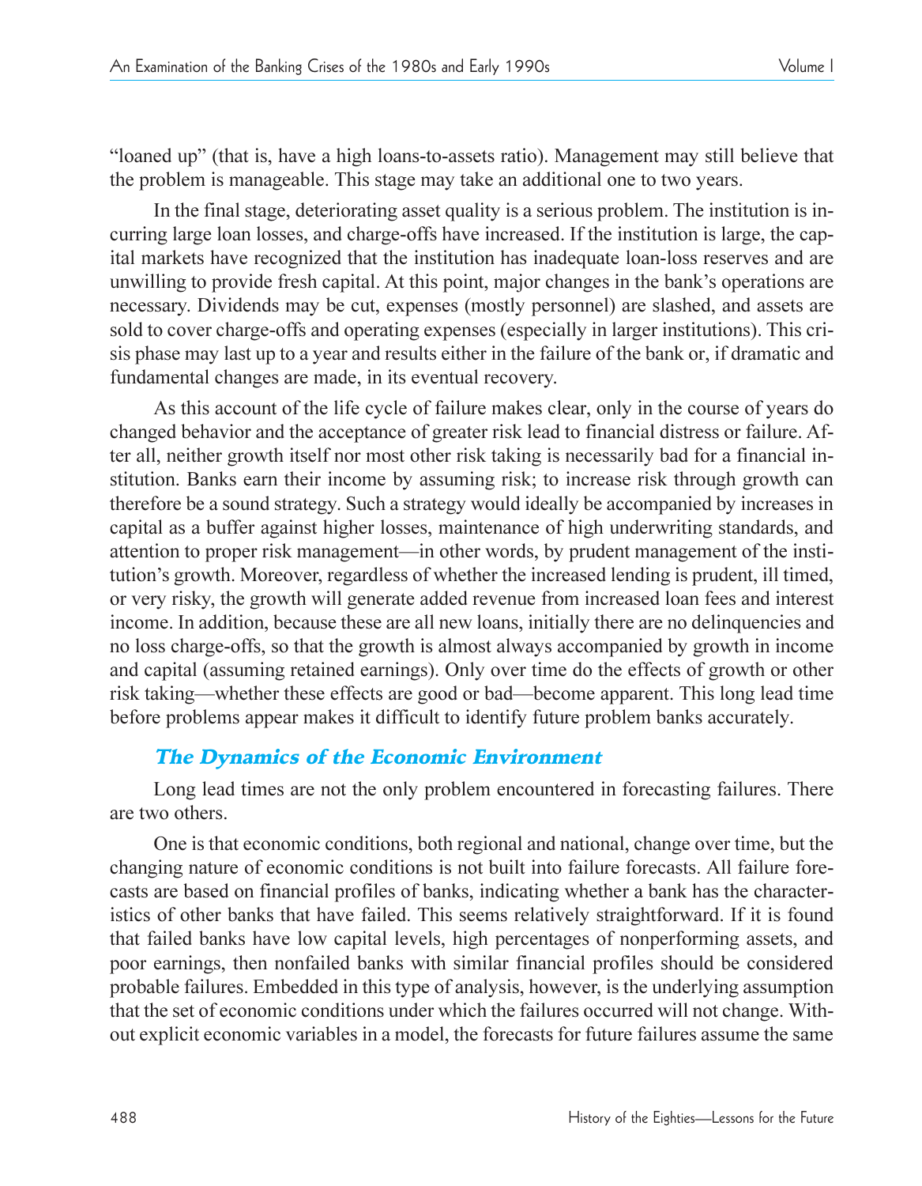"loaned up" (that is, have a high loans-to-assets ratio). Management may still believe that the problem is manageable. This stage may take an additional one to two years.

In the final stage, deteriorating asset quality is a serious problem. The institution is incurring large loan losses, and charge-offs have increased. If the institution is large, the capital markets have recognized that the institution has inadequate loan-loss reserves and are unwilling to provide fresh capital. At this point, major changes in the bank's operations are necessary. Dividends may be cut, expenses (mostly personnel) are slashed, and assets are sold to cover charge-offs and operating expenses (especially in larger institutions). This crisis phase may last up to a year and results either in the failure of the bank or, if dramatic and fundamental changes are made, in its eventual recovery.

As this account of the life cycle of failure makes clear, only in the course of years do changed behavior and the acceptance of greater risk lead to financial distress or failure. After all, neither growth itself nor most other risk taking is necessarily bad for a financial institution. Banks earn their income by assuming risk; to increase risk through growth can therefore be a sound strategy. Such a strategy would ideally be accompanied by increases in capital as a buffer against higher losses, maintenance of high underwriting standards, and attention to proper risk management—in other words, by prudent management of the institution's growth. Moreover, regardless of whether the increased lending is prudent, ill timed, or very risky, the growth will generate added revenue from increased loan fees and interest income. In addition, because these are all new loans, initially there are no delinquencies and no loss charge-offs, so that the growth is almost always accompanied by growth in income and capital (assuming retained earnings). Only over time do the effects of growth or other risk taking—whether these effects are good or bad—become apparent. This long lead time before problems appear makes it difficult to identify future problem banks accurately.

### *The Dynamics of the Economic Environment*

Long lead times are not the only problem encountered in forecasting failures. There are two others.

One is that economic conditions, both regional and national, change over time, but the changing nature of economic conditions is not built into failure forecasts. All failure forecasts are based on financial profiles of banks, indicating whether a bank has the characteristics of other banks that have failed. This seems relatively straightforward. If it is found that failed banks have low capital levels, high percentages of nonperforming assets, and poor earnings, then nonfailed banks with similar financial profiles should be considered probable failures. Embedded in this type of analysis, however, is the underlying assumption that the set of economic conditions under which the failures occurred will not change. Without explicit economic variables in a model, the forecasts for future failures assume the same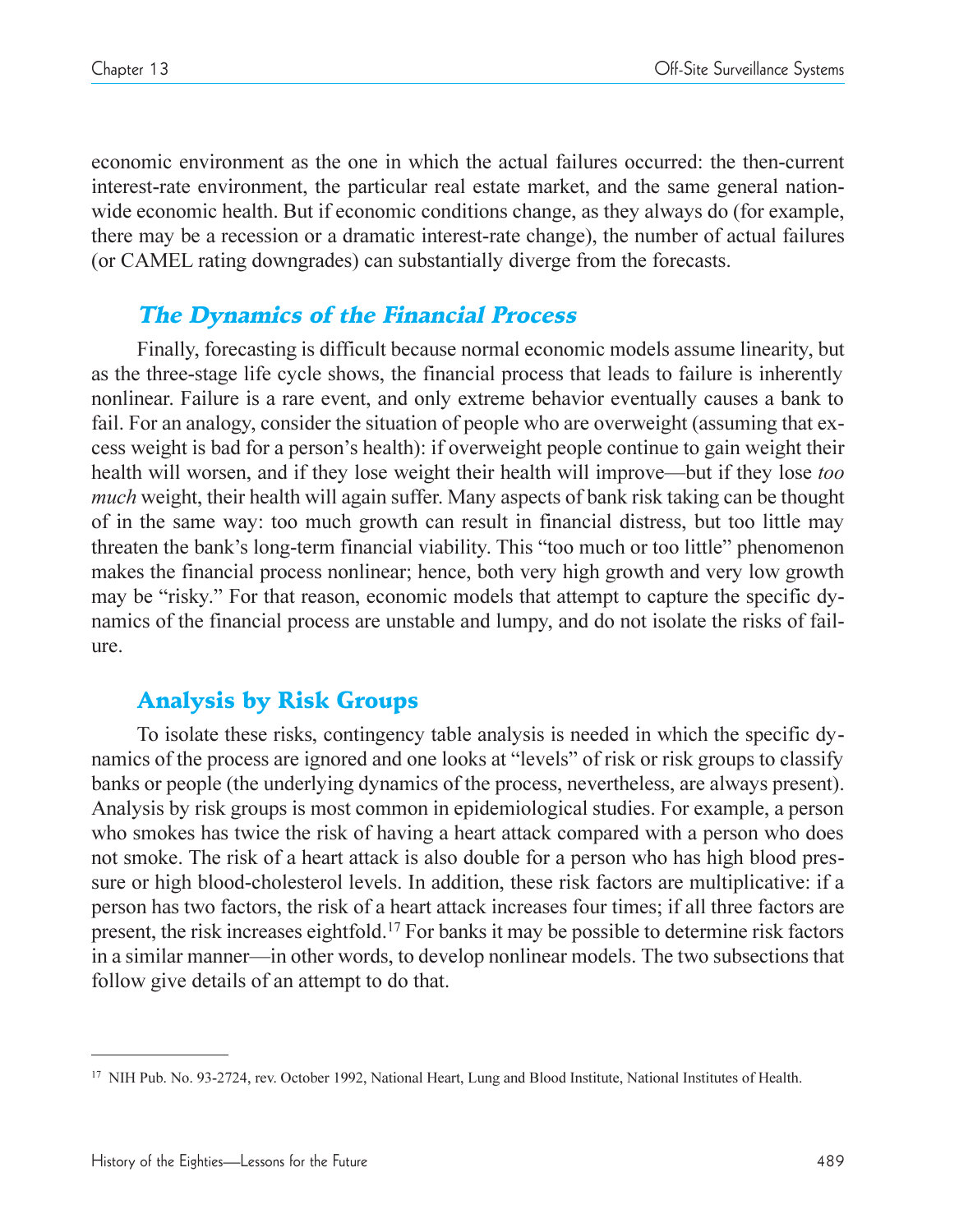economic environment as the one in which the actual failures occurred: the then-current interest-rate environment, the particular real estate market, and the same general nationwide economic health. But if economic conditions change, as they always do (for example, there may be a recession or a dramatic interest-rate change), the number of actual failures (or CAMEL rating downgrades) can substantially diverge from the forecasts.

### *The Dynamics of the Financial Process*

Finally, forecasting is difficult because normal economic models assume linearity, but as the three-stage life cycle shows, the financial process that leads to failure is inherently nonlinear. Failure is a rare event, and only extreme behavior eventually causes a bank to fail. For an analogy, consider the situation of people who are overweight (assuming that excess weight is bad for a person's health): if overweight people continue to gain weight their health will worsen, and if they lose weight their health will improve—but if they lose *too much* weight, their health will again suffer. Many aspects of bank risk taking can be thought of in the same way: too much growth can result in financial distress, but too little may threaten the bank's long-term financial viability. This "too much or too little" phenomenon makes the financial process nonlinear; hence, both very high growth and very low growth may be "risky." For that reason, economic models that attempt to capture the specific dynamics of the financial process are unstable and lumpy, and do not isolate the risks of failure.

### Analysis by Risk Groups

To isolate these risks, contingency table analysis is needed in which the specific dynamics of the process are ignored and one looks at "levels" of risk or risk groups to classify banks or people (the underlying dynamics of the process, nevertheless, are always present). Analysis by risk groups is most common in epidemiological studies. For example, a person who smokes has twice the risk of having a heart attack compared with a person who does not smoke. The risk of a heart attack is also double for a person who has high blood pressure or high blood-cholesterol levels. In addition, these risk factors are multiplicative: if a person has two factors, the risk of a heart attack increases four times; if all three factors are present, the risk increases eightfold.[17] For banks it may be possible to determine risk factors in a similar manner—in other words, to develop nonlinear models. The two subsections that follow give details of an attempt to do that.

---

[17] NIH Pub. No. 93-2724, rev. October 1992, National Heart, Lung and Blood Institute, National Institutes of Health.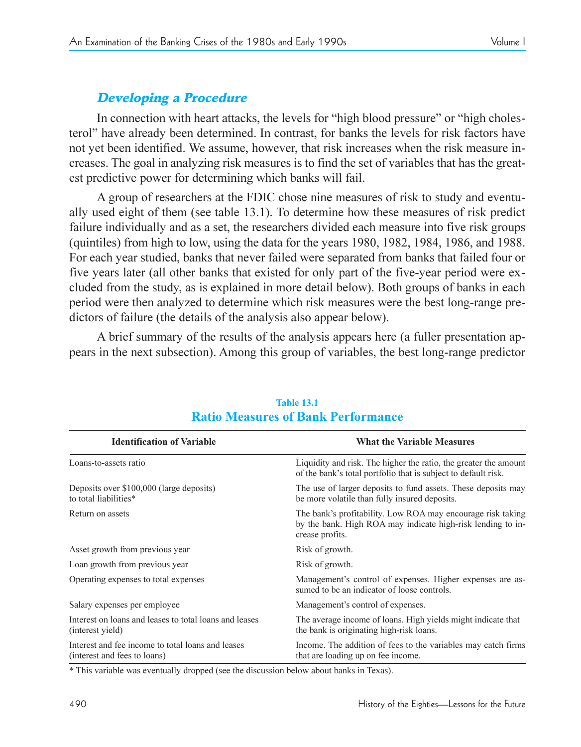### *Developing a Procedure*

In connection with heart attacks, the levels for "high blood pressure" or "high cholesterol" have already been determined. In contrast, for banks the levels for risk factors have not yet been identified. We assume, however, that risk increases when the risk measure increases. The goal in analyzing risk measures is to find the set of variables that has the greatest predictive power for determining which banks will fail.

A group of researchers at the FDIC chose nine measures of risk to study and eventually used eight of them (see table 13.1). To determine how these measures of risk predict failure individually and as a set, the researchers divided each measure into five risk groups (quintiles) from high to low, using the data for the years 1980, 1982, 1984, 1986, and 1988. For each year studied, banks that never failed were separated from banks that failed four or five years later (all other banks that existed for only part of the five-year period were excluded from the study, as is explained in more detail below). Both groups of banks in each period were then analyzed to determine which risk measures were the best long-range predictors of failure (the details of the analysis also appear below).

A brief summary of the results of the analysis appears here (a fuller presentation appears in the next subsection). Among this group of variables, the best long-range predictor

**Table 13.1**
**Ratio Measures of Bank Performance**

| Identification of Variable | What the Variable Measures |
|---|---|
| Loans-to-assets ratio | Liquidity and risk. The higher the ratio, the greater the amount of the bank's total portfolio that is subject to default risk. |
| Deposits over $100,000 (large deposits) to total liabilities* | The use of larger deposits to fund assets. These deposits may be more volatile than fully insured deposits. |
| Return on assets | The bank's profitability. Low ROA may encourage risk taking by the bank. High ROA may indicate high-risk lending to increase profits. |
| Asset growth from previous year | Risk of growth. |
| Loan growth from previous year | Risk of growth. |
| Operating expenses to total expenses | Management's control of expenses. Higher expenses are assumed to be an indicator of loose controls. |
| Salary expenses per employee | Management's control of expenses. |
| Interest on loans and leases to total loans and leases (interest yield) | The average income of loans. High yields might indicate that the bank is originating high-risk loans. |
| Interest and fee income to total loans and leases (interest and fees to loans) | Income. The addition of fees to the variables may catch firms that are loading up on fee income. |

* This variable was eventually dropped (see the discussion below about banks in Texas).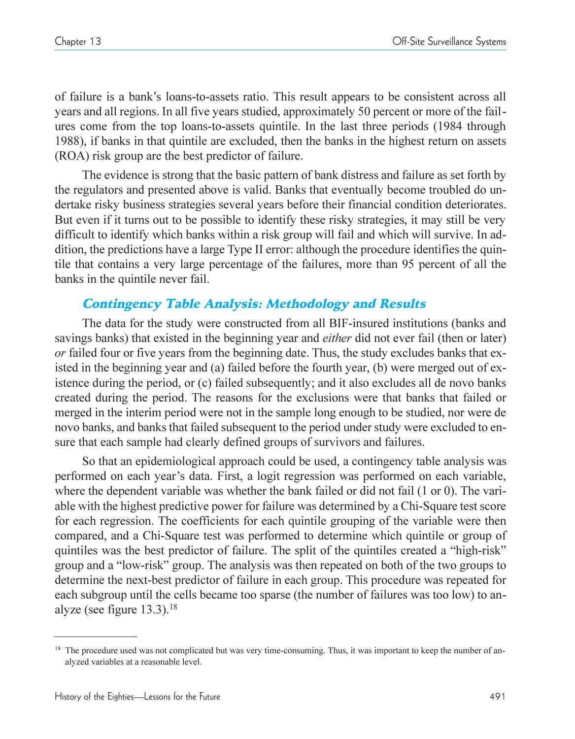of failure is a bank's loans-to-assets ratio. This result appears to be consistent across all years and all regions. In all five years studied, approximately 50 percent or more of the failures come from the top loans-to-assets quintile. In the last three periods (1984 through 1988), if banks in that quintile are excluded, then the banks in the highest return on assets (ROA) risk group are the best predictor of failure.

The evidence is strong that the basic pattern of bank distress and failure as set forth by the regulators and presented above is valid. Banks that eventually become troubled do undertake risky business strategies several years before their financial condition deteriorates. But even if it turns out to be possible to identify these risky strategies, it may still be very difficult to identify which banks within a risk group will fail and which will survive. In addition, the predictions have a large Type II error: although the procedure identifies the quintile that contains a very large percentage of the failures, more than 95 percent of all the banks in the quintile never fail.

### *Contingency Table Analysis: Methodology and Results*

The data for the study were constructed from all BIF-insured institutions (banks and savings banks) that existed in the beginning year and *either* did not ever fail (then or later) *or* failed four or five years from the beginning date. Thus, the study excludes banks that existed in the beginning year and (a) failed before the fourth year, (b) were merged out of existence during the period, or (c) failed subsequently; and it also excludes all de novo banks created during the period. The reasons for the exclusions were that banks that failed or merged in the interim period were not in the sample long enough to be studied, nor were de novo banks, and banks that failed subsequent to the period under study were excluded to ensure that each sample had clearly defined groups of survivors and failures.

So that an epidemiological approach could be used, a contingency table analysis was performed on each year's data. First, a logit regression was performed on each variable, where the dependent variable was whether the bank failed or did not fail (1 or 0). The variable with the highest predictive power for failure was determined by a Chi-Square test score for each regression. The coefficients for each quintile grouping of the variable were then compared, and a Chi-Square test was performed to determine which quintile or group of quintiles was the best predictor of failure. The split of the quintiles created a "high-risk" group and a "low-risk" group. The analysis was then repeated on both of the two groups to determine the next-best predictor of failure in each group. This procedure was repeated for each subgroup until the cells became too sparse (the number of failures was too low) to analyze (see figure 13.3).[18]

---

[18] The procedure used was not complicated but was very time-consuming. Thus, it was important to keep the number of analyzed variables at a reasonable level.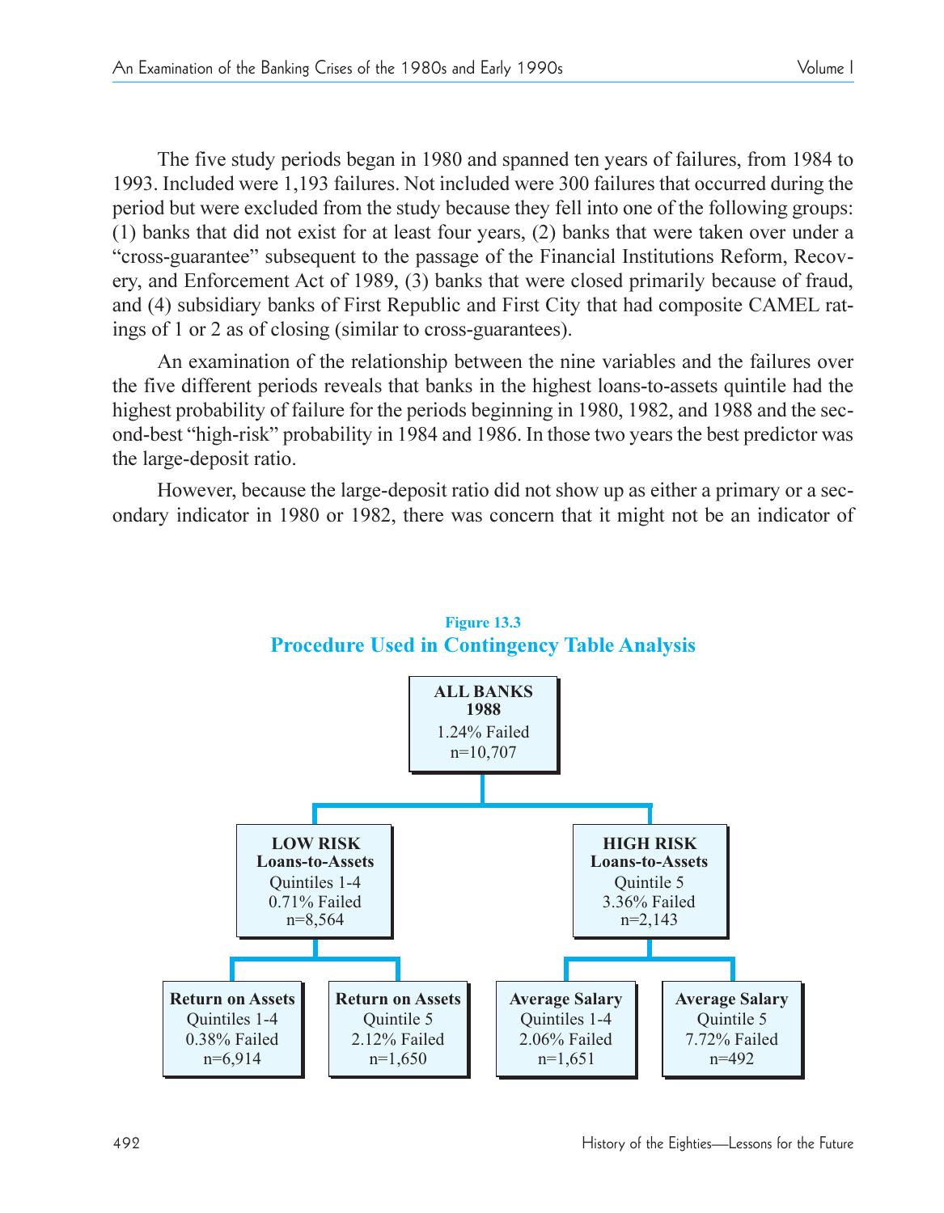The five study periods began in 1980 and spanned ten years of failures, from 1984 to 1993. Included were 1,193 failures. Not included were 300 failures that occurred during the period but were excluded from the study because they fell into one of the following groups: (1) banks that did not exist for at least four years, (2) banks that were taken over under a "cross-guarantee" subsequent to the passage of the Financial Institutions Reform, Recovery, and Enforcement Act of 1989, (3) banks that were closed primarily because of fraud, and (4) subsidiary banks of First Republic and First City that had composite CAMEL ratings of 1 or 2 as of closing (similar to cross-guarantees).

An examination of the relationship between the nine variables and the failures over the five different periods reveals that banks in the highest loans-to-assets quintile had the highest probability of failure for the periods beginning in 1980, 1982, and 1988 and the second-best "high-risk" probability in 1984 and 1986. In those two years the best predictor was the large-deposit ratio.

However, because the large-deposit ratio did not show up as either a primary or a secondary indicator in 1980 or 1982, there was concern that it might not be an indicator of

**Figure 13.3**
**Procedure Used in Contingency Table Analysis**

**ALL BANKS 1988**
1.24% Failed
n=10,707

- **LOW RISK Loans-to-Assets** Quintiles 1-4 — 0.71% Failed, n=8,564
  - **Return on Assets** Quintiles 1-4 — 0.38% Failed, n=6,914
  - **Return on Assets** Quintile 5 — 2.12% Failed, n=1,650
- **HIGH RISK Loans-to-Assets** Quintile 5 — 3.36% Failed, n=2,143
  - **Average Salary** Quintiles 1-4 — 2.06% Failed, n=1,651
  - **Average Salary** Quintile 5 — 7.72% Failed, n=492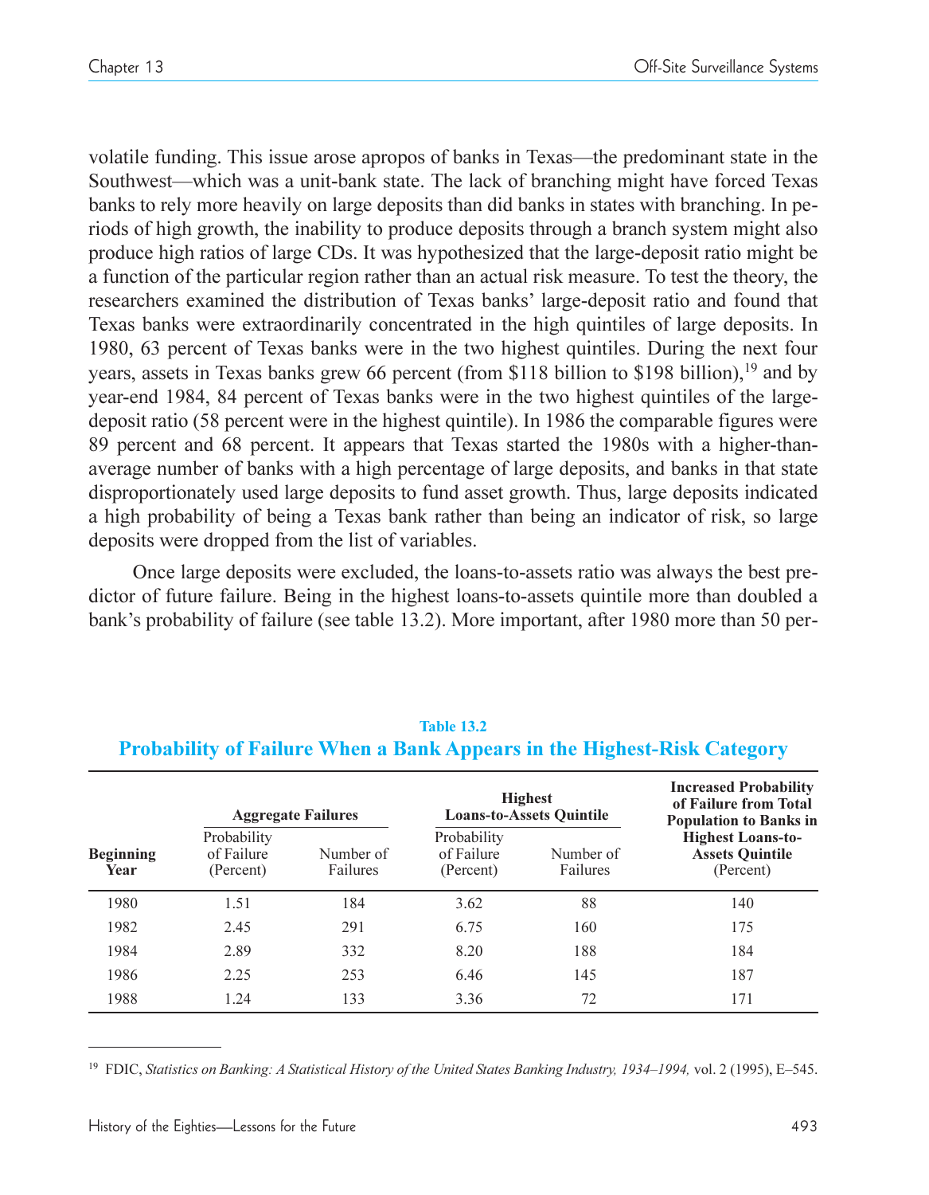volatile funding. This issue arose apropos of banks in Texas—the predominant state in the Southwest—which was a unit-bank state. The lack of branching might have forced Texas banks to rely more heavily on large deposits than did banks in states with branching. In periods of high growth, the inability to produce deposits through a branch system might also produce high ratios of large CDs. It was hypothesized that the large-deposit ratio might be a function of the particular region rather than an actual risk measure. To test the theory, the researchers examined the distribution of Texas banks' large-deposit ratio and found that Texas banks were extraordinarily concentrated in the high quintiles of large deposits. In 1980, 63 percent of Texas banks were in the two highest quintiles. During the next four years, assets in Texas banks grew 66 percent (from $118 billion to $198 billion),[19] and by year-end 1984, 84 percent of Texas banks were in the two highest quintiles of the large-deposit ratio (58 percent were in the highest quintile). In 1986 the comparable figures were 89 percent and 68 percent. It appears that Texas started the 1980s with a higher-than-average number of banks with a high percentage of large deposits, and banks in that state disproportionately used large deposits to fund asset growth. Thus, large deposits indicated a high probability of being a Texas bank rather than being an indicator of risk, so large deposits were dropped from the list of variables.

Once large deposits were excluded, the loans-to-assets ratio was always the best predictor of future failure. Being in the highest loans-to-assets quintile more than doubled a bank's probability of failure (see table 13.2). More important, after 1980 more than 50 per-

**Table 13.2**
**Probability of Failure When a Bank Appears in the Highest-Risk Category**

| Beginning Year | Aggregate Failures | | Highest Loans-to-Assets Quintile | | Increased Probability of Failure from Total Population to Banks in Highest Loans-to-Assets Quintile (Percent) |
|---|---|---|---|---|---|
| | Probability of Failure (Percent) | Number of Failures | Probability of Failure (Percent) | Number of Failures | |
| 1980 | 1.51 | 184 | 3.62 | 88 | 140 |
| 1982 | 2.45 | 291 | 6.75 | 160 | 175 |
| 1984 | 2.89 | 332 | 8.20 | 188 | 184 |
| 1986 | 2.25 | 253 | 6.46 | 145 | 187 |
| 1988 | 1.24 | 133 | 3.36 | 72 | 171 |

[19] FDIC, *Statistics on Banking: A Statistical History of the United States Banking Industry, 1934–1994,* vol. 2 (1995), E–545.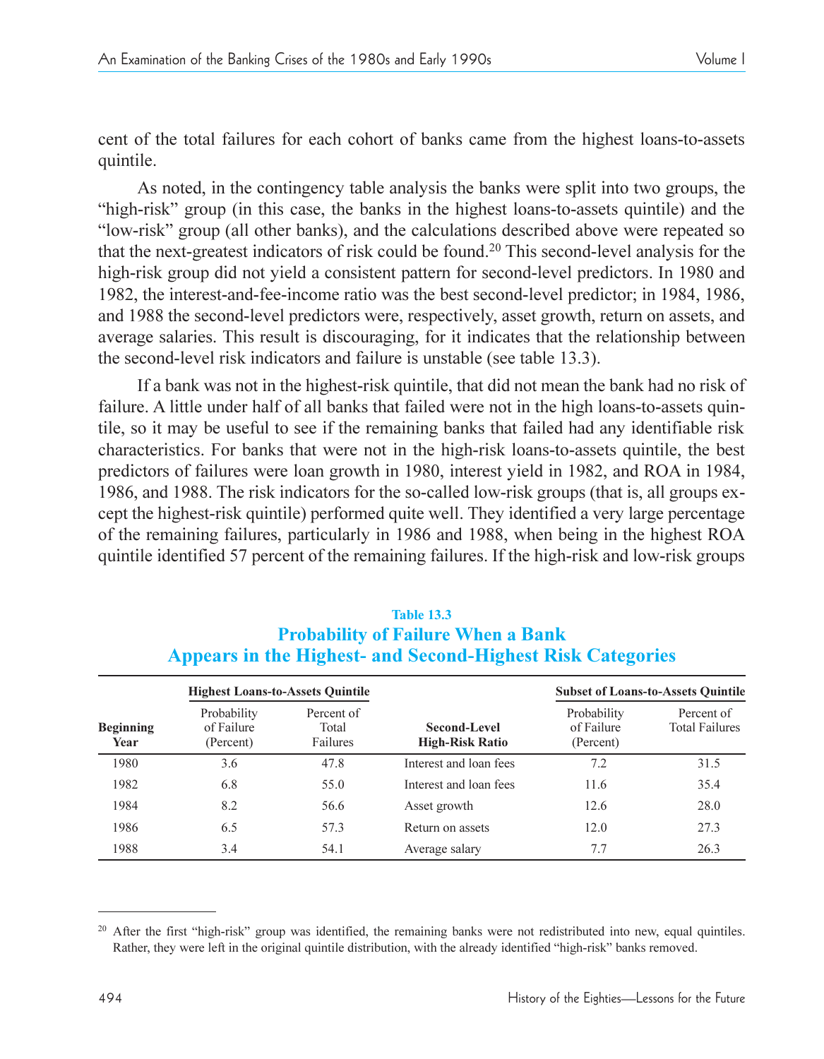cent of the total failures for each cohort of banks came from the highest loans-to-assets quintile.

As noted, in the contingency table analysis the banks were split into two groups, the "high-risk" group (in this case, the banks in the highest loans-to-assets quintile) and the "low-risk" group (all other banks), and the calculations described above were repeated so that the next-greatest indicators of risk could be found.[20] This second-level analysis for the high-risk group did not yield a consistent pattern for second-level predictors. In 1980 and 1982, the interest-and-fee-income ratio was the best second-level predictor; in 1984, 1986, and 1988 the second-level predictors were, respectively, asset growth, return on assets, and average salaries. This result is discouraging, for it indicates that the relationship between the second-level risk indicators and failure is unstable (see table 13.3).

If a bank was not in the highest-risk quintile, that did not mean the bank had no risk of failure. A little under half of all banks that failed were not in the high loans-to-assets quintile, so it may be useful to see if the remaining banks that failed had any identifiable risk characteristics. For banks that were not in the high-risk loans-to-assets quintile, the best predictors of failures were loan growth in 1980, interest yield in 1982, and ROA in 1984, 1986, and 1988. The risk indicators for the so-called low-risk groups (that is, all groups except the highest-risk quintile) performed quite well. They identified a very large percentage of the remaining failures, particularly in 1986 and 1988, when being in the highest ROA quintile identified 57 percent of the remaining failures. If the high-risk and low-risk groups

**Table 13.3**

**Probability of Failure When a Bank Appears in the Highest- and Second-Highest Risk Categories**

| | Highest Loans-to-Assets Quintile | | | Subset of Loans-to-Assets Quintile | |
|---|---|---|---|---|---|
| Beginning Year | Probability of Failure (Percent) | Percent of Total Failures | Second-Level High-Risk Ratio | Probability of Failure (Percent) | Percent of Total Failures |
| 1980 | 3.6 | 47.8 | Interest and loan fees | 7.2 | 31.5 |
| 1982 | 6.8 | 55.0 | Interest and loan fees | 11.6 | 35.4 |
| 1984 | 8.2 | 56.6 | Asset growth | 12.6 | 28.0 |
| 1986 | 6.5 | 57.3 | Return on assets | 12.0 | 27.3 |
| 1988 | 3.4 | 54.1 | Average salary | 7.7 | 26.3 |

[20] After the first "high-risk" group was identified, the remaining banks were not redistributed into new, equal quintiles. Rather, they were left in the original quintile distribution, with the already identified "high-risk" banks removed.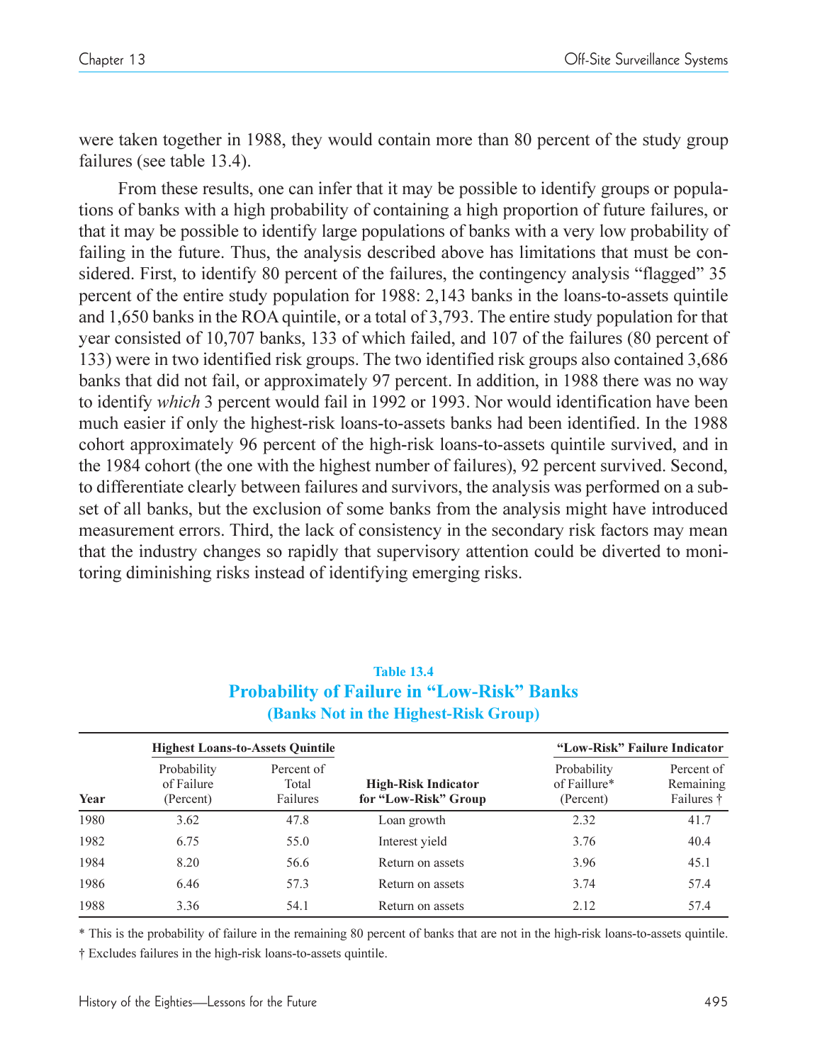were taken together in 1988, they would contain more than 80 percent of the study group failures (see table 13.4).

From these results, one can infer that it may be possible to identify groups or populations of banks with a high probability of containing a high proportion of future failures, or that it may be possible to identify large populations of banks with a very low probability of failing in the future. Thus, the analysis described above has limitations that must be considered. First, to identify 80 percent of the failures, the contingency analysis "flagged" 35 percent of the entire study population for 1988: 2,143 banks in the loans-to-assets quintile and 1,650 banks in the ROA quintile, or a total of 3,793. The entire study population for that year consisted of 10,707 banks, 133 of which failed, and 107 of the failures (80 percent of 133) were in two identified risk groups. The two identified risk groups also contained 3,686 banks that did not fail, or approximately 97 percent. In addition, in 1988 there was no way to identify *which* 3 percent would fail in 1992 or 1993. Nor would identification have been much easier if only the highest-risk loans-to-assets banks had been identified. In the 1988 cohort approximately 96 percent of the high-risk loans-to-assets quintile survived, and in the 1984 cohort (the one with the highest number of failures), 92 percent survived. Second, to differentiate clearly between failures and survivors, the analysis was performed on a subset of all banks, but the exclusion of some banks from the analysis might have introduced measurement errors. Third, the lack of consistency in the secondary risk factors may mean that the industry changes so rapidly that supervisory attention could be diverted to monitoring diminishing risks instead of identifying emerging risks.

**Table 13.4**
**Probability of Failure in "Low-Risk" Banks**
**(Banks Not in the Highest-Risk Group)**

| | Highest Loans-to-Assets Quintile | | | "Low-Risk" Failure Indicator | |
|---|---|---|---|---|---|
| Year | Probability of Failure (Percent) | Percent of Total Failures | High-Risk Indicator for "Low-Risk" Group | Probability of Faillure* (Percent) | Percent of Remaining Failures † |
| 1980 | 3.62 | 47.8 | Loan growth | 2.32 | 41.7 |
| 1982 | 6.75 | 55.0 | Interest yield | 3.76 | 40.4 |
| 1984 | 8.20 | 56.6 | Return on assets | 3.96 | 45.1 |
| 1986 | 6.46 | 57.3 | Return on assets | 3.74 | 57.4 |
| 1988 | 3.36 | 54.1 | Return on assets | 2.12 | 57.4 |

\* This is the probability of failure in the remaining 80 percent of banks that are not in the high-risk loans-to-assets quintile.

† Excludes failures in the high-risk loans-to-assets quintile.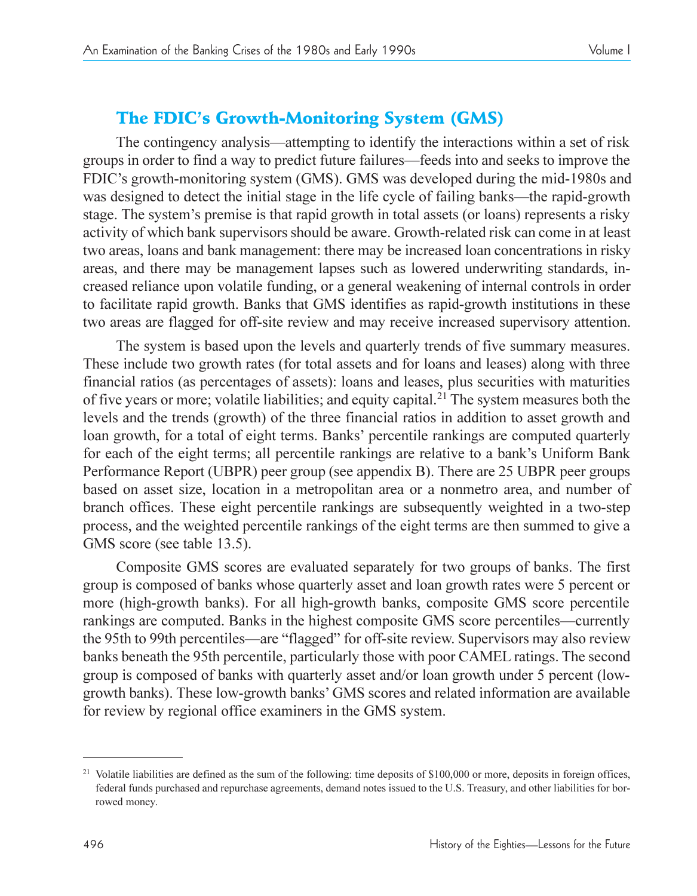## The FDIC's Growth-Monitoring System (GMS)

The contingency analysis—attempting to identify the interactions within a set of risk groups in order to find a way to predict future failures—feeds into and seeks to improve the FDIC's growth-monitoring system (GMS). GMS was developed during the mid-1980s and was designed to detect the initial stage in the life cycle of failing banks—the rapid-growth stage. The system's premise is that rapid growth in total assets (or loans) represents a risky activity of which bank supervisors should be aware. Growth-related risk can come in at least two areas, loans and bank management: there may be increased loan concentrations in risky areas, and there may be management lapses such as lowered underwriting standards, increased reliance upon volatile funding, or a general weakening of internal controls in order to facilitate rapid growth. Banks that GMS identifies as rapid-growth institutions in these two areas are flagged for off-site review and may receive increased supervisory attention.

The system is based upon the levels and quarterly trends of five summary measures. These include two growth rates (for total assets and for loans and leases) along with three financial ratios (as percentages of assets): loans and leases, plus securities with maturities of five years or more; volatile liabilities; and equity capital.[21] The system measures both the levels and the trends (growth) of the three financial ratios in addition to asset growth and loan growth, for a total of eight terms. Banks' percentile rankings are computed quarterly for each of the eight terms; all percentile rankings are relative to a bank's Uniform Bank Performance Report (UBPR) peer group (see appendix B). There are 25 UBPR peer groups based on asset size, location in a metropolitan area or a nonmetro area, and number of branch offices. These eight percentile rankings are subsequently weighted in a two-step process, and the weighted percentile rankings of the eight terms are then summed to give a GMS score (see table 13.5).

Composite GMS scores are evaluated separately for two groups of banks. The first group is composed of banks whose quarterly asset and loan growth rates were 5 percent or more (high-growth banks). For all high-growth banks, composite GMS score percentile rankings are computed. Banks in the highest composite GMS score percentiles—currently the 95th to 99th percentiles—are "flagged" for off-site review. Supervisors may also review banks beneath the 95th percentile, particularly those with poor CAMEL ratings. The second group is composed of banks with quarterly asset and/or loan growth under 5 percent (low-growth banks). These low-growth banks' GMS scores and related information are available for review by regional office examiners in the GMS system.

---

[21] Volatile liabilities are defined as the sum of the following: time deposits of $100,000 or more, deposits in foreign offices, federal funds purchased and repurchase agreements, demand notes issued to the U.S. Treasury, and other liabilities for borrowed money.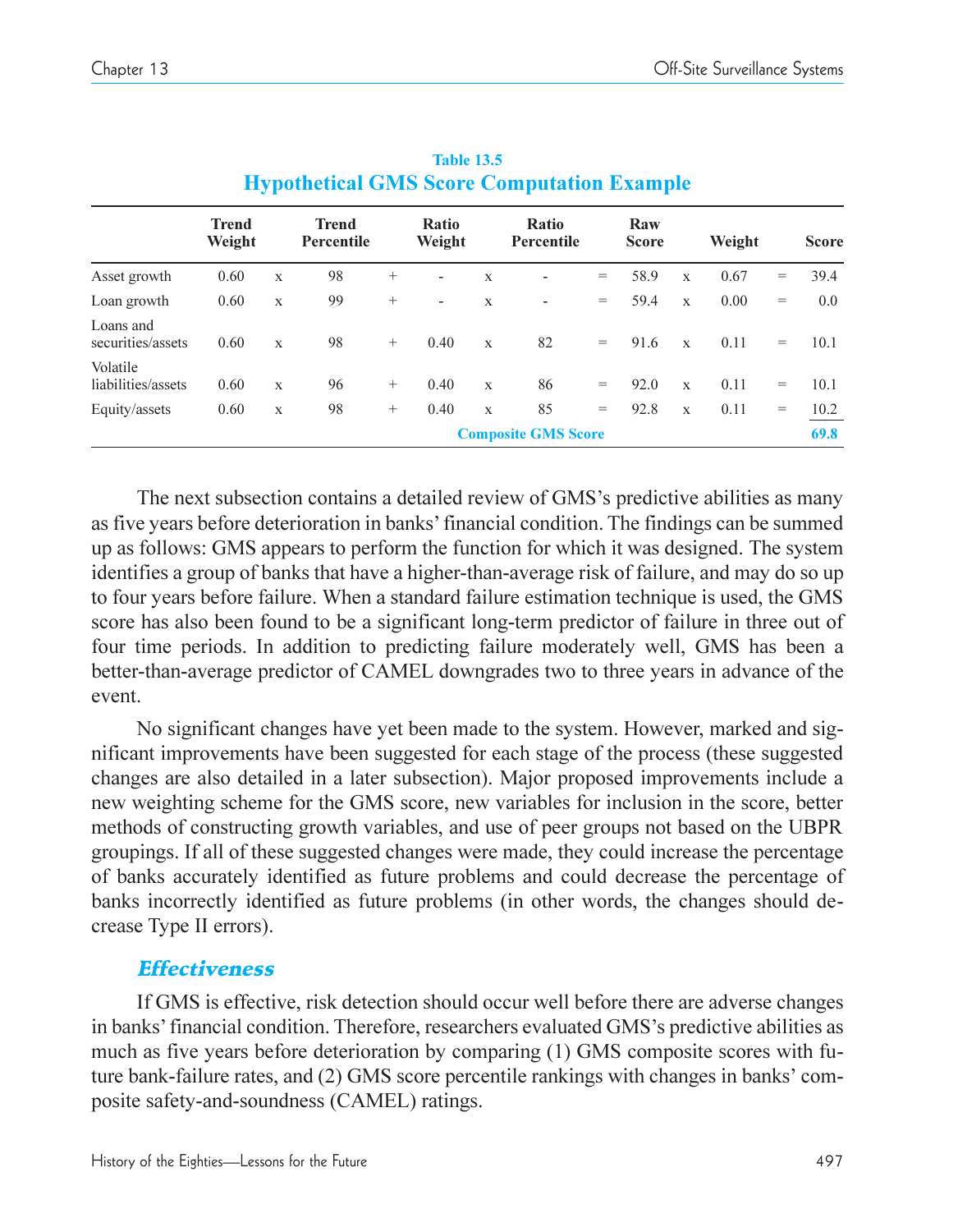**Table 13.5**

**Hypothetical GMS Score Computation Example**

| | Trend Weight | | Trend Percentile | | Ratio Weight | | Ratio Percentile | | Raw Score | | Weight | | Score |
|---|---|---|---|---|---|---|---|---|---|---|---|---|---|
| Asset growth | 0.60 | x | 98 | + | - | x | - | = | 58.9 | x | 0.67 | = | 39.4 |
| Loan growth | 0.60 | x | 99 | + | - | x | - | = | 59.4 | x | 0.00 | = | 0.0 |
| Loans and securities/assets | 0.60 | x | 98 | + | 0.40 | x | 82 | = | 91.6 | x | 0.11 | = | 10.1 |
| Volatile liabilities/assets | 0.60 | x | 96 | + | 0.40 | x | 86 | = | 92.0 | x | 0.11 | = | 10.1 |
| Equity/assets | 0.60 | x | 98 | + | 0.40 | x | 85 | = | 92.8 | x | 0.11 | = | 10.2 |
| | | | | | | | **Composite GMS Score** | | | | | | **69.8** |

The next subsection contains a detailed review of GMS's predictive abilities as many as five years before deterioration in banks' financial condition. The findings can be summed up as follows: GMS appears to perform the function for which it was designed. The system identifies a group of banks that have a higher-than-average risk of failure, and may do so up to four years before failure. When a standard failure estimation technique is used, the GMS score has also been found to be a significant long-term predictor of failure in three out of four time periods. In addition to predicting failure moderately well, GMS has been a better-than-average predictor of CAMEL downgrades two to three years in advance of the event.

No significant changes have yet been made to the system. However, marked and significant improvements have been suggested for each stage of the process (these suggested changes are also detailed in a later subsection). Major proposed improvements include a new weighting scheme for the GMS score, new variables for inclusion in the score, better methods of constructing growth variables, and use of peer groups not based on the UBPR groupings. If all of these suggested changes were made, they could increase the percentage of banks accurately identified as future problems and could decrease the percentage of banks incorrectly identified as future problems (in other words, the changes should decrease Type II errors).

### *Effectiveness*

If GMS is effective, risk detection should occur well before there are adverse changes in banks' financial condition. Therefore, researchers evaluated GMS's predictive abilities as much as five years before deterioration by comparing (1) GMS composite scores with future bank-failure rates, and (2) GMS score percentile rankings with changes in banks' composite safety-and-soundness (CAMEL) ratings.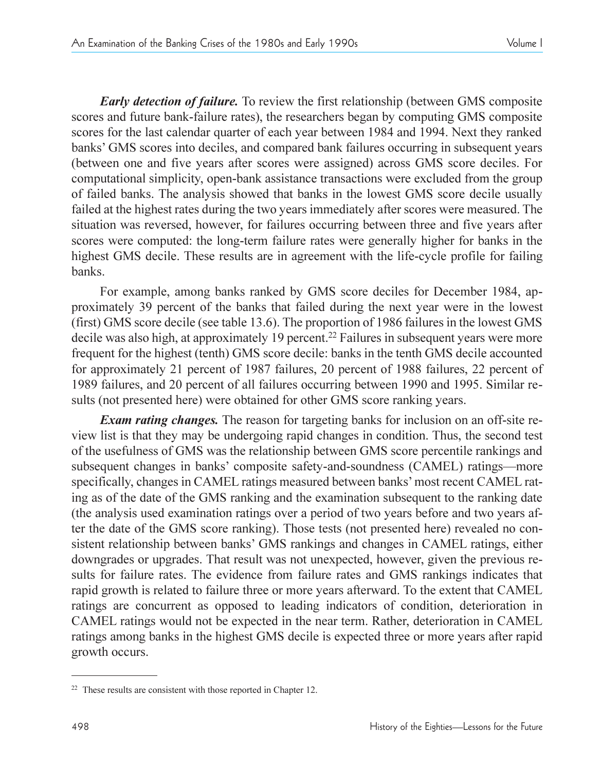***Early detection of failure.*** To review the first relationship (between GMS composite scores and future bank-failure rates), the researchers began by computing GMS composite scores for the last calendar quarter of each year between 1984 and 1994. Next they ranked banks' GMS scores into deciles, and compared bank failures occurring in subsequent years (between one and five years after scores were assigned) across GMS score deciles. For computational simplicity, open-bank assistance transactions were excluded from the group of failed banks. The analysis showed that banks in the lowest GMS score decile usually failed at the highest rates during the two years immediately after scores were measured. The situation was reversed, however, for failures occurring between three and five years after scores were computed: the long-term failure rates were generally higher for banks in the highest GMS decile. These results are in agreement with the life-cycle profile for failing banks.

For example, among banks ranked by GMS score deciles for December 1984, approximately 39 percent of the banks that failed during the next year were in the lowest (first) GMS score decile (see table 13.6). The proportion of 1986 failures in the lowest GMS decile was also high, at approximately 19 percent.[22] Failures in subsequent years were more frequent for the highest (tenth) GMS score decile: banks in the tenth GMS decile accounted for approximately 21 percent of 1987 failures, 20 percent of 1988 failures, 22 percent of 1989 failures, and 20 percent of all failures occurring between 1990 and 1995. Similar results (not presented here) were obtained for other GMS score ranking years.

***Exam rating changes.*** The reason for targeting banks for inclusion on an off-site review list is that they may be undergoing rapid changes in condition. Thus, the second test of the usefulness of GMS was the relationship between GMS score percentile rankings and subsequent changes in banks' composite safety-and-soundness (CAMEL) ratings—more specifically, changes in CAMEL ratings measured between banks' most recent CAMEL rating as of the date of the GMS ranking and the examination subsequent to the ranking date (the analysis used examination ratings over a period of two years before and two years after the date of the GMS score ranking). Those tests (not presented here) revealed no consistent relationship between banks' GMS rankings and changes in CAMEL ratings, either downgrades or upgrades. That result was not unexpected, however, given the previous results for failure rates. The evidence from failure rates and GMS rankings indicates that rapid growth is related to failure three or more years afterward. To the extent that CAMEL ratings are concurrent as opposed to leading indicators of condition, deterioration in CAMEL ratings would not be expected in the near term. Rather, deterioration in CAMEL ratings among banks in the highest GMS decile is expected three or more years after rapid growth occurs.

---

[22] These results are consistent with those reported in Chapter 12.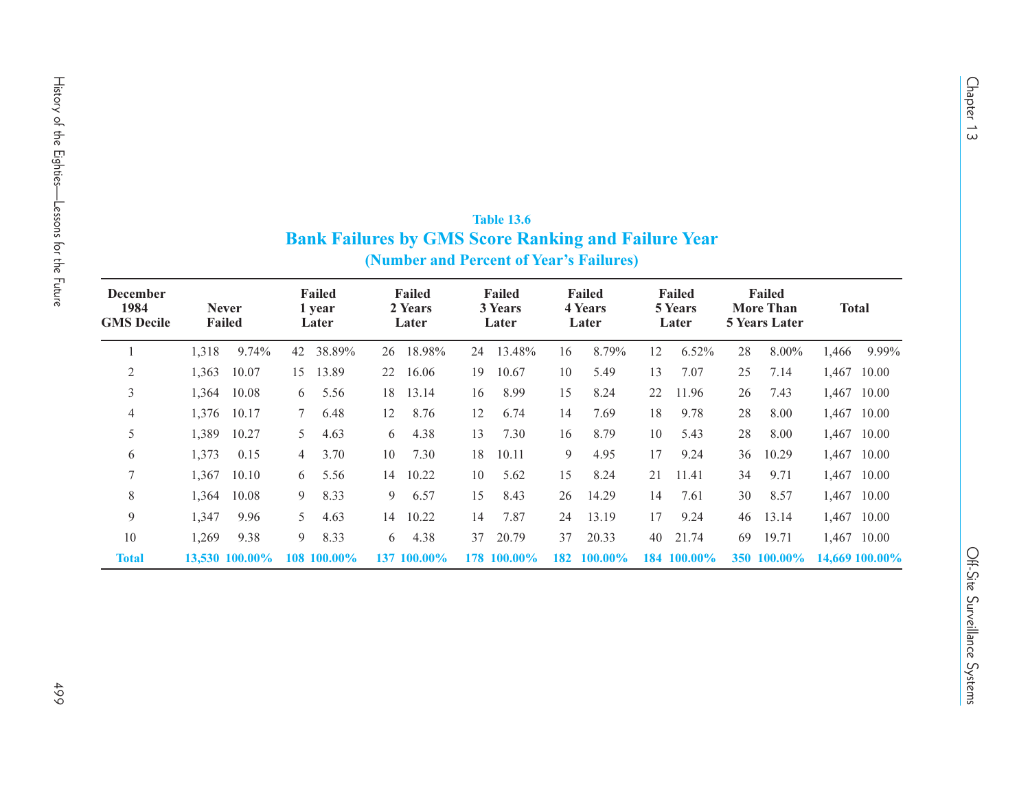**Table 13.6**

## Bank Failures by GMS Score Ranking and Failure Year

**(Number and Percent of Year's Failures)**

| December 1984 GMS Decile | Never Failed | | Failed 1 year Later | | Failed 2 Years Later | | Failed 3 Years Later | | Failed 4 Years Later | | Failed 5 Years Later | | Failed More Than 5 Years Later | | Total | |
|---|---|---|---|---|---|---|---|---|---|---|---|---|---|---|---|---|
| 1 | 1,318 | 9.74% | 42 | 38.89% | 26 | 18.98% | 24 | 13.48% | 16 | 8.79% | 12 | 6.52% | 28 | 8.00% | 1,466 | 9.99% |
| 2 | 1,363 | 10.07 | 15 | 13.89 | 22 | 16.06 | 19 | 10.67 | 10 | 5.49 | 13 | 7.07 | 25 | 7.14 | 1,467 | 10.00 |
| 3 | 1,364 | 10.08 | 6 | 5.56 | 18 | 13.14 | 16 | 8.99 | 15 | 8.24 | 22 | 11.96 | 26 | 7.43 | 1,467 | 10.00 |
| 4 | 1,376 | 10.17 | 7 | 6.48 | 12 | 8.76 | 12 | 6.74 | 14 | 7.69 | 18 | 9.78 | 28 | 8.00 | 1,467 | 10.00 |
| 5 | 1,389 | 10.27 | 5 | 4.63 | 6 | 4.38 | 13 | 7.30 | 16 | 8.79 | 10 | 5.43 | 28 | 8.00 | 1,467 | 10.00 |
| 6 | 1,373 | 0.15 | 4 | 3.70 | 10 | 7.30 | 18 | 10.11 | 9 | 4.95 | 17 | 9.24 | 36 | 10.29 | 1,467 | 10.00 |
| 7 | 1,367 | 10.10 | 6 | 5.56 | 14 | 10.22 | 10 | 5.62 | 15 | 8.24 | 21 | 11.41 | 34 | 9.71 | 1,467 | 10.00 |
| 8 | 1,364 | 10.08 | 9 | 8.33 | 9 | 6.57 | 15 | 8.43 | 26 | 14.29 | 14 | 7.61 | 30 | 8.57 | 1,467 | 10.00 |
| 9 | 1,347 | 9.96 | 5 | 4.63 | 14 | 10.22 | 14 | 7.87 | 24 | 13.19 | 17 | 9.24 | 46 | 13.14 | 1,467 | 10.00 |
| 10 | 1,269 | 9.38 | 9 | 8.33 | 6 | 4.38 | 37 | 20.79 | 37 | 20.33 | 40 | 21.74 | 69 | 19.71 | 1,467 | 10.00 |
| **Total** | **13,530** | **100.00%** | **108** | **100.00%** | **137** | **100.00%** | **178** | **100.00%** | **182** | **100.00%** | **184** | **100.00%** | **350** | **100.00%** | **14,669** | **100.00%** |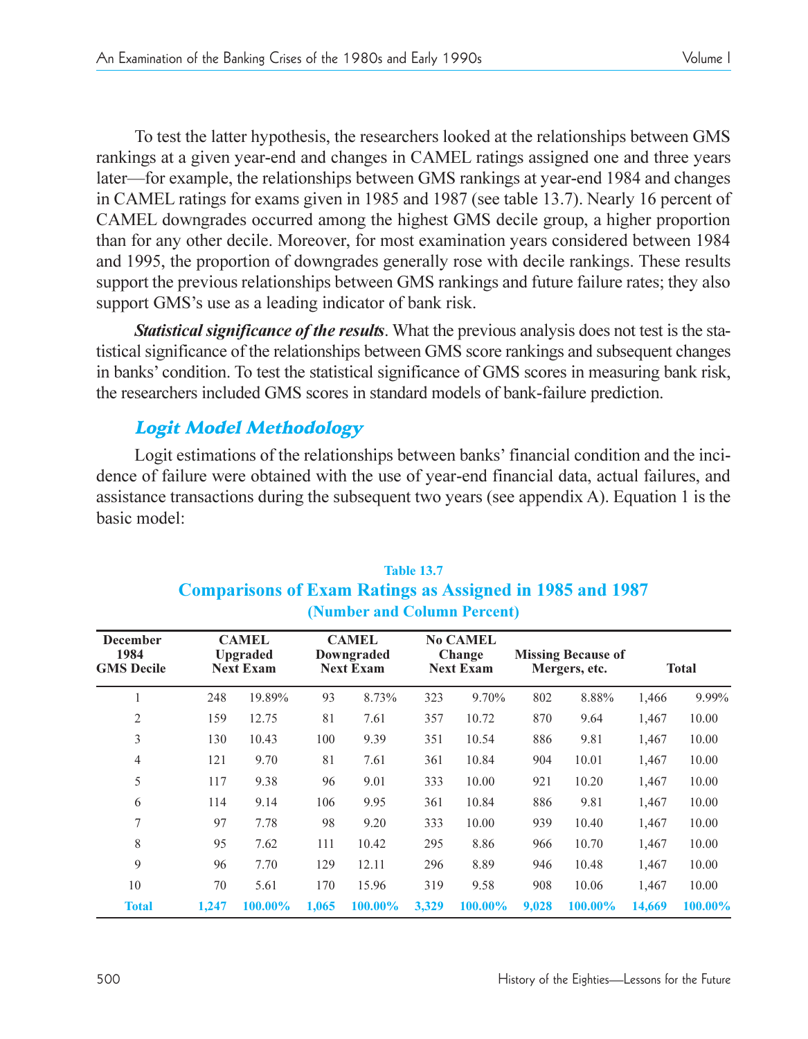To test the latter hypothesis, the researchers looked at the relationships between GMS rankings at a given year-end and changes in CAMEL ratings assigned one and three years later—for example, the relationships between GMS rankings at year-end 1984 and changes in CAMEL ratings for exams given in 1985 and 1987 (see table 13.7). Nearly 16 percent of CAMEL downgrades occurred among the highest GMS decile group, a higher proportion than for any other decile. Moreover, for most examination years considered between 1984 and 1995, the proportion of downgrades generally rose with decile rankings. These results support the previous relationships between GMS rankings and future failure rates; they also support GMS's use as a leading indicator of bank risk.

***Statistical significance of the results***. What the previous analysis does not test is the statistical significance of the relationships between GMS score rankings and subsequent changes in banks' condition. To test the statistical significance of GMS scores in measuring bank risk, the researchers included GMS scores in standard models of bank-failure prediction.

### Logit Model Methodology

Logit estimations of the relationships between banks' financial condition and the incidence of failure were obtained with the use of year-end financial data, actual failures, and assistance transactions during the subsequent two years (see appendix A). Equation 1 is the basic model:

**Table 13.7**
**Comparisons of Exam Ratings as Assigned in 1985 and 1987**
**(Number and Column Percent)**

| December 1984 GMS Decile | CAMEL Upgraded Next Exam | | CAMEL Downgraded Next Exam | | No CAMEL Change Next Exam | | Missing Because of Mergers, etc. | | Total | |
|---|---|---|---|---|---|---|---|---|---|---|
| 1 | 248 | 19.89% | 93 | 8.73% | 323 | 9.70% | 802 | 8.88% | 1,466 | 9.99% |
| 2 | 159 | 12.75 | 81 | 7.61 | 357 | 10.72 | 870 | 9.64 | 1,467 | 10.00 |
| 3 | 130 | 10.43 | 100 | 9.39 | 351 | 10.54 | 886 | 9.81 | 1,467 | 10.00 |
| 4 | 121 | 9.70 | 81 | 7.61 | 361 | 10.84 | 904 | 10.01 | 1,467 | 10.00 |
| 5 | 117 | 9.38 | 96 | 9.01 | 333 | 10.00 | 921 | 10.20 | 1,467 | 10.00 |
| 6 | 114 | 9.14 | 106 | 9.95 | 361 | 10.84 | 886 | 9.81 | 1,467 | 10.00 |
| 7 | 97 | 7.78 | 98 | 9.20 | 333 | 10.00 | 939 | 10.40 | 1,467 | 10.00 |
| 8 | 95 | 7.62 | 111 | 10.42 | 295 | 8.86 | 966 | 10.70 | 1,467 | 10.00 |
| 9 | 96 | 7.70 | 129 | 12.11 | 296 | 8.89 | 946 | 10.48 | 1,467 | 10.00 |
| 10 | 70 | 5.61 | 170 | 15.96 | 319 | 9.58 | 908 | 10.06 | 1,467 | 10.00 |
| **Total** | **1,247** | **100.00%** | **1,065** | **100.00%** | **3,329** | **100.00%** | **9,028** | **100.00%** | **14,669** | **100.00%** |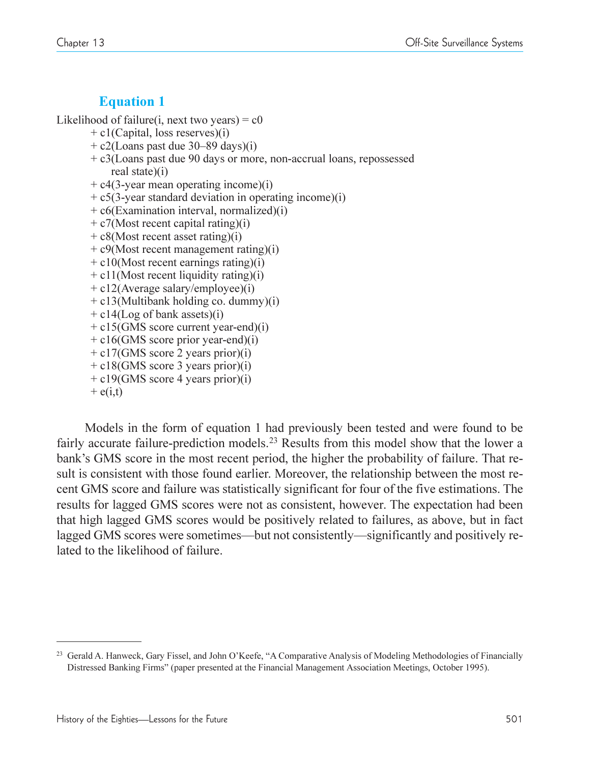### Equation 1

$$
\begin{aligned}
\text{Likelihood of failure(i, next two years)} = {} & c0 \\
& + c1(\text{Capital, loss reserves})(i) \\
& + c2(\text{Loans past due 30–89 days})(i) \\
& + c3(\text{Loans past due 90 days or more, non-accrual loans, repossessed} \\
& \quad \text{real state})(i) \\
& + c4(\text{3-year mean operating income})(i) \\
& + c5(\text{3-year standard deviation in operating income})(i) \\
& + c6(\text{Examination interval, normalized})(i) \\
& + c7(\text{Most recent capital rating})(i) \\
& + c8(\text{Most recent asset rating})(i) \\
& + c9(\text{Most recent management rating})(i) \\
& + c10(\text{Most recent earnings rating})(i) \\
& + c11(\text{Most recent liquidity rating})(i) \\
& + c12(\text{Average salary/employee})(i) \\
& + c13(\text{Multibank holding co. dummy})(i) \\
& + c14(\text{Log of bank assets})(i) \\
& + c15(\text{GMS score current year-end})(i) \\
& + c16(\text{GMS score prior year-end})(i) \\
& + c17(\text{GMS score 2 years prior})(i) \\
& + c18(\text{GMS score 3 years prior})(i) \\
& + c19(\text{GMS score 4 years prior})(i) \\
& + e(i,t)
\end{aligned}
$$

Models in the form of equation 1 had previously been tested and were found to be fairly accurate failure-prediction models.[23] Results from this model show that the lower a bank's GMS score in the most recent period, the higher the probability of failure. That result is consistent with those found earlier. Moreover, the relationship between the most recent GMS score and failure was statistically significant for four of the five estimations. The results for lagged GMS scores were not as consistent, however. The expectation had been that high lagged GMS scores would be positively related to failures, as above, but in fact lagged GMS scores were sometimes—but not consistently—significantly and positively related to the likelihood of failure.

[23] Gerald A. Hanweck, Gary Fissel, and John O'Keefe, "A Comparative Analysis of Modeling Methodologies of Financially Distressed Banking Firms" (paper presented at the Financial Management Association Meetings, October 1995).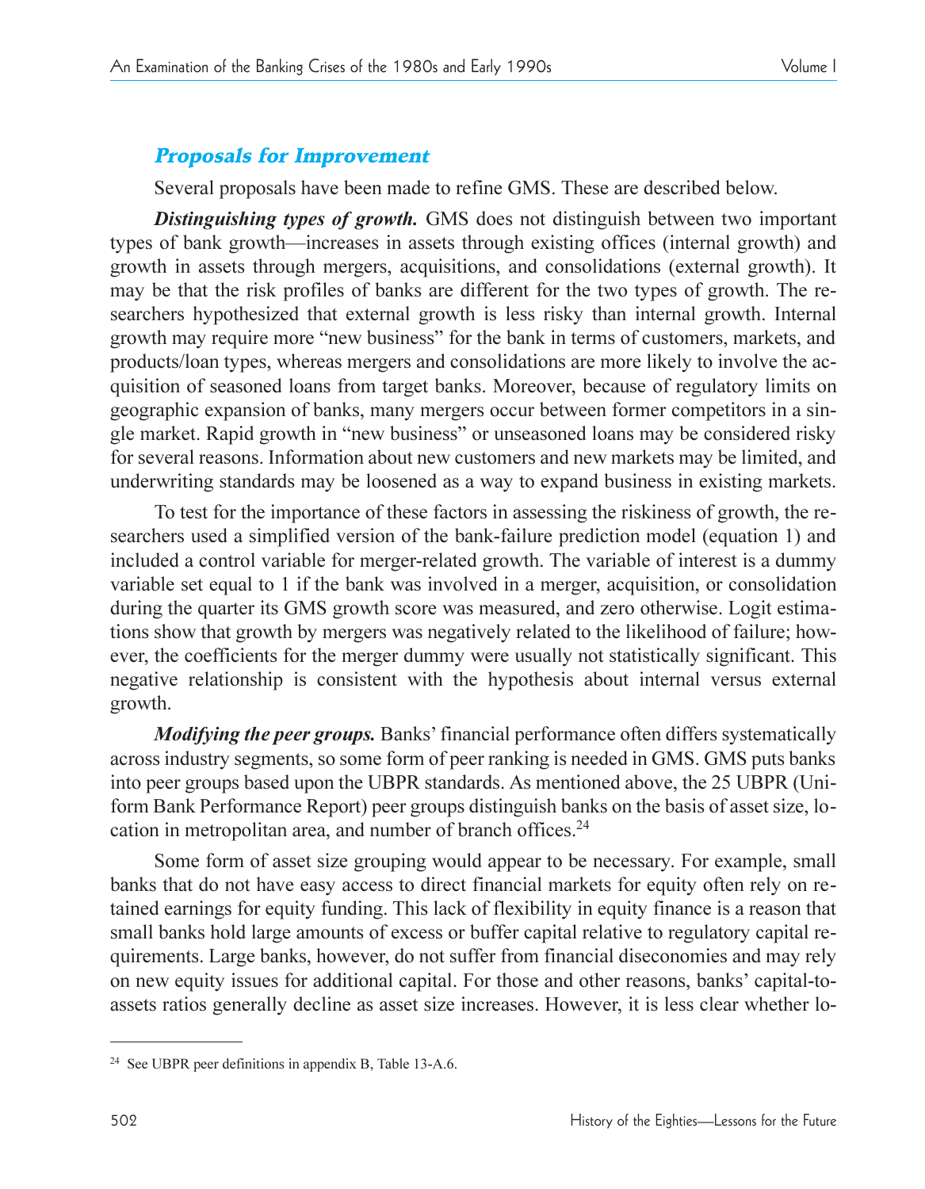## Proposals for Improvement

Several proposals have been made to refine GMS. These are described below.

***Distinguishing types of growth.*** GMS does not distinguish between two important types of bank growth—increases in assets through existing offices (internal growth) and growth in assets through mergers, acquisitions, and consolidations (external growth). It may be that the risk profiles of banks are different for the two types of growth. The researchers hypothesized that external growth is less risky than internal growth. Internal growth may require more "new business" for the bank in terms of customers, markets, and products/loan types, whereas mergers and consolidations are more likely to involve the acquisition of seasoned loans from target banks. Moreover, because of regulatory limits on geographic expansion of banks, many mergers occur between former competitors in a single market. Rapid growth in "new business" or unseasoned loans may be considered risky for several reasons. Information about new customers and new markets may be limited, and underwriting standards may be loosened as a way to expand business in existing markets.

To test for the importance of these factors in assessing the riskiness of growth, the researchers used a simplified version of the bank-failure prediction model (equation 1) and included a control variable for merger-related growth. The variable of interest is a dummy variable set equal to 1 if the bank was involved in a merger, acquisition, or consolidation during the quarter its GMS growth score was measured, and zero otherwise. Logit estimations show that growth by mergers was negatively related to the likelihood of failure; however, the coefficients for the merger dummy were usually not statistically significant. This negative relationship is consistent with the hypothesis about internal versus external growth.

***Modifying the peer groups.*** Banks' financial performance often differs systematically across industry segments, so some form of peer ranking is needed in GMS. GMS puts banks into peer groups based upon the UBPR standards. As mentioned above, the 25 UBPR (Uniform Bank Performance Report) peer groups distinguish banks on the basis of asset size, location in metropolitan area, and number of branch offices.[24]

Some form of asset size grouping would appear to be necessary. For example, small banks that do not have easy access to direct financial markets for equity often rely on retained earnings for equity funding. This lack of flexibility in equity finance is a reason that small banks hold large amounts of excess or buffer capital relative to regulatory capital requirements. Large banks, however, do not suffer from financial diseconomies and may rely on new equity issues for additional capital. For those and other reasons, banks' capital-to-assets ratios generally decline as asset size increases. However, it is less clear whether lo-

[24] See UBPR peer definitions in appendix B, Table 13-A.6.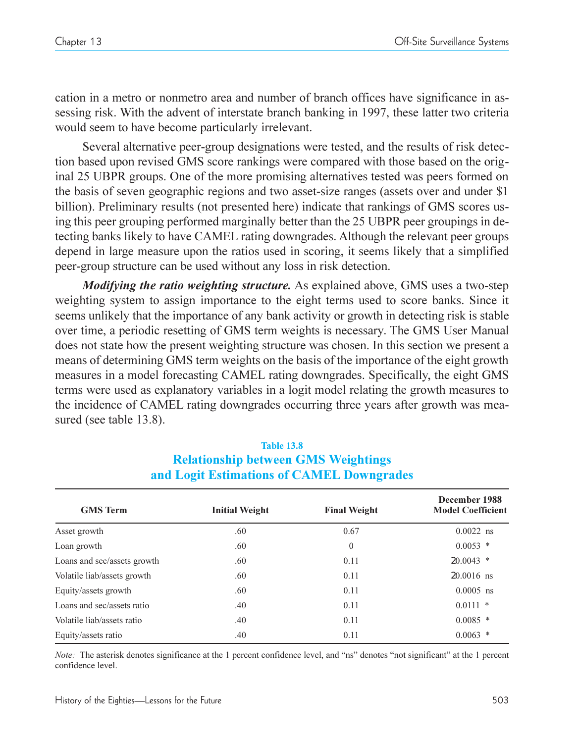cation in a metro or nonmetro area and number of branch offices have significance in assessing risk. With the advent of interstate branch banking in 1997, these latter two criteria would seem to have become particularly irrelevant.

Several alternative peer-group designations were tested, and the results of risk detection based upon revised GMS score rankings were compared with those based on the original 25 UBPR groups. One of the more promising alternatives tested was peers formed on the basis of seven geographic regions and two asset-size ranges (assets over and under $1 billion). Preliminary results (not presented here) indicate that rankings of GMS scores using this peer grouping performed marginally better than the 25 UBPR peer groupings in detecting banks likely to have CAMEL rating downgrades. Although the relevant peer groups depend in large measure upon the ratios used in scoring, it seems likely that a simplified peer-group structure can be used without any loss in risk detection.

***Modifying the ratio weighting structure.*** As explained above, GMS uses a two-step weighting system to assign importance to the eight terms used to score banks. Since it seems unlikely that the importance of any bank activity or growth in detecting risk is stable over time, a periodic resetting of GMS term weights is necessary. The GMS User Manual does not state how the present weighting structure was chosen. In this section we present a means of determining GMS term weights on the basis of the importance of the eight growth measures in a model forecasting CAMEL rating downgrades. Specifically, the eight GMS terms were used as explanatory variables in a logit model relating the growth measures to the incidence of CAMEL rating downgrades occurring three years after growth was measured (see table 13.8).

**Table 13.8**
**Relationship between GMS Weightings and Logit Estimations of CAMEL Downgrades**

| GMS Term | Initial Weight | Final Weight | December 1988 Model Coefficient |
|---|---|---|---|
| Asset growth | .60 | 0.67 | 0.0022 ns |
| Loan growth | .60 | 0 | 0.0053 * |
| Loans and sec/assets growth | .60 | 0.11 | 20.0043 * |
| Volatile liab/assets growth | .60 | 0.11 | 20.0016 ns |
| Equity/assets growth | .60 | 0.11 | 0.0005 ns |
| Loans and sec/assets ratio | .40 | 0.11 | 0.0111 * |
| Volatile liab/assets ratio | .40 | 0.11 | 0.0085 * |
| Equity/assets ratio | .40 | 0.11 | 0.0063 * |

*Note:* The asterisk denotes significance at the 1 percent confidence level, and "ns" denotes "not significant" at the 1 percent confidence level.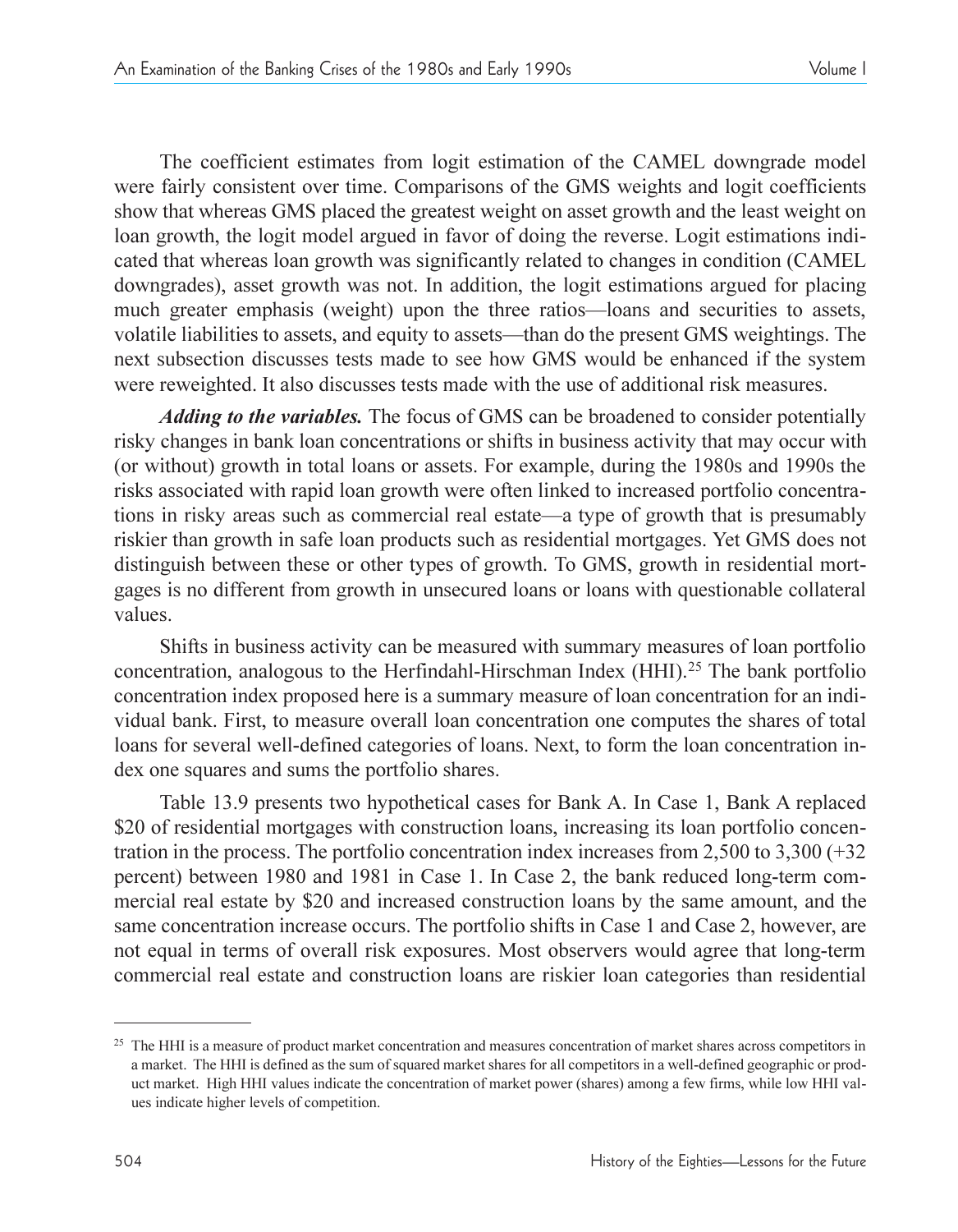The coefficient estimates from logit estimation of the CAMEL downgrade model were fairly consistent over time. Comparisons of the GMS weights and logit coefficients show that whereas GMS placed the greatest weight on asset growth and the least weight on loan growth, the logit model argued in favor of doing the reverse. Logit estimations indicated that whereas loan growth was significantly related to changes in condition (CAMEL downgrades), asset growth was not. In addition, the logit estimations argued for placing much greater emphasis (weight) upon the three ratios—loans and securities to assets, volatile liabilities to assets, and equity to assets—than do the present GMS weightings. The next subsection discusses tests made to see how GMS would be enhanced if the system were reweighted. It also discusses tests made with the use of additional risk measures.

***Adding to the variables.*** The focus of GMS can be broadened to consider potentially risky changes in bank loan concentrations or shifts in business activity that may occur with (or without) growth in total loans or assets. For example, during the 1980s and 1990s the risks associated with rapid loan growth were often linked to increased portfolio concentrations in risky areas such as commercial real estate—a type of growth that is presumably riskier than growth in safe loan products such as residential mortgages. Yet GMS does not distinguish between these or other types of growth. To GMS, growth in residential mortgages is no different from growth in unsecured loans or loans with questionable collateral values.

Shifts in business activity can be measured with summary measures of loan portfolio concentration, analogous to the Herfindahl-Hirschman Index (HHI).[25] The bank portfolio concentration index proposed here is a summary measure of loan concentration for an individual bank. First, to measure overall loan concentration one computes the shares of total loans for several well-defined categories of loans. Next, to form the loan concentration index one squares and sums the portfolio shares.

Table 13.9 presents two hypothetical cases for Bank A. In Case 1, Bank A replaced \$20 of residential mortgages with construction loans, increasing its loan portfolio concentration in the process. The portfolio concentration index increases from 2,500 to 3,300 (+32 percent) between 1980 and 1981 in Case 1. In Case 2, the bank reduced long-term commercial real estate by \$20 and increased construction loans by the same amount, and the same concentration increase occurs. The portfolio shifts in Case 1 and Case 2, however, are not equal in terms of overall risk exposures. Most observers would agree that long-term commercial real estate and construction loans are riskier loan categories than residential

---

[25] The HHI is a measure of product market concentration and measures concentration of market shares across competitors in a market. The HHI is defined as the sum of squared market shares for all competitors in a well-defined geographic or product market. High HHI values indicate the concentration of market power (shares) among a few firms, while low HHI values indicate higher levels of competition.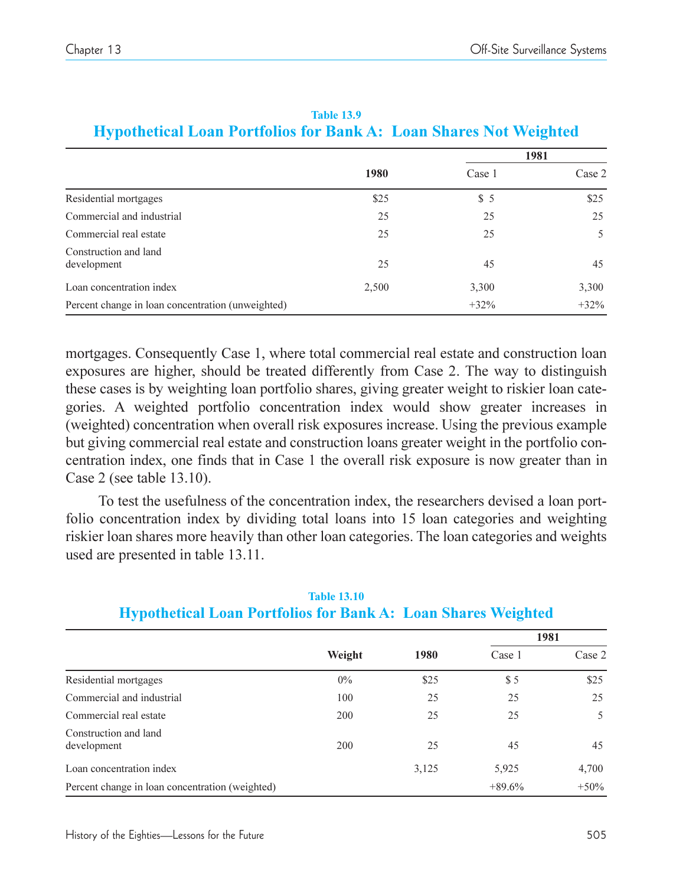**Table 13.9**
**Hypothetical Loan Portfolios for Bank A: Loan Shares Not Weighted**

| | 1980 | 1981 | |
|---|---|---|---|
| | | Case 1 | Case 2 |
| Residential mortgages | $25 | $ 5 | $25 |
| Commercial and industrial | 25 | 25 | 25 |
| Commercial real estate | 25 | 25 | 5 |
| Construction and land development | 25 | 45 | 45 |
| Loan concentration index | 2,500 | 3,300 | 3,300 |
| Percent change in loan concentration (unweighted) | | +32% | +32% |

mortgages. Consequently Case 1, where total commercial real estate and construction loan exposures are higher, should be treated differently from Case 2. The way to distinguish these cases is by weighting loan portfolio shares, giving greater weight to riskier loan categories. A weighted portfolio concentration index would show greater increases in (weighted) concentration when overall risk exposures increase. Using the previous example but giving commercial real estate and construction loans greater weight in the portfolio concentration index, one finds that in Case 1 the overall risk exposure is now greater than in Case 2 (see table 13.10).

To test the usefulness of the concentration index, the researchers devised a loan portfolio concentration index by dividing total loans into 15 loan categories and weighting riskier loan shares more heavily than other loan categories. The loan categories and weights used are presented in table 13.11.

**Table 13.10**
**Hypothetical Loan Portfolios for Bank A: Loan Shares Weighted**

| | Weight | 1980 | 1981 | |
|---|---|---|---|---|
| | | | Case 1 | Case 2 |
| Residential mortgages | 0% | $25 | $ 5 | $25 |
| Commercial and industrial | 100 | 25 | 25 | 25 |
| Commercial real estate | 200 | 25 | 25 | 5 |
| Construction and land development | 200 | 25 | 45 | 45 |
| Loan concentration index | | 3,125 | 5,925 | 4,700 |
| Percent change in loan concentration (weighted) | | | +89.6% | +50% |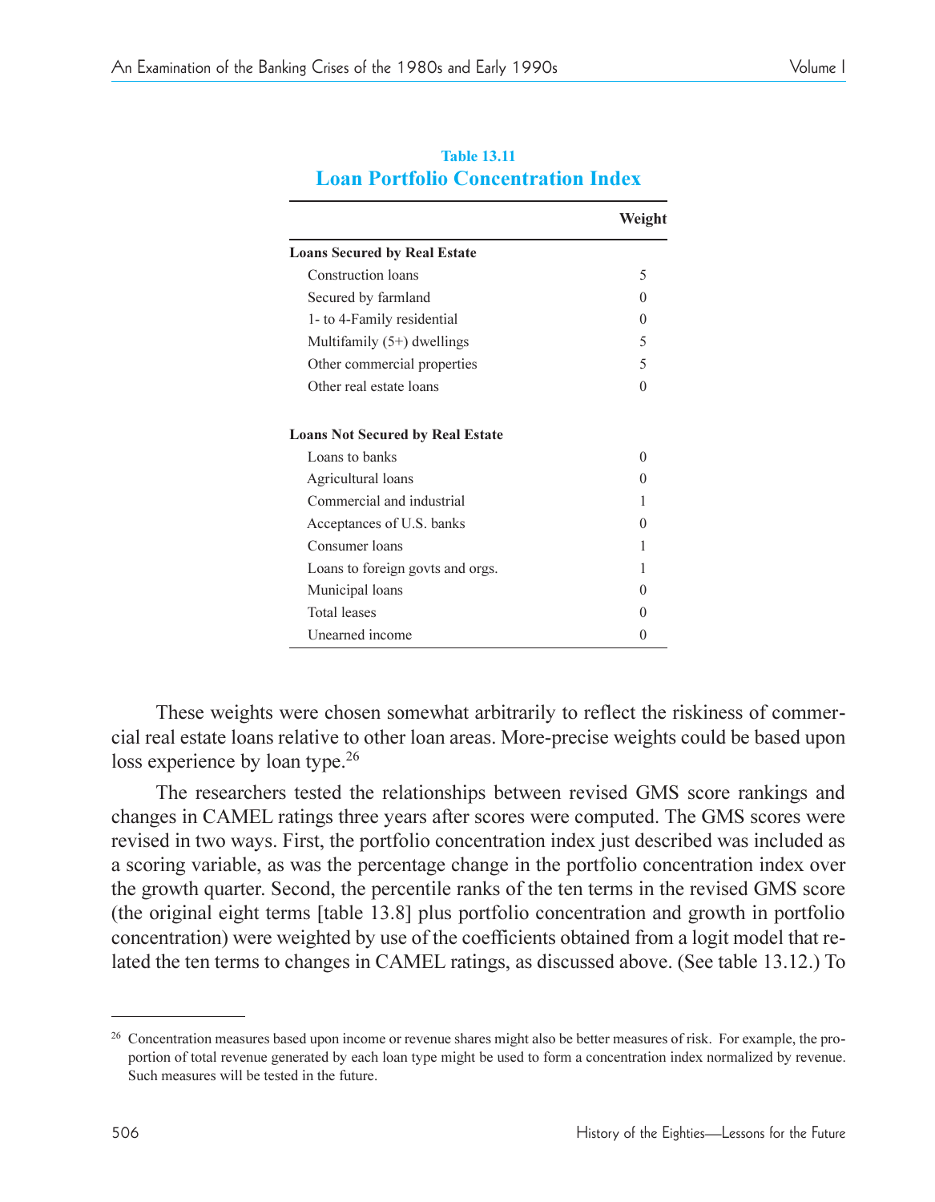**Table 13.11**

**Loan Portfolio Concentration Index**

| | Weight |
|---|---|
| **Loans Secured by Real Estate** | |
| Construction loans | 5 |
| Secured by farmland | 0 |
| 1- to 4-Family residential | 0 |
| Multifamily (5+) dwellings | 5 |
| Other commercial properties | 5 |
| Other real estate loans | 0 |
| **Loans Not Secured by Real Estate** | |
| Loans to banks | 0 |
| Agricultural loans | 0 |
| Commercial and industrial | 1 |
| Acceptances of U.S. banks | 0 |
| Consumer loans | 1 |
| Loans to foreign govts and orgs. | 1 |
| Municipal loans | 0 |
| Total leases | 0 |
| Unearned income | 0 |

These weights were chosen somewhat arbitrarily to reflect the riskiness of commercial real estate loans relative to other loan areas. More-precise weights could be based upon loss experience by loan type.[26]

The researchers tested the relationships between revised GMS score rankings and changes in CAMEL ratings three years after scores were computed. The GMS scores were revised in two ways. First, the portfolio concentration index just described was included as a scoring variable, as was the percentage change in the portfolio concentration index over the growth quarter. Second, the percentile ranks of the ten terms in the revised GMS score (the original eight terms [table 13.8] plus portfolio concentration and growth in portfolio concentration) were weighted by use of the coefficients obtained from a logit model that related the ten terms to changes in CAMEL ratings, as discussed above. (See table 13.12.) To

---

[26] Concentration measures based upon income or revenue shares might also be better measures of risk. For example, the proportion of total revenue generated by each loan type might be used to form a concentration index normalized by revenue. Such measures will be tested in the future.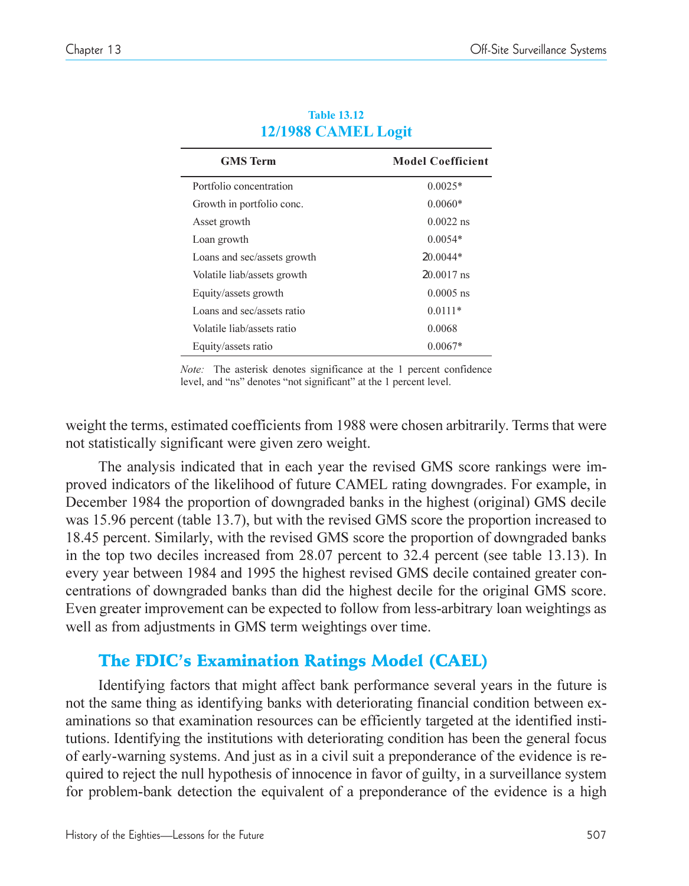**Table 13.12**

## 12/1988 CAMEL Logit

| GMS Term | Model Coefficient |
|---|---|
| Portfolio concentration | 0.0025* |
| Growth in portfolio conc. | 0.0060* |
| Asset growth | 0.0022 ns |
| Loan growth | 0.0054* |
| Loans and sec/assets growth | −0.0044* |
| Volatile liab/assets growth | −0.0017 ns |
| Equity/assets growth | 0.0005 ns |
| Loans and sec/assets ratio | 0.0111* |
| Volatile liab/assets ratio | 0.0068 |
| Equity/assets ratio | 0.0067* |

*Note:* The asterisk denotes significance at the 1 percent confidence level, and "ns" denotes "not significant" at the 1 percent level.

weight the terms, estimated coefficients from 1988 were chosen arbitrarily. Terms that were not statistically significant were given zero weight.

The analysis indicated that in each year the revised GMS score rankings were improved indicators of the likelihood of future CAMEL rating downgrades. For example, in December 1984 the proportion of downgraded banks in the highest (original) GMS decile was 15.96 percent (table 13.7), but with the revised GMS score the proportion increased to 18.45 percent. Similarly, with the revised GMS score the proportion of downgraded banks in the top two deciles increased from 28.07 percent to 32.4 percent (see table 13.13). In every year between 1984 and 1995 the highest revised GMS decile contained greater concentrations of downgraded banks than did the highest decile for the original GMS score. Even greater improvement can be expected to follow from less-arbitrary loan weightings as well as from adjustments in GMS term weightings over time.

## The FDIC's Examination Ratings Model (CAEL)

Identifying factors that might affect bank performance several years in the future is not the same thing as identifying banks with deteriorating financial condition between examinations so that examination resources can be efficiently targeted at the identified institutions. Identifying the institutions with deteriorating condition has been the general focus of early-warning systems. And just as in a civil suit a preponderance of the evidence is required to reject the null hypothesis of innocence in favor of guilty, in a surveillance system for problem-bank detection the equivalent of a preponderance of the evidence is a high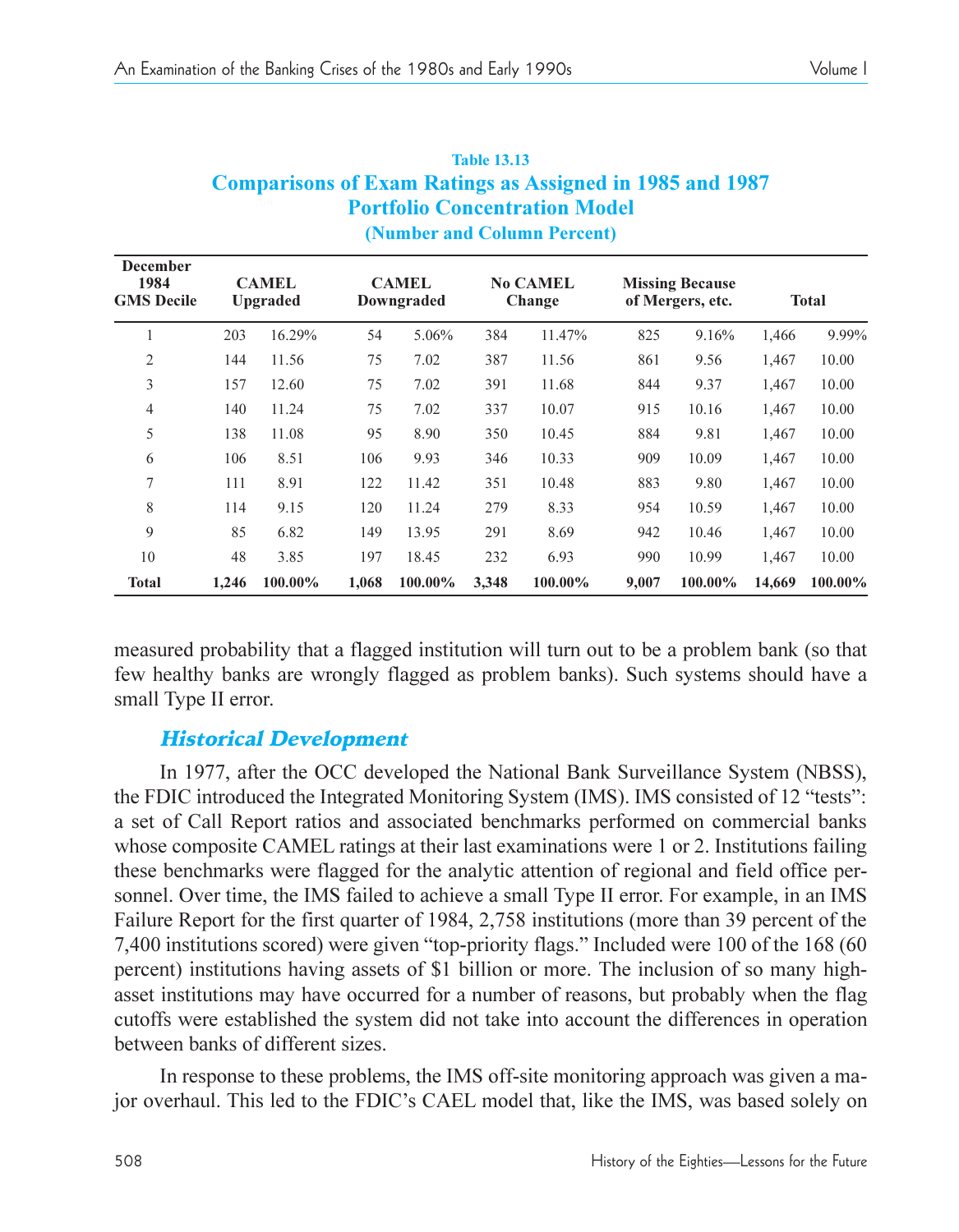**Table 13.13**

**Comparisons of Exam Ratings as Assigned in 1985 and 1987**

**Portfolio Concentration Model**

**(Number and Column Percent)**

| December 1984 GMS Decile | CAMEL Upgraded | | CAMEL Downgraded | | No CAMEL Change | | Missing Because of Mergers, etc. | | Total | |
|---|---|---|---|---|---|---|---|---|---|---|
| 1 | 203 | 16.29% | 54 | 5.06% | 384 | 11.47% | 825 | 9.16% | 1,466 | 9.99% |
| 2 | 144 | 11.56 | 75 | 7.02 | 387 | 11.56 | 861 | 9.56 | 1,467 | 10.00 |
| 3 | 157 | 12.60 | 75 | 7.02 | 391 | 11.68 | 844 | 9.37 | 1,467 | 10.00 |
| 4 | 140 | 11.24 | 75 | 7.02 | 337 | 10.07 | 915 | 10.16 | 1,467 | 10.00 |
| 5 | 138 | 11.08 | 95 | 8.90 | 350 | 10.45 | 884 | 9.81 | 1,467 | 10.00 |
| 6 | 106 | 8.51 | 106 | 9.93 | 346 | 10.33 | 909 | 10.09 | 1,467 | 10.00 |
| 7 | 111 | 8.91 | 122 | 11.42 | 351 | 10.48 | 883 | 9.80 | 1,467 | 10.00 |
| 8 | 114 | 9.15 | 120 | 11.24 | 279 | 8.33 | 954 | 10.59 | 1,467 | 10.00 |
| 9 | 85 | 6.82 | 149 | 13.95 | 291 | 8.69 | 942 | 10.46 | 1,467 | 10.00 |
| 10 | 48 | 3.85 | 197 | 18.45 | 232 | 6.93 | 990 | 10.99 | 1,467 | 10.00 |
| **Total** | **1,246** | **100.00%** | **1,068** | **100.00%** | **3,348** | **100.00%** | **9,007** | **100.00%** | **14,669** | **100.00%** |

measured probability that a flagged institution will turn out to be a problem bank (so that few healthy banks are wrongly flagged as problem banks). Such systems should have a small Type II error.

## *Historical Development*

In 1977, after the OCC developed the National Bank Surveillance System (NBSS), the FDIC introduced the Integrated Monitoring System (IMS). IMS consisted of 12 "tests": a set of Call Report ratios and associated benchmarks performed on commercial banks whose composite CAMEL ratings at their last examinations were 1 or 2. Institutions failing these benchmarks were flagged for the analytic attention of regional and field office personnel. Over time, the IMS failed to achieve a small Type II error. For example, in an IMS Failure Report for the first quarter of 1984, 2,758 institutions (more than 39 percent of the 7,400 institutions scored) were given "top-priority flags." Included were 100 of the 168 (60 percent) institutions having assets of $1 billion or more. The inclusion of so many high-asset institutions may have occurred for a number of reasons, but probably when the flag cutoffs were established the system did not take into account the differences in operation between banks of different sizes.

In response to these problems, the IMS off-site monitoring approach was given a major overhaul. This led to the FDIC's CAEL model that, like the IMS, was based solely on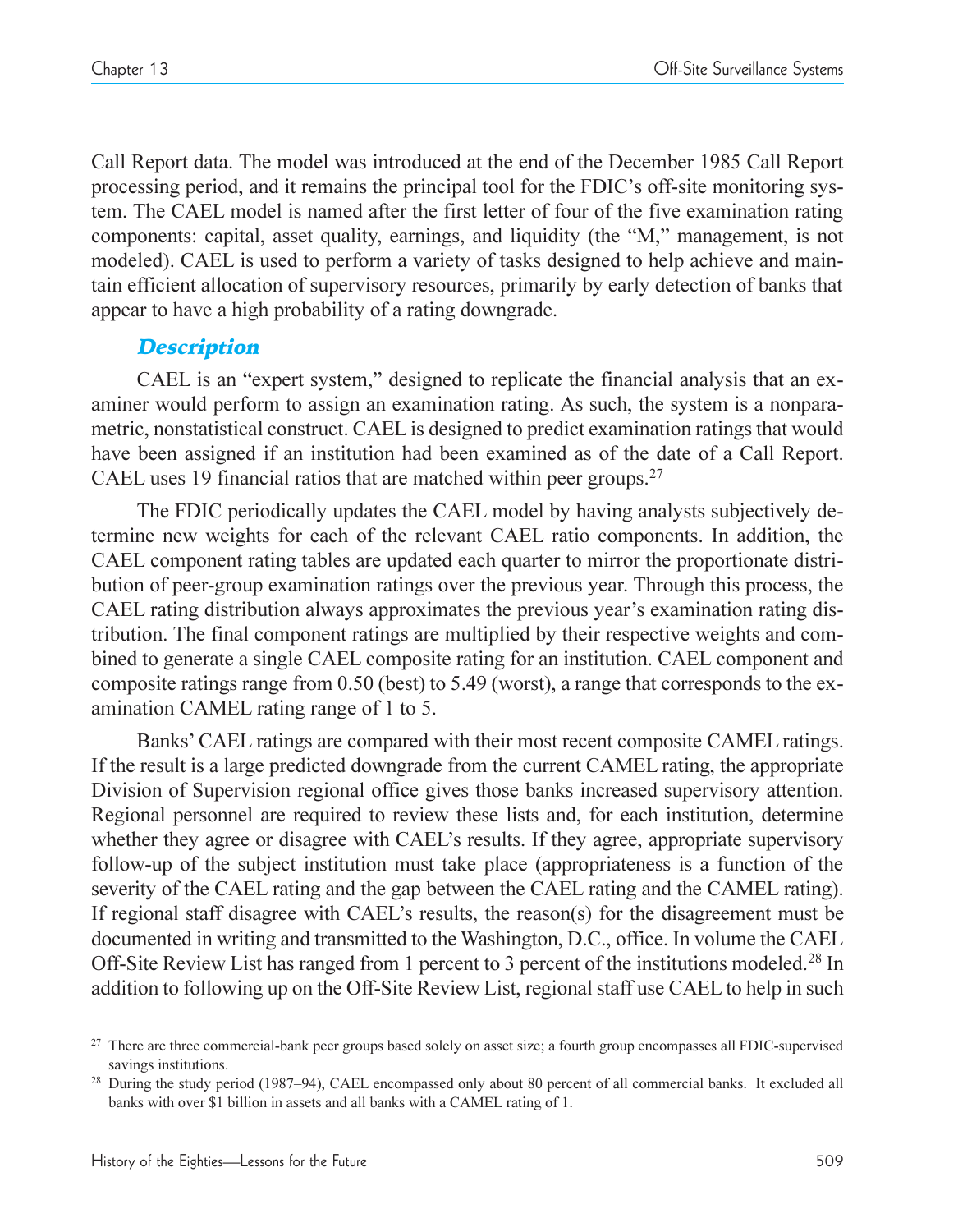Call Report data. The model was introduced at the end of the December 1985 Call Report processing period, and it remains the principal tool for the FDIC's off-site monitoring system. The CAEL model is named after the first letter of four of the five examination rating components: capital, asset quality, earnings, and liquidity (the "M," management, is not modeled). CAEL is used to perform a variety of tasks designed to help achieve and maintain efficient allocation of supervisory resources, primarily by early detection of banks that appear to have a high probability of a rating downgrade.

### *Description*

CAEL is an "expert system," designed to replicate the financial analysis that an examiner would perform to assign an examination rating. As such, the system is a nonparametric, nonstatistical construct. CAEL is designed to predict examination ratings that would have been assigned if an institution had been examined as of the date of a Call Report. CAEL uses 19 financial ratios that are matched within peer groups.[27]

The FDIC periodically updates the CAEL model by having analysts subjectively determine new weights for each of the relevant CAEL ratio components. In addition, the CAEL component rating tables are updated each quarter to mirror the proportionate distribution of peer-group examination ratings over the previous year. Through this process, the CAEL rating distribution always approximates the previous year's examination rating distribution. The final component ratings are multiplied by their respective weights and combined to generate a single CAEL composite rating for an institution. CAEL component and composite ratings range from 0.50 (best) to 5.49 (worst), a range that corresponds to the examination CAMEL rating range of 1 to 5.

Banks' CAEL ratings are compared with their most recent composite CAMEL ratings. If the result is a large predicted downgrade from the current CAMEL rating, the appropriate Division of Supervision regional office gives those banks increased supervisory attention. Regional personnel are required to review these lists and, for each institution, determine whether they agree or disagree with CAEL's results. If they agree, appropriate supervisory follow-up of the subject institution must take place (appropriateness is a function of the severity of the CAEL rating and the gap between the CAEL rating and the CAMEL rating). If regional staff disagree with CAEL's results, the reason(s) for the disagreement must be documented in writing and transmitted to the Washington, D.C., office. In volume the CAEL Off-Site Review List has ranged from 1 percent to 3 percent of the institutions modeled.[28] In addition to following up on the Off-Site Review List, regional staff use CAEL to help in such

---

[27] There are three commercial-bank peer groups based solely on asset size; a fourth group encompasses all FDIC-supervised savings institutions.

[28] During the study period (1987–94), CAEL encompassed only about 80 percent of all commercial banks. It excluded all banks with over $1 billion in assets and all banks with a CAMEL rating of 1.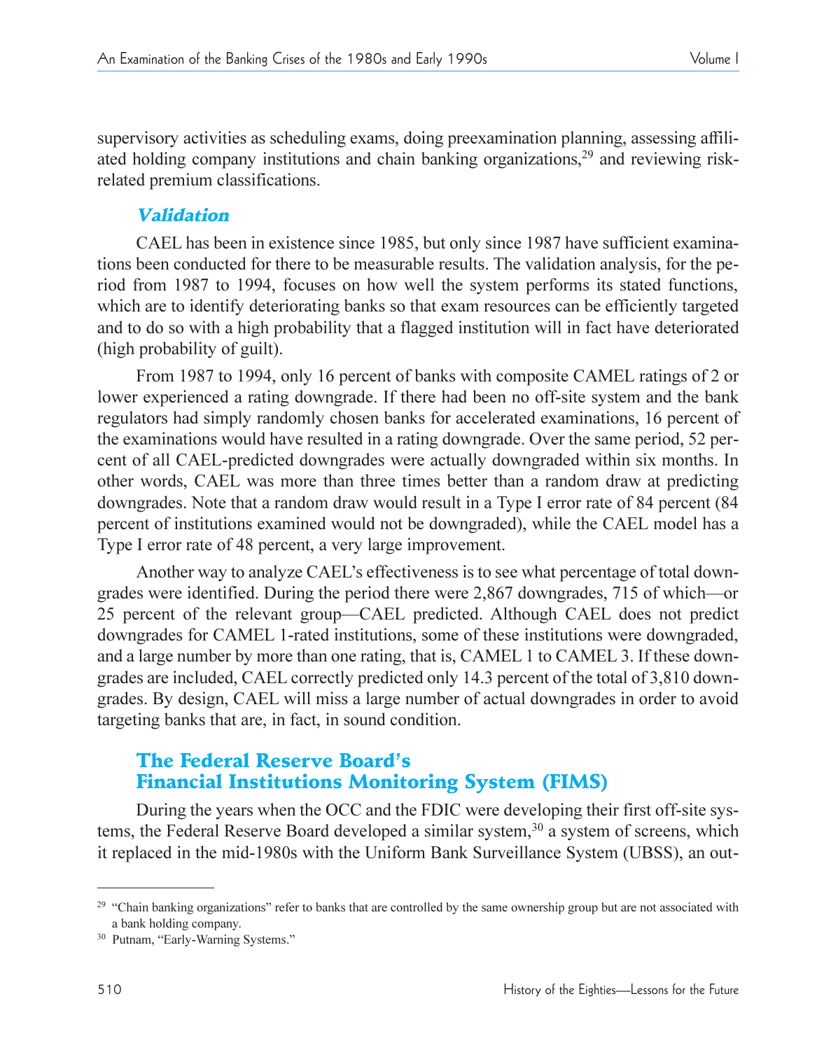supervisory activities as scheduling exams, doing preexamination planning, assessing affiliated holding company institutions and chain banking organizations,[29] and reviewing risk-related premium classifications.

### *Validation*

CAEL has been in existence since 1985, but only since 1987 have sufficient examinations been conducted for there to be measurable results. The validation analysis, for the period from 1987 to 1994, focuses on how well the system performs its stated functions, which are to identify deteriorating banks so that exam resources can be efficiently targeted and to do so with a high probability that a flagged institution will in fact have deteriorated (high probability of guilt).

From 1987 to 1994, only 16 percent of banks with composite CAMEL ratings of 2 or lower experienced a rating downgrade. If there had been no off-site system and the bank regulators had simply randomly chosen banks for accelerated examinations, 16 percent of the examinations would have resulted in a rating downgrade. Over the same period, 52 percent of all CAEL-predicted downgrades were actually downgraded within six months. In other words, CAEL was more than three times better than a random draw at predicting downgrades. Note that a random draw would result in a Type I error rate of 84 percent (84 percent of institutions examined would not be downgraded), while the CAEL model has a Type I error rate of 48 percent, a very large improvement.

Another way to analyze CAEL's effectiveness is to see what percentage of total downgrades were identified. During the period there were 2,867 downgrades, 715 of which—or 25 percent of the relevant group—CAEL predicted. Although CAEL does not predict downgrades for CAMEL 1-rated institutions, some of these institutions were downgraded, and a large number by more than one rating, that is, CAMEL 1 to CAMEL 3. If these downgrades are included, CAEL correctly predicted only 14.3 percent of the total of 3,810 downgrades. By design, CAEL will miss a large number of actual downgrades in order to avoid targeting banks that are, in fact, in sound condition.

## The Federal Reserve Board's Financial Institutions Monitoring System (FIMS)

During the years when the OCC and the FDIC were developing their first off-site systems, the Federal Reserve Board developed a similar system,[30] a system of screens, which it replaced in the mid-1980s with the Uniform Bank Surveillance System (UBSS), an out-

---

[29] "Chain banking organizations" refer to banks that are controlled by the same ownership group but are not associated with a bank holding company.

[30] Putnam, "Early-Warning Systems."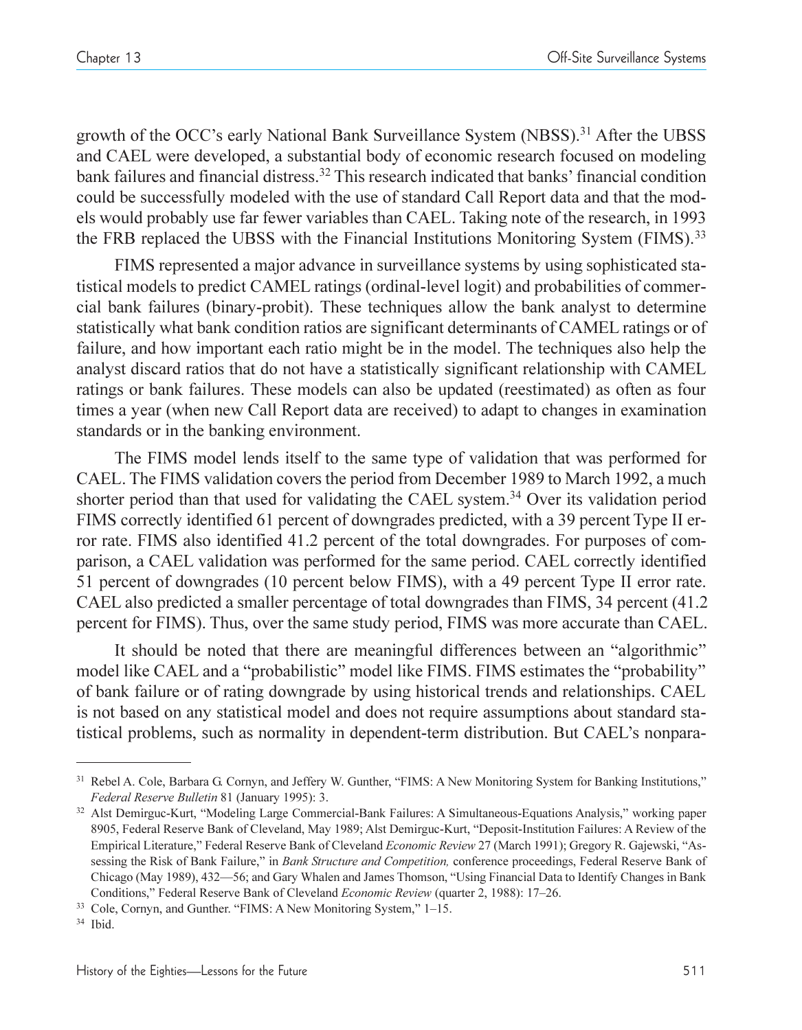growth of the OCC's early National Bank Surveillance System (NBSS).[31] After the UBSS and CAEL were developed, a substantial body of economic research focused on modeling bank failures and financial distress.[32] This research indicated that banks' financial condition could be successfully modeled with the use of standard Call Report data and that the models would probably use far fewer variables than CAEL. Taking note of the research, in 1993 the FRB replaced the UBSS with the Financial Institutions Monitoring System (FIMS).[33]

FIMS represented a major advance in surveillance systems by using sophisticated statistical models to predict CAMEL ratings (ordinal-level logit) and probabilities of commercial bank failures (binary-probit). These techniques allow the bank analyst to determine statistically what bank condition ratios are significant determinants of CAMEL ratings or of failure, and how important each ratio might be in the model. The techniques also help the analyst discard ratios that do not have a statistically significant relationship with CAMEL ratings or bank failures. These models can also be updated (reestimated) as often as four times a year (when new Call Report data are received) to adapt to changes in examination standards or in the banking environment.

The FIMS model lends itself to the same type of validation that was performed for CAEL. The FIMS validation covers the period from December 1989 to March 1992, a much shorter period than that used for validating the CAEL system.[34] Over its validation period FIMS correctly identified 61 percent of downgrades predicted, with a 39 percent Type II error rate. FIMS also identified 41.2 percent of the total downgrades. For purposes of comparison, a CAEL validation was performed for the same period. CAEL correctly identified 51 percent of downgrades (10 percent below FIMS), with a 49 percent Type II error rate. CAEL also predicted a smaller percentage of total downgrades than FIMS, 34 percent (41.2 percent for FIMS). Thus, over the same study period, FIMS was more accurate than CAEL.

It should be noted that there are meaningful differences between an "algorithmic" model like CAEL and a "probabilistic" model like FIMS. FIMS estimates the "probability" of bank failure or of rating downgrade by using historical trends and relationships. CAEL is not based on any statistical model and does not require assumptions about standard statistical problems, such as normality in dependent-term distribution. But CAEL's nonpara-

---

[31] Rebel A. Cole, Barbara G. Cornyn, and Jeffery W. Gunther, "FIMS: A New Monitoring System for Banking Institutions," *Federal Reserve Bulletin* 81 (January 1995): 3.

[32] Alst Demirguc-Kurt, "Modeling Large Commercial-Bank Failures: A Simultaneous-Equations Analysis," working paper 8905, Federal Reserve Bank of Cleveland, May 1989; Alst Demirguc-Kurt, "Deposit-Institution Failures: A Review of the Empirical Literature," Federal Reserve Bank of Cleveland *Economic Review* 27 (March 1991); Gregory R. Gajewski, "Assessing the Risk of Bank Failure," in *Bank Structure and Competition,* conference proceedings, Federal Reserve Bank of Chicago (May 1989), 432—56; and Gary Whalen and James Thomson, "Using Financial Data to Identify Changes in Bank Conditions," Federal Reserve Bank of Cleveland *Economic Review* (quarter 2, 1988): 17–26.

[33] Cole, Cornyn, and Gunther. "FIMS: A New Monitoring System," 1–15.

[34] Ibid.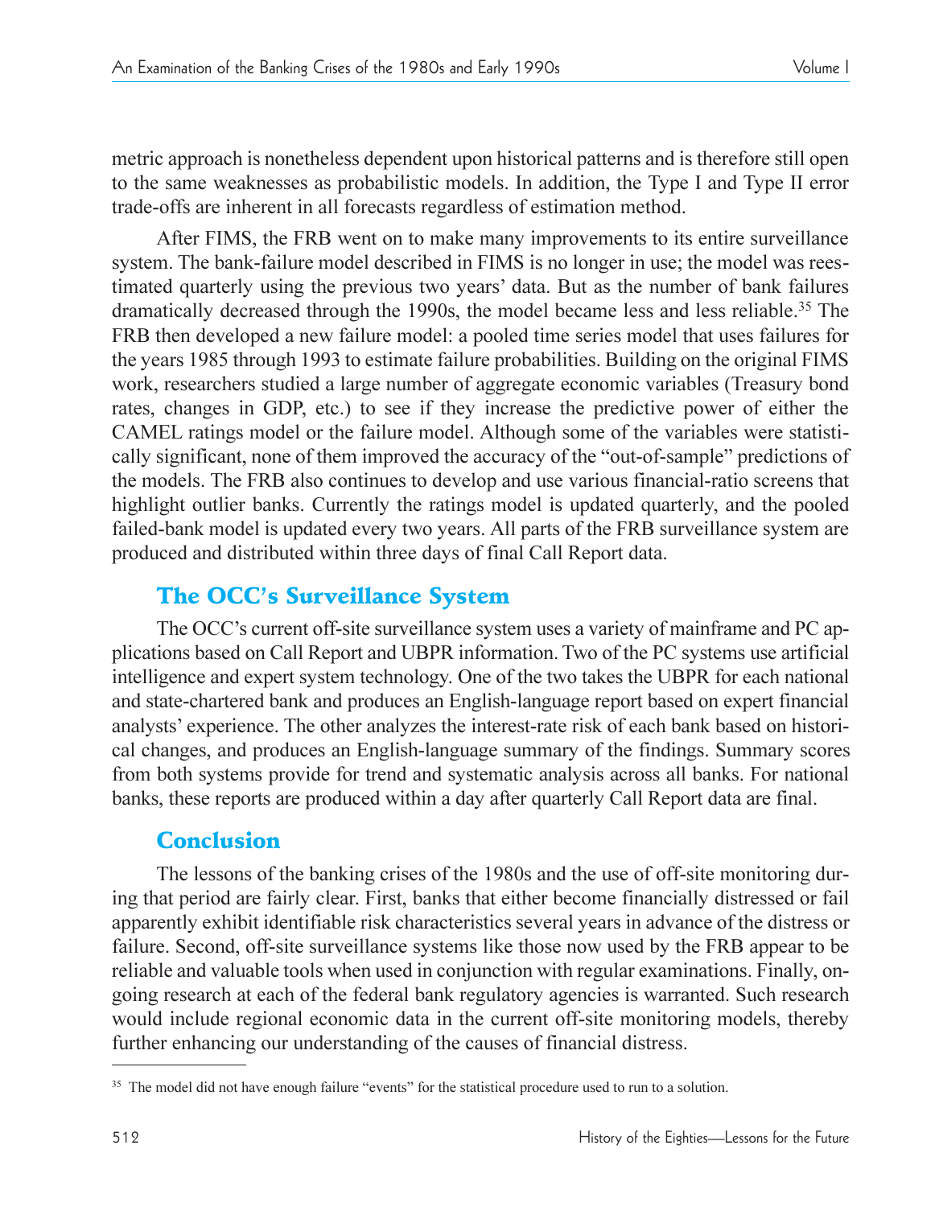metric approach is nonetheless dependent upon historical patterns and is therefore still open to the same weaknesses as probabilistic models. In addition, the Type I and Type II error trade-offs are inherent in all forecasts regardless of estimation method.

After FIMS, the FRB went on to make many improvements to its entire surveillance system. The bank-failure model described in FIMS is no longer in use; the model was reestimated quarterly using the previous two years' data. But as the number of bank failures dramatically decreased through the 1990s, the model became less and less reliable.[35] The FRB then developed a new failure model: a pooled time series model that uses failures for the years 1985 through 1993 to estimate failure probabilities. Building on the original FIMS work, researchers studied a large number of aggregate economic variables (Treasury bond rates, changes in GDP, etc.) to see if they increase the predictive power of either the CAMEL ratings model or the failure model. Although some of the variables were statistically significant, none of them improved the accuracy of the "out-of-sample" predictions of the models. The FRB also continues to develop and use various financial-ratio screens that highlight outlier banks. Currently the ratings model is updated quarterly, and the pooled failed-bank model is updated every two years. All parts of the FRB surveillance system are produced and distributed within three days of final Call Report data.

## The OCC's Surveillance System

The OCC's current off-site surveillance system uses a variety of mainframe and PC applications based on Call Report and UBPR information. Two of the PC systems use artificial intelligence and expert system technology. One of the two takes the UBPR for each national and state-chartered bank and produces an English-language report based on expert financial analysts' experience. The other analyzes the interest-rate risk of each bank based on historical changes, and produces an English-language summary of the findings. Summary scores from both systems provide for trend and systematic analysis across all banks. For national banks, these reports are produced within a day after quarterly Call Report data are final.

## Conclusion

The lessons of the banking crises of the 1980s and the use of off-site monitoring during that period are fairly clear. First, banks that either become financially distressed or fail apparently exhibit identifiable risk characteristics several years in advance of the distress or failure. Second, off-site surveillance systems like those now used by the FRB appear to be reliable and valuable tools when used in conjunction with regular examinations. Finally, ongoing research at each of the federal bank regulatory agencies is warranted. Such research would include regional economic data in the current off-site monitoring models, thereby further enhancing our understanding of the causes of financial distress.

---

[35] The model did not have enough failure "events" for the statistical procedure used to run to a solution.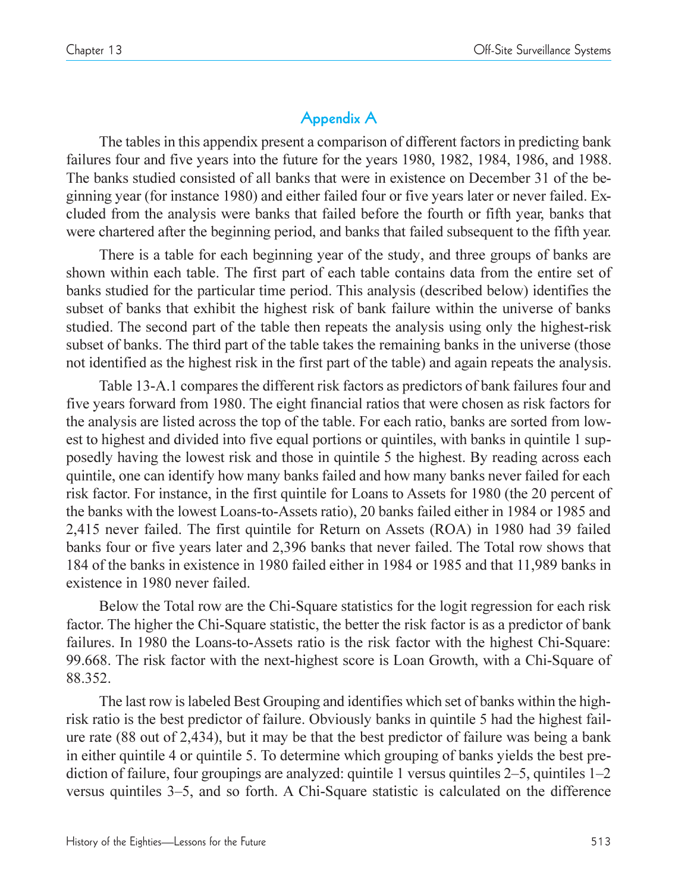## Appendix A

The tables in this appendix present a comparison of different factors in predicting bank failures four and five years into the future for the years 1980, 1982, 1984, 1986, and 1988. The banks studied consisted of all banks that were in existence on December 31 of the beginning year (for instance 1980) and either failed four or five years later or never failed. Excluded from the analysis were banks that failed before the fourth or fifth year, banks that were chartered after the beginning period, and banks that failed subsequent to the fifth year.

There is a table for each beginning year of the study, and three groups of banks are shown within each table. The first part of each table contains data from the entire set of banks studied for the particular time period. This analysis (described below) identifies the subset of banks that exhibit the highest risk of bank failure within the universe of banks studied. The second part of the table then repeats the analysis using only the highest-risk subset of banks. The third part of the table takes the remaining banks in the universe (those not identified as the highest risk in the first part of the table) and again repeats the analysis.

Table 13-A.1 compares the different risk factors as predictors of bank failures four and five years forward from 1980. The eight financial ratios that were chosen as risk factors for the analysis are listed across the top of the table. For each ratio, banks are sorted from lowest to highest and divided into five equal portions or quintiles, with banks in quintile 1 supposedly having the lowest risk and those in quintile 5 the highest. By reading across each quintile, one can identify how many banks failed and how many banks never failed for each risk factor. For instance, in the first quintile for Loans to Assets for 1980 (the 20 percent of the banks with the lowest Loans-to-Assets ratio), 20 banks failed either in 1984 or 1985 and 2,415 never failed. The first quintile for Return on Assets (ROA) in 1980 had 39 failed banks four or five years later and 2,396 banks that never failed. The Total row shows that 184 of the banks in existence in 1980 failed either in 1984 or 1985 and that 11,989 banks in existence in 1980 never failed.

Below the Total row are the Chi-Square statistics for the logit regression for each risk factor. The higher the Chi-Square statistic, the better the risk factor is as a predictor of bank failures. In 1980 the Loans-to-Assets ratio is the risk factor with the highest Chi-Square: 99.668. The risk factor with the next-highest score is Loan Growth, with a Chi-Square of 88.352.

The last row is labeled Best Grouping and identifies which set of banks within the high-risk ratio is the best predictor of failure. Obviously banks in quintile 5 had the highest failure rate (88 out of 2,434), but it may be that the best predictor of failure was being a bank in either quintile 4 or quintile 5. To determine which grouping of banks yields the best prediction of failure, four groupings are analyzed: quintile 1 versus quintiles 2–5, quintiles 1–2 versus quintiles 3–5, and so forth. A Chi-Square statistic is calculated on the difference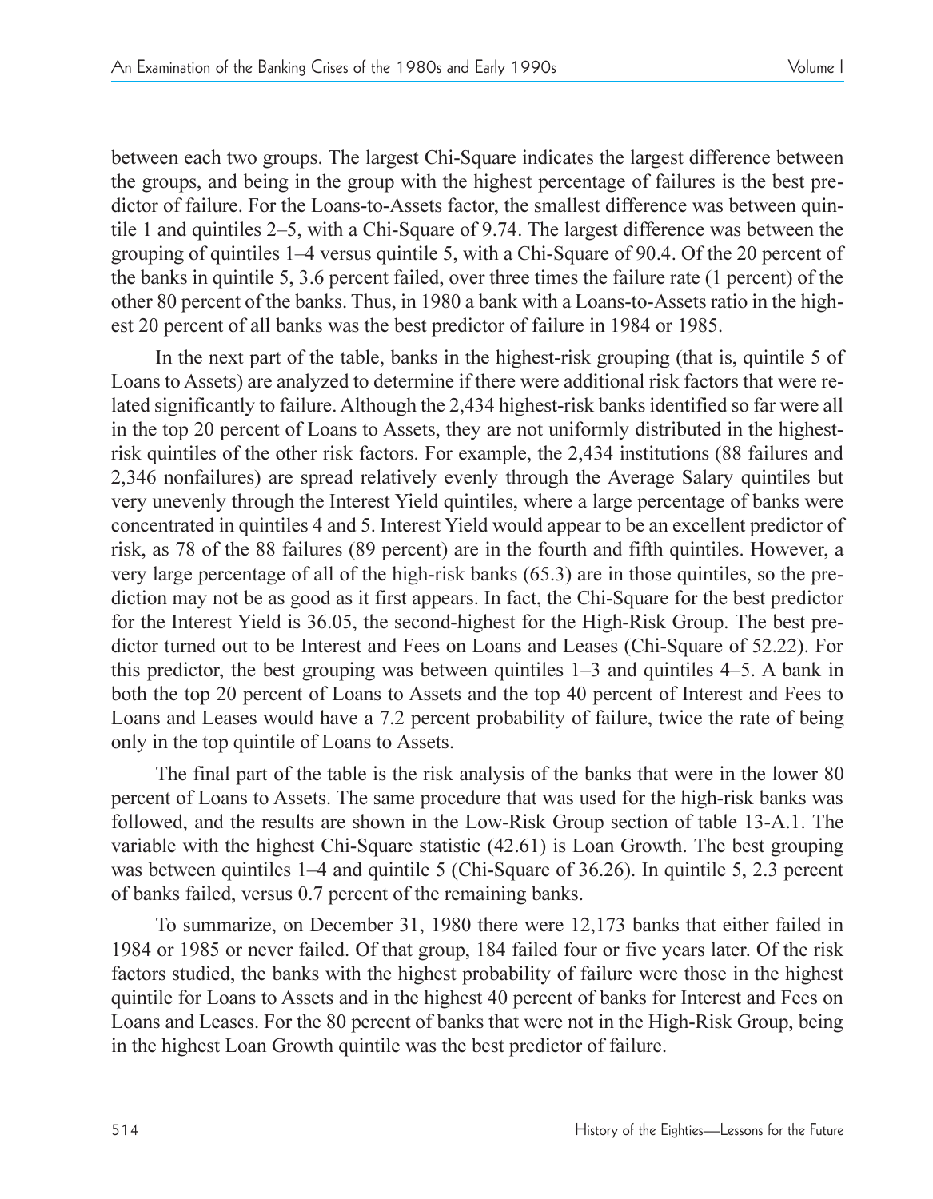between each two groups. The largest Chi-Square indicates the largest difference between the groups, and being in the group with the highest percentage of failures is the best predictor of failure. For the Loans-to-Assets factor, the smallest difference was between quintile 1 and quintiles 2–5, with a Chi-Square of 9.74. The largest difference was between the grouping of quintiles 1–4 versus quintile 5, with a Chi-Square of 90.4. Of the 20 percent of the banks in quintile 5, 3.6 percent failed, over three times the failure rate (1 percent) of the other 80 percent of the banks. Thus, in 1980 a bank with a Loans-to-Assets ratio in the highest 20 percent of all banks was the best predictor of failure in 1984 or 1985.

In the next part of the table, banks in the highest-risk grouping (that is, quintile 5 of Loans to Assets) are analyzed to determine if there were additional risk factors that were related significantly to failure. Although the 2,434 highest-risk banks identified so far were all in the top 20 percent of Loans to Assets, they are not uniformly distributed in the highest-risk quintiles of the other risk factors. For example, the 2,434 institutions (88 failures and 2,346 nonfailures) are spread relatively evenly through the Average Salary quintiles but very unevenly through the Interest Yield quintiles, where a large percentage of banks were concentrated in quintiles 4 and 5. Interest Yield would appear to be an excellent predictor of risk, as 78 of the 88 failures (89 percent) are in the fourth and fifth quintiles. However, a very large percentage of all of the high-risk banks (65.3) are in those quintiles, so the prediction may not be as good as it first appears. In fact, the Chi-Square for the best predictor for the Interest Yield is 36.05, the second-highest for the High-Risk Group. The best predictor turned out to be Interest and Fees on Loans and Leases (Chi-Square of 52.22). For this predictor, the best grouping was between quintiles 1–3 and quintiles 4–5. A bank in both the top 20 percent of Loans to Assets and the top 40 percent of Interest and Fees to Loans and Leases would have a 7.2 percent probability of failure, twice the rate of being only in the top quintile of Loans to Assets.

The final part of the table is the risk analysis of the banks that were in the lower 80 percent of Loans to Assets. The same procedure that was used for the high-risk banks was followed, and the results are shown in the Low-Risk Group section of table 13-A.1. The variable with the highest Chi-Square statistic (42.61) is Loan Growth. The best grouping was between quintiles 1–4 and quintile 5 (Chi-Square of 36.26). In quintile 5, 2.3 percent of banks failed, versus 0.7 percent of the remaining banks.

To summarize, on December 31, 1980 there were 12,173 banks that either failed in 1984 or 1985 or never failed. Of that group, 184 failed four or five years later. Of the risk factors studied, the banks with the highest probability of failure were those in the highest quintile for Loans to Assets and in the highest 40 percent of banks for Interest and Fees on Loans and Leases. For the 80 percent of banks that were not in the High-Risk Group, being in the highest Loan Growth quintile was the best predictor of failure.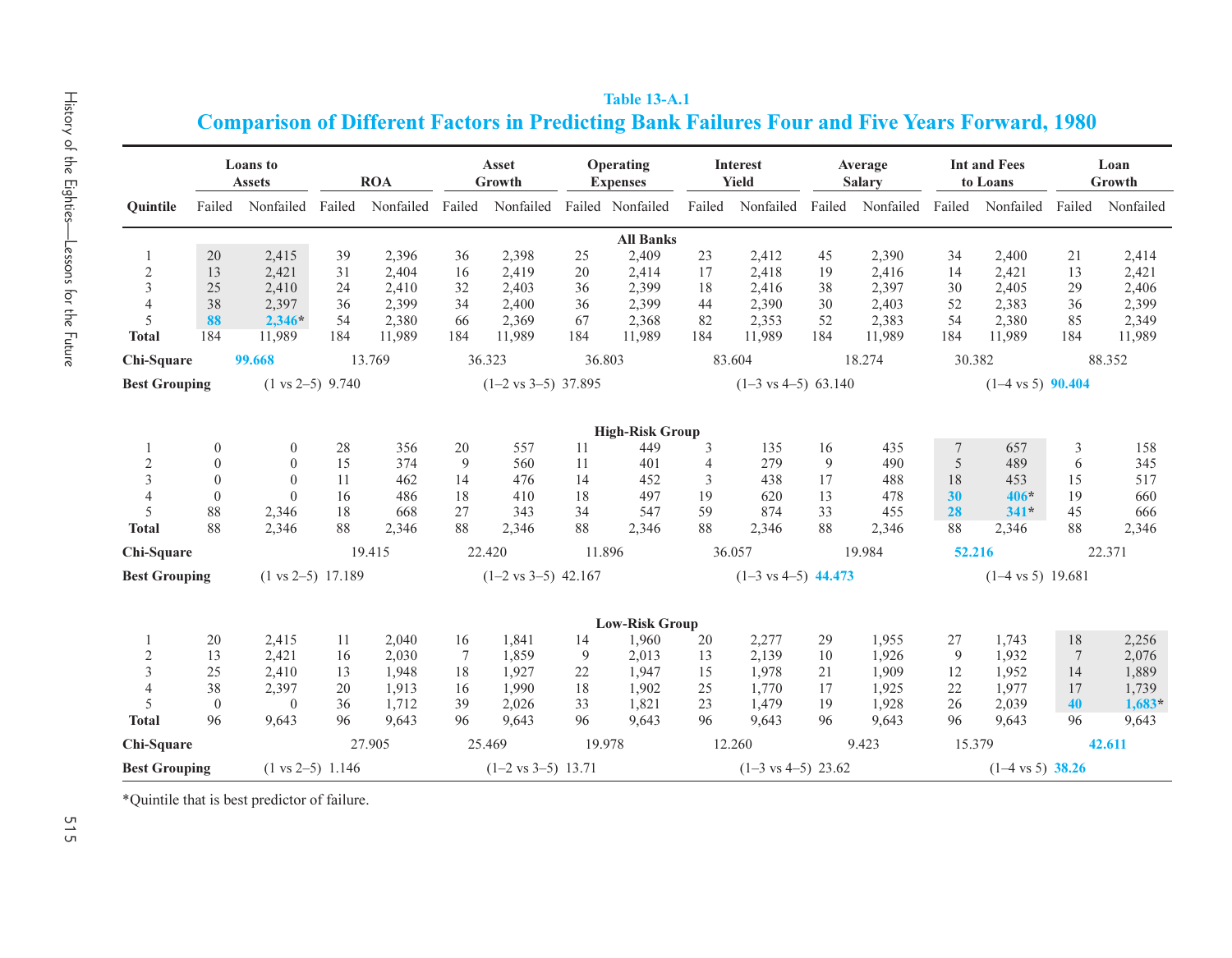**Table 13-A.1**

## Comparison of Different Factors in Predicting Bank Failures Four and Five Years Forward, 1980

| | Loans to Assets | | ROA | | Asset Growth | | Operating Expenses | | Interest Yield | | Average Salary | | Int and Fees to Loans | | Loan Growth | |
|---|---|---|---|---|---|---|---|---|---|---|---|---|---|---|---|---|
| **Quintile** | Failed | Nonfailed | Failed | Nonfailed | Failed | Nonfailed | Failed | Nonfailed | Failed | Nonfailed | Failed | Nonfailed | Failed | Nonfailed | Failed | Nonfailed |
| | | | | | | | | **All Banks** | | | | | | | | |
| 1 | 20 | 2,415 | 39 | 2,396 | 36 | 2,398 | 25 | 2,409 | 23 | 2,412 | 45 | 2,390 | 34 | 2,400 | 21 | 2,414 |
| 2 | 13 | 2,421 | 31 | 2,404 | 16 | 2,419 | 20 | 2,414 | 17 | 2,418 | 19 | 2,416 | 14 | 2,421 | 13 | 2,421 |
| 3 | 25 | 2,410 | 24 | 2,410 | 32 | 2,403 | 36 | 2,399 | 18 | 2,416 | 38 | 2,397 | 30 | 2,405 | 29 | 2,406 |
| 4 | 38 | 2,397 | 36 | 2,399 | 34 | 2,400 | 36 | 2,399 | 44 | 2,390 | 30 | 2,403 | 52 | 2,383 | 36 | 2,399 |
| 5 | **88** | **2,346*** | 54 | 2,380 | 66 | 2,369 | 67 | 2,368 | 82 | 2,353 | 52 | 2,383 | 54 | 2,380 | 85 | 2,349 |
| **Total** | 184 | 11,989 | 184 | 11,989 | 184 | 11,989 | 184 | 11,989 | 184 | 11,989 | 184 | 11,989 | 184 | 11,989 | 184 | 11,989 |
| **Chi-Square** | **99.668** | | 13.769 | | 36.323 | | 36.803 | | 83.604 | | 18.274 | | 30.382 | | 88.352 | |
| **Best Grouping** | (1 vs 2–5) 9.740 | | | | (1–2 vs 3–5) 37.895 | | | | (1–3 vs 4–5) 63.140 | | | | (1–4 vs 5) **90.404** | | | |
| | | | | | | | | **High-Risk Group** | | | | | | | | |
| 1 | 0 | 0 | 28 | 356 | 20 | 557 | 11 | 449 | 3 | 135 | 16 | 435 | 7 | 657 | 3 | 158 |
| 2 | 0 | 0 | 15 | 374 | 9 | 560 | 11 | 401 | 4 | 279 | 9 | 490 | 5 | 489 | 6 | 345 |
| 3 | 0 | 0 | 11 | 462 | 14 | 476 | 14 | 452 | 3 | 438 | 17 | 488 | 18 | 453 | 15 | 517 |
| 4 | 0 | 0 | 16 | 486 | 18 | 410 | 18 | 497 | 19 | 620 | 13 | 478 | **30** | **406*** | 19 | 660 |
| 5 | 88 | 2,346 | 18 | 668 | 27 | 343 | 34 | 547 | 59 | 874 | 33 | 455 | **28** | **341*** | 45 | 666 |
| **Total** | 88 | 2,346 | 88 | 2,346 | 88 | 2,346 | 88 | 2,346 | 88 | 2,346 | 88 | 2,346 | 88 | 2,346 | 88 | 2,346 |
| **Chi-Square** | | | 19.415 | | 22.420 | | 11.896 | | 36.057 | | 19.984 | | **52.216** | | 22.371 | |
| **Best Grouping** | (1 vs 2–5) 17.189 | | | | (1–2 vs 3–5) 42.167 | | | | (1–3 vs 4–5) **44.473** | | | | (1–4 vs 5) 19.681 | | | |
| | | | | | | | | **Low-Risk Group** | | | | | | | | |
| 1 | 20 | 2,415 | 11 | 2,040 | 16 | 1,841 | 14 | 1,960 | 20 | 2,277 | 29 | 1,955 | 27 | 1,743 | 18 | 2,256 |
| 2 | 13 | 2,421 | 16 | 2,030 | 7 | 1,859 | 9 | 2,013 | 13 | 2,139 | 10 | 1,926 | 9 | 1,932 | 7 | 2,076 |
| 3 | 25 | 2,410 | 13 | 1,948 | 18 | 1,927 | 22 | 1,947 | 15 | 1,978 | 21 | 1,909 | 12 | 1,952 | 14 | 1,889 |
| 4 | 38 | 2,397 | 20 | 1,913 | 16 | 1,990 | 18 | 1,902 | 25 | 1,770 | 17 | 1,925 | 22 | 1,977 | 17 | 1,739 |
| 5 | 0 | 0 | 36 | 1,712 | 39 | 2,026 | 33 | 1,821 | 23 | 1,479 | 19 | 1,928 | 26 | 2,039 | **40** | **1,683*** |
| **Total** | 96 | 9,643 | 96 | 9,643 | 96 | 9,643 | 96 | 9,643 | 96 | 9,643 | 96 | 9,643 | 96 | 9,643 | 96 | 9,643 |
| **Chi-Square** | | | 27.905 | | 25.469 | | 19.978 | | 12.260 | | 9.423 | | 15.379 | | **42.611** | |
| **Best Grouping** | (1 vs 2–5) 1.146 | | | | (1–2 vs 3–5) 13.71 | | | | (1–3 vs 4–5) 23.62 | | | | (1–4 vs 5) **38.26** | | | |

*Quintile that is best predictor of failure.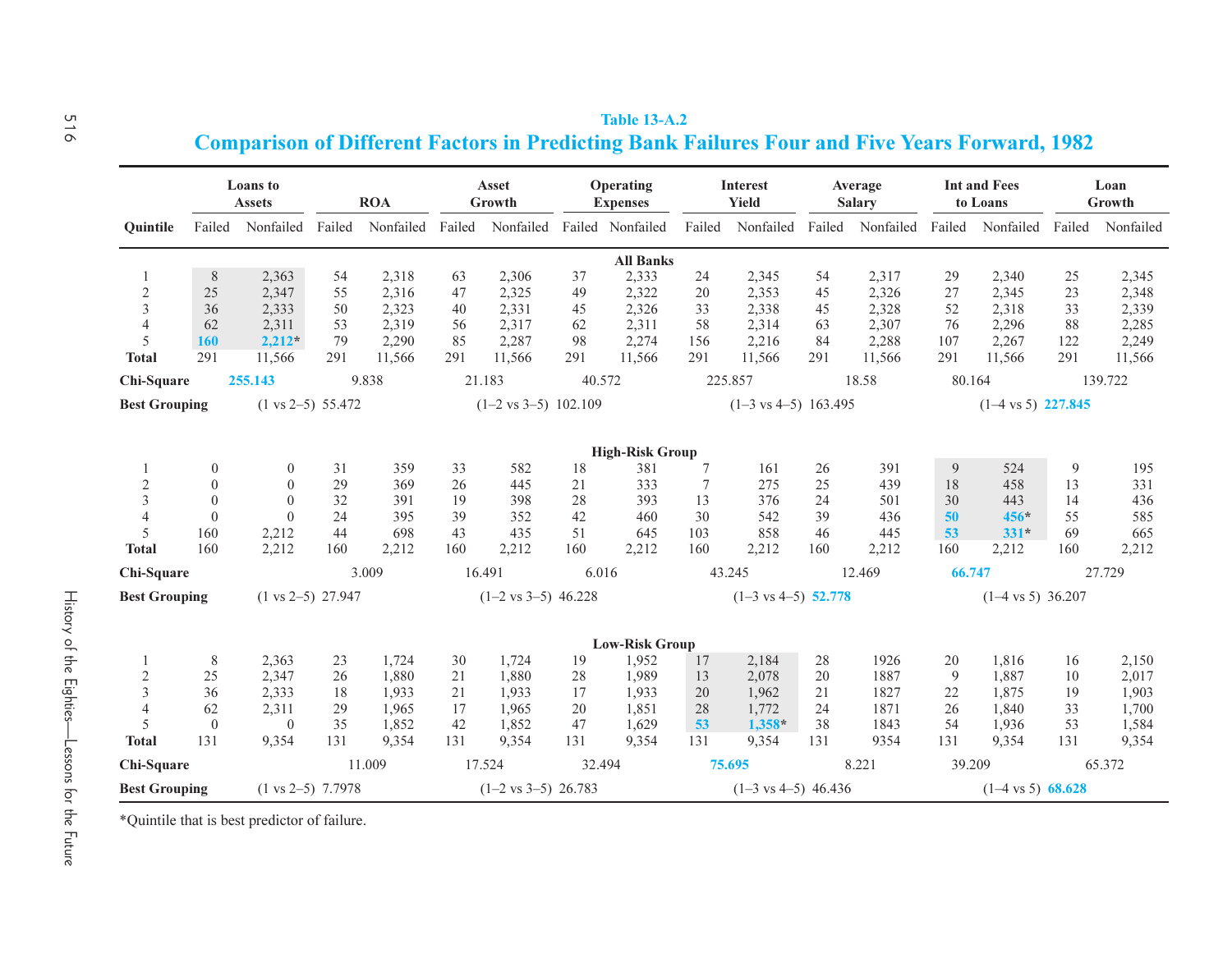**Table 13-A.2**

## Comparison of Different Factors in Predicting Bank Failures Four and Five Years Forward, 1982

| | Loans to Assets | | ROA | | Asset Growth | | Operating Expenses | | Interest Yield | | Average Salary | | Int and Fees to Loans | | Loan Growth | |
|---|---|---|---|---|---|---|---|---|---|---|---|---|---|---|---|---|
| **Quintile** | Failed | Nonfailed | Failed | Nonfailed | Failed | Nonfailed | Failed | Nonfailed | Failed | Nonfailed | Failed | Nonfailed | Failed | Nonfailed | Failed | Nonfailed |
| **All Banks** | | | | | | | | | | | | | | | | |
| 1 | 8 | 2,363 | 54 | 2,318 | 63 | 2,306 | 37 | 2,333 | 24 | 2,345 | 54 | 2,317 | 29 | 2,340 | 25 | 2,345 |
| 2 | 25 | 2,347 | 55 | 2,316 | 47 | 2,325 | 49 | 2,322 | 20 | 2,353 | 45 | 2,326 | 27 | 2,345 | 23 | 2,348 |
| 3 | 36 | 2,333 | 50 | 2,323 | 40 | 2,331 | 45 | 2,326 | 33 | 2,338 | 45 | 2,328 | 52 | 2,318 | 33 | 2,339 |
| 4 | 62 | 2,311 | 53 | 2,319 | 56 | 2,317 | 62 | 2,311 | 58 | 2,314 | 63 | 2,307 | 76 | 2,296 | 88 | 2,285 |
| 5 | **160** | **2,212***| 79 | 2,290 | 85 | 2,287 | 98 | 2,274 | 156 | 2,216 | 84 | 2,288 | 107 | 2,267 | 122 | 2,249 |
| **Total** | 291 | 11,566 | 291 | 11,566 | 291 | 11,566 | 291 | 11,566 | 291 | 11,566 | 291 | 11,566 | 291 | 11,566 | 291 | 11,566 |
| **Chi-Square** | **255.143** | | 9.838 | | 21.183 | | 40.572 | | 225.857 | | 18.58 | | 80.164 | | 139.722 | |
| **Best Grouping** | (1 vs 2–5) | 55.472 | | | (1–2 vs 3–5) | 102.109 | | | (1–3 vs 4–5) | 163.495 | | | (1–4 vs 5) | **227.845** | | |
| **High-Risk Group** | | | | | | | | | | | | | | | | |
| 1 | 0 | 0 | 31 | 359 | 33 | 582 | 18 | 381 | 7 | 161 | 26 | 391 | 9 | 524 | 9 | 195 |
| 2 | 0 | 0 | 29 | 369 | 26 | 445 | 21 | 333 | 7 | 275 | 25 | 439 | 18 | 458 | 13 | 331 |
| 3 | 0 | 0 | 32 | 391 | 19 | 398 | 28 | 393 | 13 | 376 | 24 | 501 | 30 | 443 | 14 | 436 |
| 4 | 0 | 0 | 24 | 395 | 39 | 352 | 42 | 460 | 30 | 542 | 39 | 436 | **50** | **456*** | 55 | 585 |
| 5 | 160 | 2,212 | 44 | 698 | 43 | 435 | 51 | 645 | 103 | 858 | 46 | 445 | **53** | **331*** | 69 | 665 |
| **Total** | 160 | 2,212 | 160 | 2,212 | 160 | 2,212 | 160 | 2,212 | 160 | 2,212 | 160 | 2,212 | 160 | 2,212 | 160 | 2,212 |
| **Chi-Square** | | | 3.009 | | 16.491 | | 6.016 | | 43.245 | | 12.469 | | **66.747** | | 27.729 | |
| **Best Grouping** | (1 vs 2–5) | 27.947 | | | (1–2 vs 3–5) | 46.228 | | | (1–3 vs 4–5) | **52.778** | | | (1–4 vs 5) | 36.207 | | |
| **Low-Risk Group** | | | | | | | | | | | | | | | | |
| 1 | 8 | 2,363 | 23 | 1,724 | 30 | 1,724 | 19 | 1,952 | 17 | 2,184 | 28 | 1926 | 20 | 1,816 | 16 | 2,150 |
| 2 | 25 | 2,347 | 26 | 1,880 | 21 | 1,880 | 28 | 1,989 | 13 | 2,078 | 20 | 1887 | 9 | 1,887 | 10 | 2,017 |
| 3 | 36 | 2,333 | 18 | 1,933 | 21 | 1,933 | 17 | 1,933 | 20 | 1,962 | 21 | 1827 | 22 | 1,875 | 19 | 1,903 |
| 4 | 62 | 2,311 | 29 | 1,965 | 17 | 1,965 | 20 | 1,851 | 28 | 1,772 | 24 | 1871 | 26 | 1,840 | 33 | 1,700 |
| 5 | 0 | 0 | 35 | 1,852 | 42 | 1,852 | 47 | 1,629 | **53** | **1,358*** | 38 | 1843 | 54 | 1,936 | 53 | 1,584 |
| **Total** | 131 | 9,354 | 131 | 9,354 | 131 | 9,354 | 131 | 9,354 | 131 | 9,354 | 131 | 9354 | 131 | 9,354 | 131 | 9,354 |
| **Chi-Square** | | | 11.009 | | 17.524 | | 32.494 | | **75.695** | | 8.221 | | 39.209 | | 65.372 | |
| **Best Grouping** | (1 vs 2–5) | 7.7978 | | | (1–2 vs 3–5) | 26.783 | | | (1–3 vs 4–5) | 46.436 | | | (1–4 vs 5) | **68.628** | | |

*Quintile that is best predictor of failure.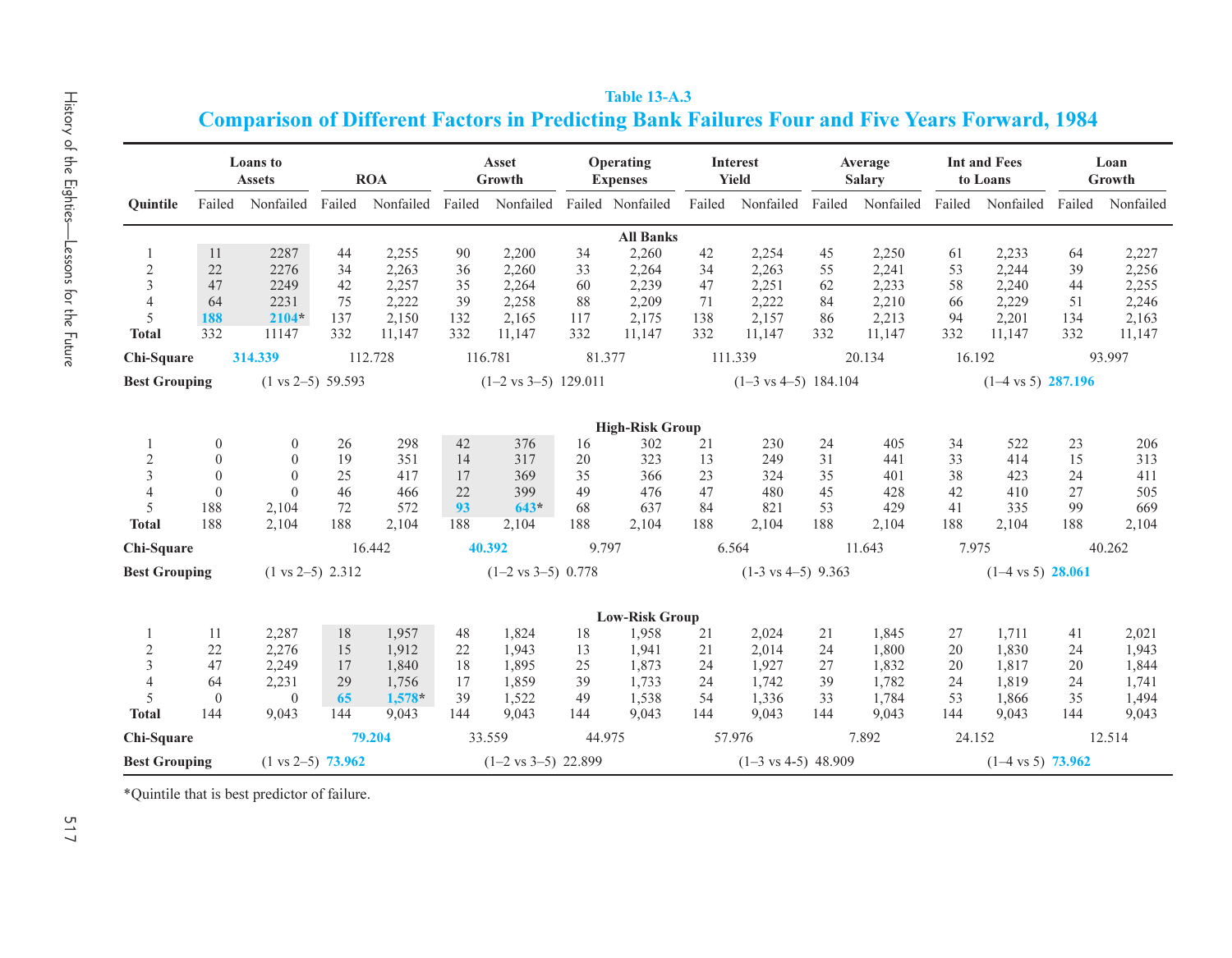Table 13-A.3

## Comparison of Different Factors in Predicting Bank Failures Four and Five Years Forward, 1984

| | Loans to Assets | | ROA | | Asset Growth | | Operating Expenses | | Interest Yield | | Average Salary | | Int and Fees to Loans | | Loan Growth | |
|---|---|---|---|---|---|---|---|---|---|---|---|---|---|---|---|---|
| **Quintile** | Failed | Nonfailed | Failed | Nonfailed | Failed | Nonfailed | Failed | Nonfailed | Failed | Nonfailed | Failed | Nonfailed | Failed | Nonfailed | Failed | Nonfailed |
| **All Banks** | | | | | | | | | | | | | | | | |
| 1 | 11 | 2287 | 44 | 2,255 | 90 | 2,200 | 34 | 2,260 | 42 | 2,254 | 45 | 2,250 | 61 | 2,233 | 64 | 2,227 |
| 2 | 22 | 2276 | 34 | 2,263 | 36 | 2,260 | 33 | 2,264 | 34 | 2,263 | 55 | 2,241 | 53 | 2,244 | 39 | 2,256 |
| 3 | 47 | 2249 | 42 | 2,257 | 35 | 2,264 | 60 | 2,239 | 47 | 2,251 | 62 | 2,233 | 58 | 2,240 | 44 | 2,255 |
| 4 | 64 | 2231 | 75 | 2,222 | 39 | 2,258 | 88 | 2,209 | 71 | 2,222 | 84 | 2,210 | 66 | 2,229 | 51 | 2,246 |
| 5 | **188** | **2104*** | 137 | 2,150 | 132 | 2,165 | 117 | 2,175 | 138 | 2,157 | 86 | 2,213 | 94 | 2,201 | 134 | 2,163 |
| **Total** | 332 | 11147 | 332 | 11,147 | 332 | 11,147 | 332 | 11,147 | 332 | 11,147 | 332 | 11,147 | 332 | 11,147 | 332 | 11,147 |
| **Chi-Square** | **314.339** | | 112.728 | | 116.781 | | 81.377 | | 111.339 | | 20.134 | | 16.192 | | 93.997 | |
| **Best Grouping** | (1 vs 2–5) 59.593 | | | | (1–2 vs 3–5) 129.011 | | | | (1–3 vs 4–5) 184.104 | | | | (1–4 vs 5) **287.196** | | | |
| **High-Risk Group** | | | | | | | | | | | | | | | | |
| 1 | 0 | 0 | 26 | 298 | 42 | 376 | 16 | 302 | 21 | 230 | 24 | 405 | 34 | 522 | 23 | 206 |
| 2 | 0 | 0 | 19 | 351 | 14 | 317 | 20 | 323 | 13 | 249 | 31 | 441 | 33 | 414 | 15 | 313 |
| 3 | 0 | 0 | 25 | 417 | 17 | 369 | 35 | 366 | 23 | 324 | 35 | 401 | 38 | 423 | 24 | 411 |
| 4 | 0 | 0 | 46 | 466 | 22 | 399 | 49 | 476 | 47 | 480 | 45 | 428 | 42 | 410 | 27 | 505 |
| 5 | 188 | 2,104 | 72 | 572 | **93** | **643*** | 68 | 637 | 84 | 821 | 53 | 429 | 41 | 335 | 99 | 669 |
| **Total** | 188 | 2,104 | 188 | 2,104 | 188 | 2,104 | 188 | 2,104 | 188 | 2,104 | 188 | 2,104 | 188 | 2,104 | 188 | 2,104 |
| **Chi-Square** | | | 16.442 | | **40.392** | | 9.797 | | 6.564 | | 11.643 | | 7.975 | | 40.262 | |
| **Best Grouping** | (1 vs 2–5) 2.312 | | | | (1–2 vs 3–5) 0.778 | | | | (1-3 vs 4–5) 9.363 | | | | (1–4 vs 5) **28.061** | | | |
| **Low-Risk Group** | | | | | | | | | | | | | | | | |
| 1 | 11 | 2,287 | 18 | 1,957 | 48 | 1,824 | 18 | 1,958 | 21 | 2,024 | 21 | 1,845 | 27 | 1,711 | 41 | 2,021 |
| 2 | 22 | 2,276 | 15 | 1,912 | 22 | 1,943 | 13 | 1,941 | 21 | 2,014 | 24 | 1,800 | 20 | 1,830 | 24 | 1,943 |
| 3 | 47 | 2,249 | 17 | 1,840 | 18 | 1,895 | 25 | 1,873 | 24 | 1,927 | 27 | 1,832 | 20 | 1,817 | 20 | 1,844 |
| 4 | 64 | 2,231 | 29 | 1,756 | 17 | 1,859 | 39 | 1,733 | 24 | 1,742 | 39 | 1,782 | 24 | 1,819 | 24 | 1,741 |
| 5 | 0 | 0 | **65** | **1,578*** | 39 | 1,522 | 49 | 1,538 | 54 | 1,336 | 33 | 1,784 | 53 | 1,866 | 35 | 1,494 |
| **Total** | 144 | 9,043 | 144 | 9,043 | 144 | 9,043 | 144 | 9,043 | 144 | 9,043 | 144 | 9,043 | 144 | 9,043 | 144 | 9,043 |
| **Chi-Square** | | | **79.204** | | 33.559 | | 44.975 | | 57.976 | | 7.892 | | 24.152 | | 12.514 | |
| **Best Grouping** | (1 vs 2–5) **73.962** | | | | (1–2 vs 3–5) 22.899 | | | | (1–3 vs 4-5) 48.909 | | | | (1–4 vs 5) **73.962** | | | |

*Quintile that is best predictor of failure.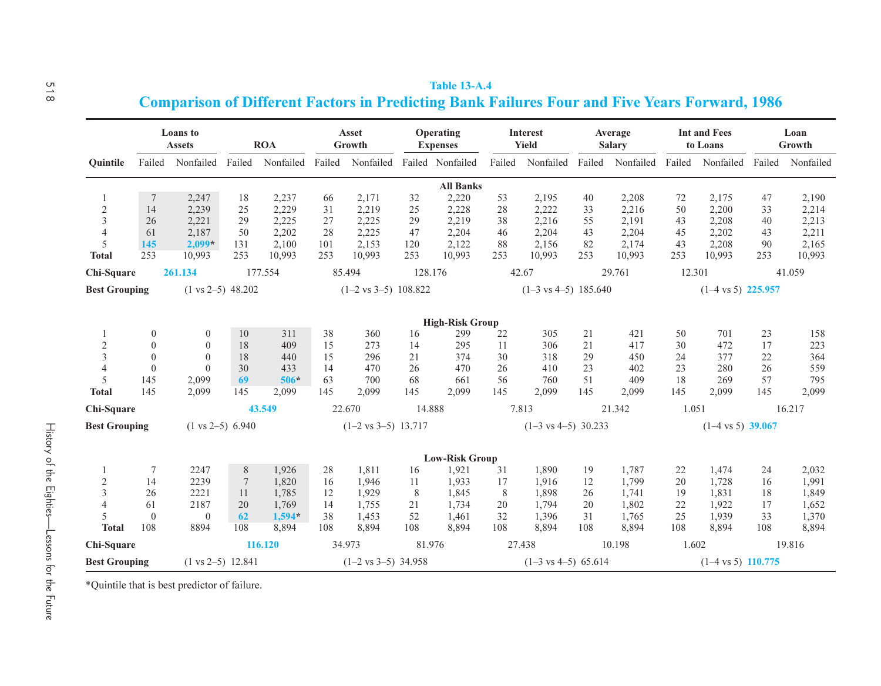## Table 13-A.4

# Comparison of Different Factors in Predicting Bank Failures Four and Five Years Forward, 1986

| | Loans to Assets | | ROA | | Asset Growth | | Operating Expenses | | Interest Yield | | Average Salary | | Int and Fees to Loans | | Loan Growth | |
|---|---|---|---|---|---|---|---|---|---|---|---|---|---|---|---|---|
| **Quintile** | Failed | Nonfailed | Failed | Nonfailed | Failed | Nonfailed | Failed | Nonfailed | Failed | Nonfailed | Failed | Nonfailed | Failed | Nonfailed | Failed | Nonfailed |
| | | | | | | | | **All Banks** | | | | | | | | |
| 1 | 7 | 2,247 | 18 | 2,237 | 66 | 2,171 | 32 | 2,220 | 53 | 2,195 | 40 | 2,208 | 72 | 2,175 | 47 | 2,190 |
| 2 | 14 | 2,239 | 25 | 2,229 | 31 | 2,219 | 25 | 2,228 | 28 | 2,222 | 33 | 2,216 | 50 | 2,200 | 33 | 2,214 |
| 3 | 26 | 2,221 | 29 | 2,225 | 27 | 2,225 | 29 | 2,219 | 38 | 2,216 | 55 | 2,191 | 43 | 2,208 | 40 | 2,213 |
| 4 | 61 | 2,187 | 50 | 2,202 | 28 | 2,225 | 47 | 2,204 | 46 | 2,204 | 43 | 2,204 | 45 | 2,202 | 43 | 2,211 |
| 5 | 145 | 2,099* | 131 | 2,100 | 101 | 2,153 | 120 | 2,122 | 88 | 2,156 | 82 | 2,174 | 43 | 2,208 | 90 | 2,165 |
| **Total** | 253 | 10,993 | 253 | 10,993 | 253 | 10,993 | 253 | 10,993 | 253 | 10,993 | 253 | 10,993 | 253 | 10,993 | 253 | 10,993 |
| **Chi-Square** | 261.134 | | 177.554 | | 85.494 | | 128.176 | | 42.67 | | 29.761 | | 12.301 | | 41.059 | |
| **Best Grouping** | (1 vs 2–5) 48.202 | | | | (1–2 vs 3–5) 108.822 | | | | (1–3 vs 4–5) 185.640 | | | | (1–4 vs 5) 225.957 | | | |
| | | | | | | | | **High-Risk Group** | | | | | | | | |
| 1 | 0 | 0 | 10 | 311 | 38 | 360 | 16 | 299 | 22 | 305 | 21 | 421 | 50 | 701 | 23 | 158 |
| 2 | 0 | 0 | 18 | 409 | 15 | 273 | 14 | 295 | 11 | 306 | 21 | 417 | 30 | 472 | 17 | 223 |
| 3 | 0 | 0 | 18 | 440 | 15 | 296 | 21 | 374 | 30 | 318 | 29 | 450 | 24 | 377 | 22 | 364 |
| 4 | 0 | 0 | 30 | 433 | 14 | 470 | 26 | 470 | 26 | 410 | 23 | 402 | 23 | 280 | 26 | 559 |
| 5 | 145 | 2,099 | 69 | 506* | 63 | 700 | 68 | 661 | 56 | 760 | 51 | 409 | 18 | 269 | 57 | 795 |
| **Total** | 145 | 2,099 | 145 | 2,099 | 145 | 2,099 | 145 | 2,099 | 145 | 2,099 | 145 | 2,099 | 145 | 2,099 | 145 | 2,099 |
| **Chi-Square** | | | 43.549 | | 22.670 | | 14.888 | | 7.813 | | 21.342 | | 1.051 | | 16.217 | |
| **Best Grouping** | (1 vs 2–5) 6.940 | | | | (1–2 vs 3–5) 13.717 | | | | (1–3 vs 4–5) 30.233 | | | | (1–4 vs 5) 39.067 | | | |
| | | | | | | | | **Low-Risk Group** | | | | | | | | |
| 1 | 7 | 2247 | 8 | 1,926 | 28 | 1,811 | 16 | 1,921 | 31 | 1,890 | 19 | 1,787 | 22 | 1,474 | 24 | 2,032 |
| 2 | 14 | 2239 | 7 | 1,820 | 16 | 1,946 | 11 | 1,933 | 17 | 1,916 | 12 | 1,799 | 20 | 1,728 | 16 | 1,991 |
| 3 | 26 | 2221 | 11 | 1,785 | 12 | 1,929 | 8 | 1,845 | 8 | 1,898 | 26 | 1,741 | 19 | 1,831 | 18 | 1,849 |
| 4 | 61 | 2187 | 20 | 1,769 | 14 | 1,755 | 21 | 1,734 | 20 | 1,794 | 20 | 1,802 | 22 | 1,922 | 17 | 1,652 |
| 5 | 0 | 0 | 62 | 1,594* | 38 | 1,453 | 52 | 1,461 | 32 | 1,396 | 31 | 1,765 | 25 | 1,939 | 33 | 1,370 |
| **Total** | 108 | 8894 | 108 | 8,894 | 108 | 8,894 | 108 | 8,894 | 108 | 8,894 | 108 | 8,894 | 108 | 8,894 | 108 | 8,894 |
| **Chi-Square** | | | 116.120 | | 34.973 | | 81.976 | | 27.438 | | 10.198 | | 1.602 | | 19.816 | |
| **Best Grouping** | (1 vs 2–5) 12.841 | | | | (1–2 vs 3–5) 34.958 | | | | (1–3 vs 4–5) 65.614 | | | | (1–4 vs 5) 110.775 | | | |

*Quintile that is best predictor of failure.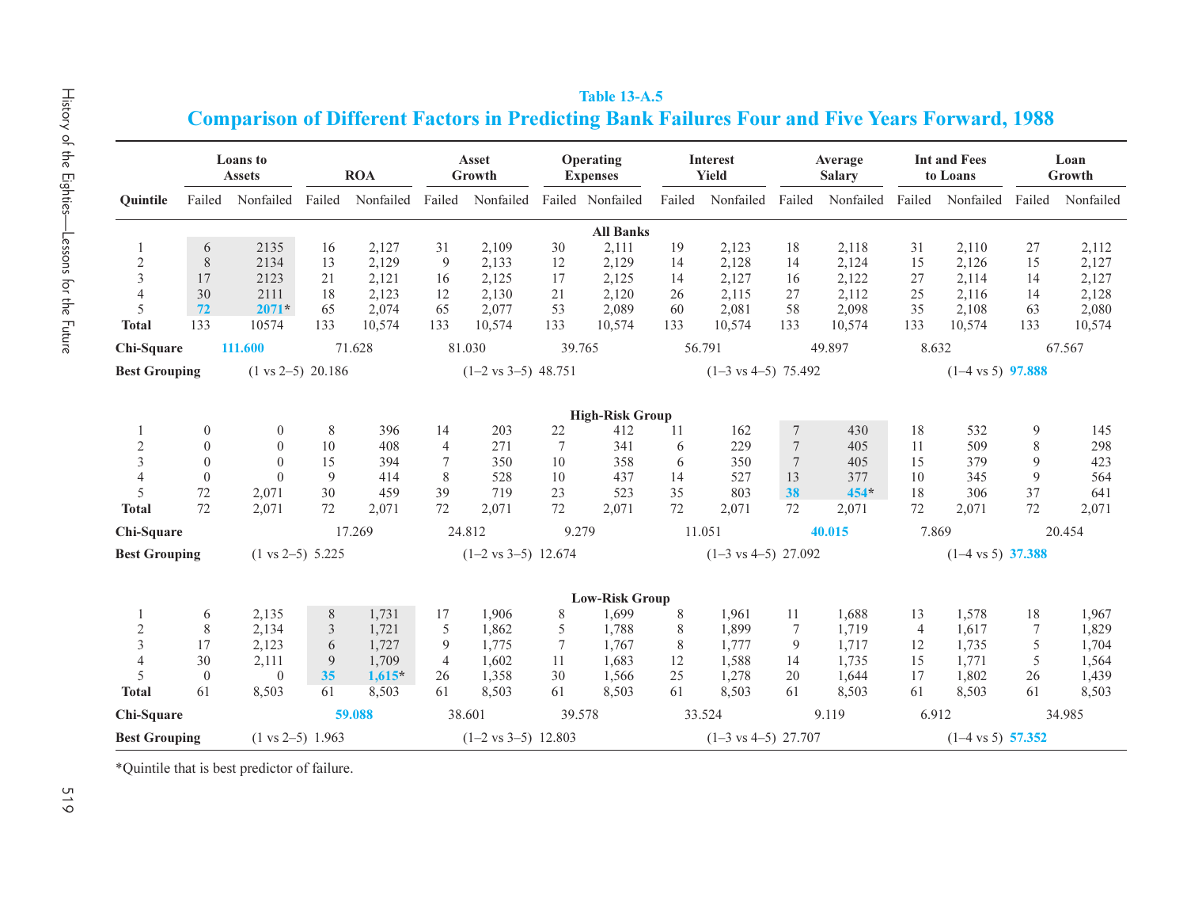Table 13-A.5

## Comparison of Different Factors in Predicting Bank Failures Four and Five Years Forward, 1988

| Quintile | Loans to Assets | | ROA | | Asset Growth | | Operating Expenses | | Interest Yield | | Average Salary | | Int and Fees to Loans | | Loan Growth | |
|---|---|---|---|---|---|---|---|---|---|---|---|---|---|---|---|---|
| | Failed | Nonfailed | Failed | Nonfailed | Failed | Nonfailed | Failed | Nonfailed | Failed | Nonfailed | Failed | Nonfailed | Failed | Nonfailed | Failed | Nonfailed |
| **All Banks** | | | | | | | | | | | | | | | | |
| 1 | 6 | 2135 | 16 | 2,127 | 31 | 2,109 | 30 | 2,111 | 19 | 2,123 | 18 | 2,118 | 31 | 2,110 | 27 | 2,112 |
| 2 | 8 | 2134 | 13 | 2,129 | 9 | 2,133 | 12 | 2,129 | 14 | 2,128 | 14 | 2,124 | 15 | 2,126 | 15 | 2,127 |
| 3 | 17 | 2123 | 21 | 2,121 | 16 | 2,125 | 17 | 2,125 | 14 | 2,127 | 16 | 2,122 | 27 | 2,114 | 14 | 2,127 |
| 4 | 30 | 2111 | 18 | 2,123 | 12 | 2,130 | 21 | 2,120 | 26 | 2,115 | 27 | 2,112 | 25 | 2,116 | 14 | 2,128 |
| 5 | **72** | **2071*** | 65 | 2,074 | 65 | 2,077 | 53 | 2,089 | 60 | 2,081 | 58 | 2,098 | 35 | 2,108 | 63 | 2,080 |
| **Total** | 133 | 10574 | 133 | 10,574 | 133 | 10,574 | 133 | 10,574 | 133 | 10,574 | 133 | 10,574 | 133 | 10,574 | 133 | 10,574 |
| **Chi-Square** | **111.600** | | 71.628 | | 81.030 | | 39.765 | | 56.791 | | 49.897 | | 8.632 | | 67.567 | |
| **Best Grouping** | (1 vs 2–5) 20.186 | | | | (1–2 vs 3–5) 48.751 | | | | (1–3 vs 4–5) 75.492 | | | | (1–4 vs 5) **97.888** | | | |
| **High-Risk Group** | | | | | | | | | | | | | | | | |
| 1 | 0 | 0 | 8 | 396 | 14 | 203 | 22 | 412 | 11 | 162 | 7 | 430 | 18 | 532 | 9 | 145 |
| 2 | 0 | 0 | 10 | 408 | 4 | 271 | 7 | 341 | 6 | 229 | 7 | 405 | 11 | 509 | 8 | 298 |
| 3 | 0 | 0 | 15 | 394 | 7 | 350 | 10 | 358 | 6 | 350 | 7 | 405 | 15 | 379 | 9 | 423 |
| 4 | 0 | 0 | 9 | 414 | 8 | 528 | 10 | 437 | 14 | 527 | 13 | 377 | 10 | 345 | 9 | 564 |
| 5 | 72 | 2,071 | 30 | 459 | 39 | 719 | 23 | 523 | 35 | 803 | **38** | **454*** | 18 | 306 | 37 | 641 |
| **Total** | 72 | 2,071 | 72 | 2,071 | 72 | 2,071 | 72 | 2,071 | 72 | 2,071 | 72 | 2,071 | 72 | 2,071 | 72 | 2,071 |
| **Chi-Square** | | | 17.269 | | 24.812 | | 9.279 | | 11.051 | | **40.015** | | 7.869 | | 20.454 | |
| **Best Grouping** | (1 vs 2–5) 5.225 | | | | (1–2 vs 3–5) 12.674 | | | | (1–3 vs 4–5) 27.092 | | | | (1–4 vs 5) **37.388** | | | |
| **Low-Risk Group** | | | | | | | | | | | | | | | | |
| 1 | 6 | 2,135 | 8 | 1,731 | 17 | 1,906 | 8 | 1,699 | 8 | 1,961 | 11 | 1,688 | 13 | 1,578 | 18 | 1,967 |
| 2 | 8 | 2,134 | 3 | 1,721 | 5 | 1,862 | 5 | 1,788 | 8 | 1,899 | 7 | 1,719 | 4 | 1,617 | 7 | 1,829 |
| 3 | 17 | 2,123 | 6 | 1,727 | 9 | 1,775 | 7 | 1,767 | 8 | 1,777 | 9 | 1,717 | 12 | 1,735 | 5 | 1,704 |
| 4 | 30 | 2,111 | 9 | 1,709 | 4 | 1,602 | 11 | 1,683 | 12 | 1,588 | 14 | 1,735 | 15 | 1,771 | 5 | 1,564 |
| 5 | 0 | 0 | **35** | **1,615*** | 26 | 1,358 | 30 | 1,566 | 25 | 1,278 | 20 | 1,644 | 17 | 1,802 | 26 | 1,439 |
| **Total** | 61 | 8,503 | 61 | 8,503 | 61 | 8,503 | 61 | 8,503 | 61 | 8,503 | 61 | 8,503 | 61 | 8,503 | 61 | 8,503 |
| **Chi-Square** | | | **59.088** | | 38.601 | | 39.578 | | 33.524 | | 9.119 | | 6.912 | | 34.985 | |
| **Best Grouping** | (1 vs 2–5) 1.963 | | | | (1–2 vs 3–5) 12.803 | | | | (1–3 vs 4–5) 27.707 | | | | (1–4 vs 5) **57.352** | | | |

*Quintile that is best predictor of failure.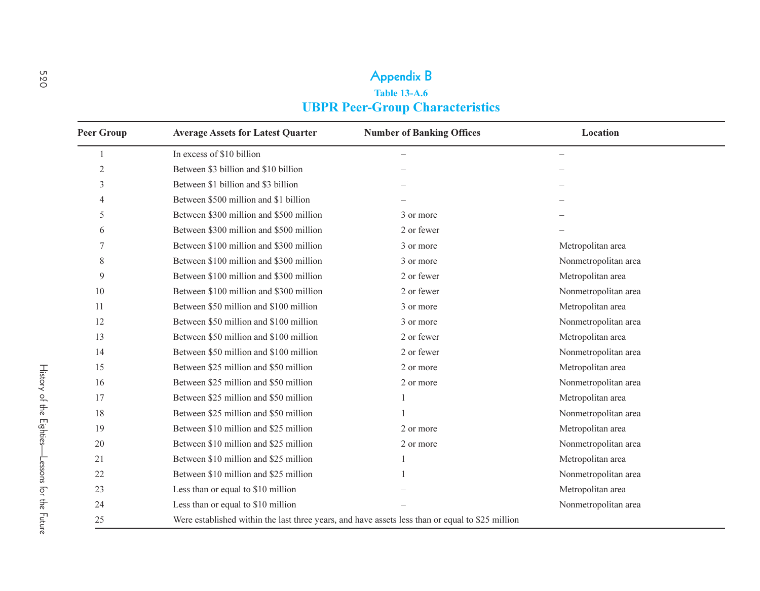## Appendix B

**Table 13-A.6**

**UBPR Peer-Group Characteristics**

| Peer Group | Average Assets for Latest Quarter | Number of Banking Offices | Location |
|---|---|---|---|
| 1 | In excess of $10 billion | – | – |
| 2 | Between $3 billion and $10 billion | – | – |
| 3 | Between $1 billion and $3 billion | – | – |
| 4 | Between $500 million and $1 billion | – | – |
| 5 | Between $300 million and $500 million | 3 or more | – |
| 6 | Between $300 million and $500 million | 2 or fewer | – |
| 7 | Between $100 million and $300 million | 3 or more | Metropolitan area |
| 8 | Between $100 million and $300 million | 3 or more | Nonmetropolitan area |
| 9 | Between $100 million and $300 million | 2 or fewer | Metropolitan area |
| 10 | Between $100 million and $300 million | 2 or fewer | Nonmetropolitan area |
| 11 | Between $50 million and $100 million | 3 or more | Metropolitan area |
| 12 | Between $50 million and $100 million | 3 or more | Nonmetropolitan area |
| 13 | Between $50 million and $100 million | 2 or fewer | Metropolitan area |
| 14 | Between $50 million and $100 million | 2 or fewer | Nonmetropolitan area |
| 15 | Between $25 million and $50 million | 2 or more | Metropolitan area |
| 16 | Between $25 million and $50 million | 2 or more | Nonmetropolitan area |
| 17 | Between $25 million and $50 million | 1 | Metropolitan area |
| 18 | Between $25 million and $50 million | 1 | Nonmetropolitan area |
| 19 | Between $10 million and $25 million | 2 or more | Metropolitan area |
| 20 | Between $10 million and $25 million | 2 or more | Nonmetropolitan area |
| 21 | Between $10 million and $25 million | 1 | Metropolitan area |
| 22 | Between $10 million and $25 million | 1 | Nonmetropolitan area |
| 23 | Less than or equal to $10 million | – | Metropolitan area |
| 24 | Less than or equal to $10 million | – | Nonmetropolitan area |
| 25 | Were established within the last three years, and have assets less than or equal to $25 million | | |